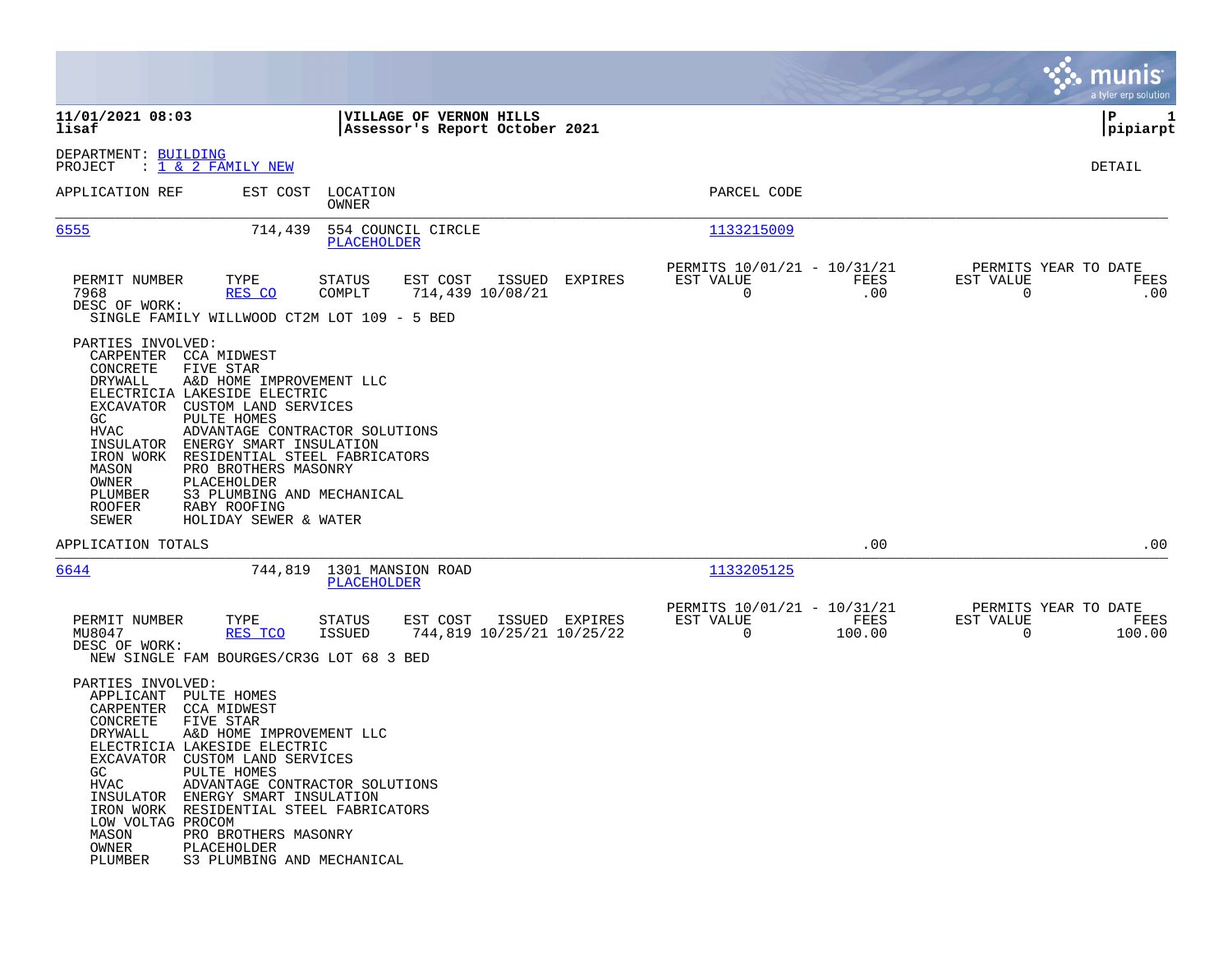**11/01/2021 08:03**
**lisaf**

**VILLAGE OF VERNON HILLS**
**Assessor's Report October 2021**

**P 1**
**pipiarpt**

DEPARTMENT: BUILDING
PROJECT : 1 & 2 FAMILY NEW

DETAIL

| APPLICATION REF | EST COST | LOCATION / OWNER | PARCEL CODE |
|---|---|---|---|
| 6555 | 714,439 | 554 COUNCIL CIRCLE / PLACEHOLDER | 1133215009 |

| PERMIT NUMBER | TYPE | STATUS | EST COST | ISSUED | EXPIRES | PERMITS 10/01/21 - 10/31/21 EST VALUE | FEES | PERMITS YEAR TO DATE EST VALUE | FEES |
|---|---|---|---|---|---|---|---|---|---|
| 7968 | RES CO | COMPLT | 714,439 | 10/08/21 | | 0 | .00 | 0 | .00 |

DESC OF WORK:
SINGLE FAMILY WILLWOOD CT2M LOT 109 - 5 BED

PARTIES INVOLVED:

| Role | Party |
|---|---|
| CARPENTER | CCA MIDWEST |
| CONCRETE | FIVE STAR |
| DRYWALL | A&D HOME IMPROVEMENT LLC |
| ELECTRICIA | LAKESIDE ELECTRIC |
| EXCAVATOR | CUSTOM LAND SERVICES |
| GC | PULTE HOMES |
| HVAC | ADVANTAGE CONTRACTOR SOLUTIONS |
| INSULATOR | ENERGY SMART INSULATION |
| IRON WORK | RESIDENTIAL STEEL FABRICATORS |
| MASON | PRO BROTHERS MASONRY |
| OWNER | PLACEHOLDER |
| PLUMBER | S3 PLUMBING AND MECHANICAL |
| ROOFER | RABY ROOFING |
| SEWER | HOLIDAY SEWER & WATER |

APPLICATION TOTALS .00 .00

| APPLICATION REF | EST COST | LOCATION / OWNER | PARCEL CODE |
|---|---|---|---|
| 6644 | 744,819 | 1301 MANSION ROAD / PLACEHOLDER | 1133205125 |

| PERMIT NUMBER | TYPE | STATUS | EST COST | ISSUED | EXPIRES | PERMITS 10/01/21 - 10/31/21 EST VALUE | FEES | PERMITS YEAR TO DATE EST VALUE | FEES |
|---|---|---|---|---|---|---|---|---|---|
| MU8047 | RES TCO | ISSUED | 744,819 | 10/25/21 | 10/25/22 | 0 | 100.00 | 0 | 100.00 |

DESC OF WORK:
NEW SINGLE FAM BOURGES/CR3G LOT 68 3 BED

PARTIES INVOLVED:

| Role | Party |
|---|---|
| APPLICANT | PULTE HOMES |
| CARPENTER | CCA MIDWEST |
| CONCRETE | FIVE STAR |
| DRYWALL | A&D HOME IMPROVEMENT LLC |
| ELECTRICIA | LAKESIDE ELECTRIC |
| EXCAVATOR | CUSTOM LAND SERVICES |
| GC | PULTE HOMES |
| HVAC | ADVANTAGE CONTRACTOR SOLUTIONS |
| INSULATOR | ENERGY SMART INSULATION |
| IRON WORK | RESIDENTIAL STEEL FABRICATORS |
| LOW VOLTAG | PROCOM |
| MASON | PRO BROTHERS MASONRY |
| OWNER | PLACEHOLDER |
| PLUMBER | S3 PLUMBING AND MECHANICAL |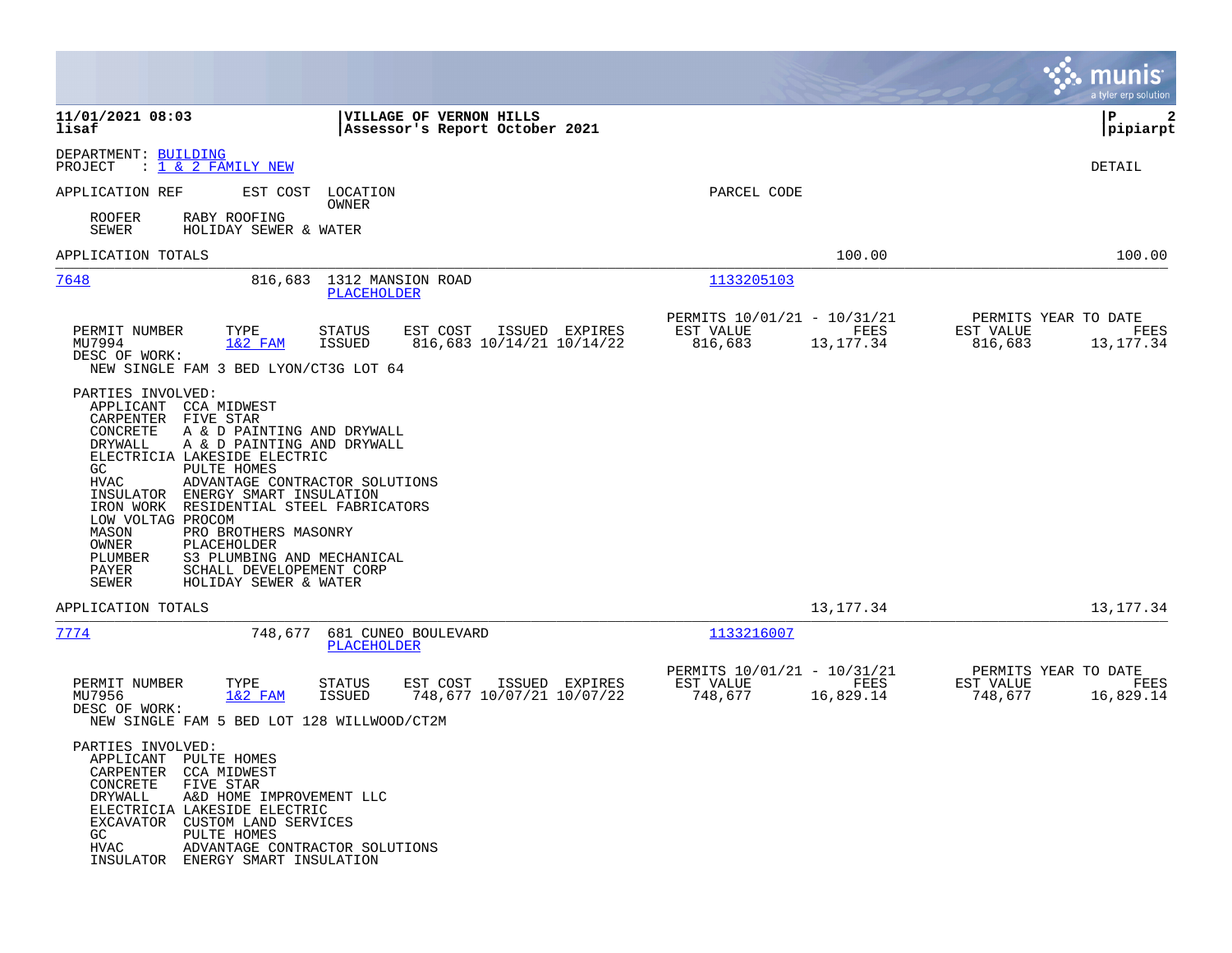**11/01/2021 08:03** | **VILLAGE OF VERNON HILLS** | **P 2**
**lisaf** | **Assessor's Report October 2021** | **pipiarpt**

DEPARTMENT: BUILDING
PROJECT : 1 & 2 FAMILY NEW

DETAIL

APPLICATION REF    EST COST    LOCATION / OWNER    PARCEL CODE

ROOFER    RABY ROOFING
SEWER    HOLIDAY SEWER & WATER

APPLICATION TOTALS    100.00    100.00

---

**7648**    816,683    1312 MANSION ROAD    PLACEHOLDER    1133205103

| PERMIT NUMBER | TYPE | STATUS | EST COST | ISSUED | EXPIRES | PERMITS 10/01/21 - 10/31/21 EST VALUE | FEES | PERMITS YEAR TO DATE EST VALUE | FEES |
|---|---|---|---|---|---|---|---|---|---|
| MU7994 | 1&2 FAM | ISSUED | 816,683 | 10/14/21 | 10/14/22 | 816,683 | 13,177.34 | 816,683 | 13,177.34 |

DESC OF WORK:
NEW SINGLE FAM 3 BED LYON/CT3G LOT 64

PARTIES INVOLVED:
- APPLICANT CCA MIDWEST
- CARPENTER FIVE STAR
- CONCRETE A & D PAINTING AND DRYWALL
- DRYWALL A & D PAINTING AND DRYWALL
- ELECTRICIA LAKESIDE ELECTRIC
- GC PULTE HOMES
- HVAC ADVANTAGE CONTRACTOR SOLUTIONS
- INSULATOR ENERGY SMART INSULATION
- IRON WORK RESIDENTIAL STEEL FABRICATORS
- LOW VOLTAG PROCOM
- MASON PRO BROTHERS MASONRY
- OWNER PLACEHOLDER
- PLUMBER S3 PLUMBING AND MECHANICAL
- PAYER SCHALL DEVELOPEMENT CORP
- SEWER HOLIDAY SEWER & WATER

APPLICATION TOTALS    13,177.34    13,177.34

---

**7774**    748,677    681 CUNEO BOULEVARD    PLACEHOLDER    1133216007

| PERMIT NUMBER | TYPE | STATUS | EST COST | ISSUED | EXPIRES | PERMITS 10/01/21 - 10/31/21 EST VALUE | FEES | PERMITS YEAR TO DATE EST VALUE | FEES |
|---|---|---|---|---|---|---|---|---|---|
| MU7956 | 1&2 FAM | ISSUED | 748,677 | 10/07/21 | 10/07/22 | 748,677 | 16,829.14 | 748,677 | 16,829.14 |

DESC OF WORK:
NEW SINGLE FAM 5 BED LOT 128 WILLWOOD/CT2M

PARTIES INVOLVED:
- APPLICANT PULTE HOMES
- CARPENTER CCA MIDWEST
- CONCRETE FIVE STAR
- DRYWALL A&D HOME IMPROVEMENT LLC
- ELECTRICIA LAKESIDE ELECTRIC
- EXCAVATOR CUSTOM LAND SERVICES
- GC PULTE HOMES
- HVAC ADVANTAGE CONTRACTOR SOLUTIONS
- INSULATOR ENERGY SMART INSULATION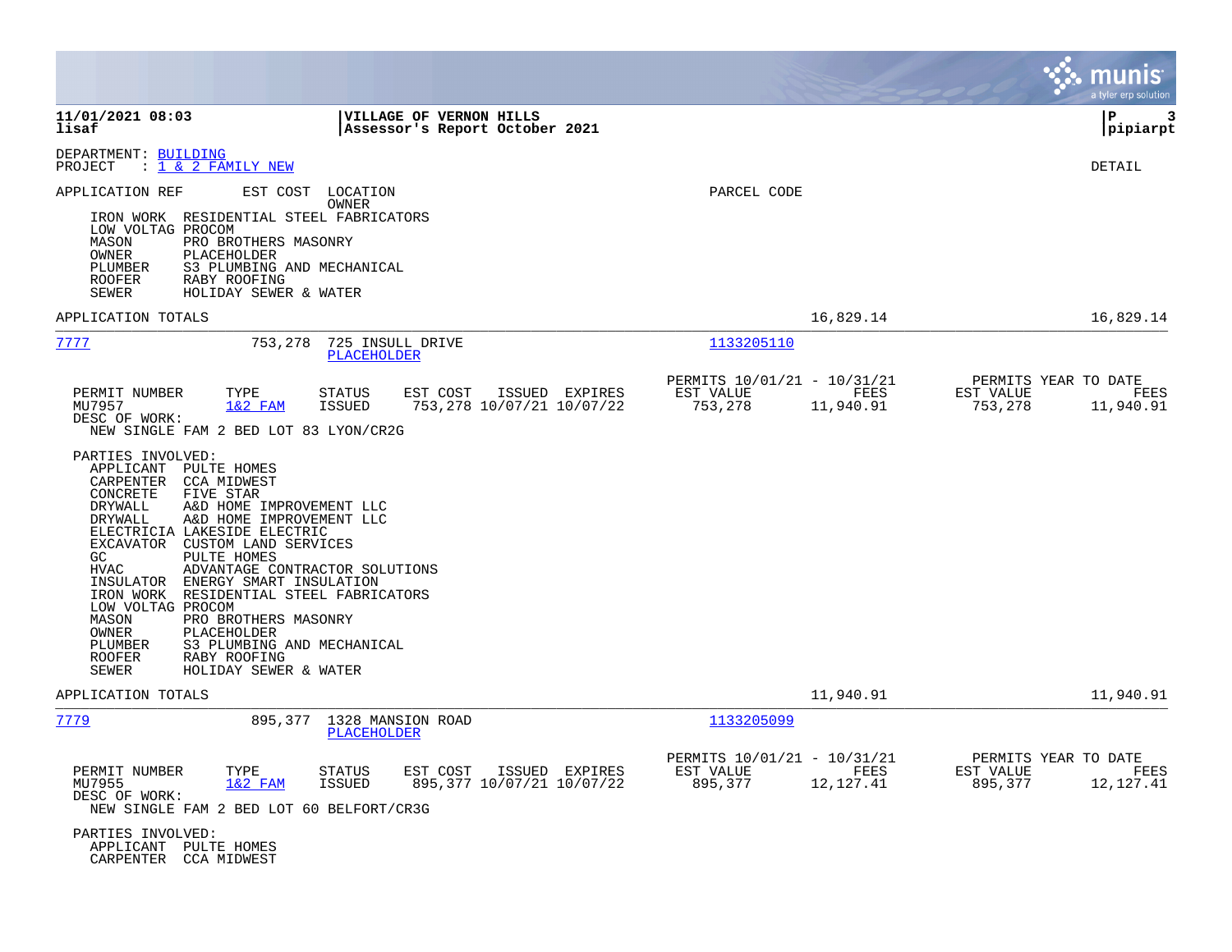**11/01/2021 08:03** | **VILLAGE OF VERNON HILLS** | **P 3**
**lisaf** | **Assessor's Report October 2021** | **pipiarpt**

DEPARTMENT: BUILDING
PROJECT : 1 & 2 FAMILY NEW

DETAIL

APPLICATION REF EST COST LOCATION OWNER PARCEL CODE

IRON WORK RESIDENTIAL STEEL FABRICATORS
LOW VOLTAG PROCOM
MASON PRO BROTHERS MASONRY
OWNER PLACEHOLDER
PLUMBER S3 PLUMBING AND MECHANICAL
ROOFER RABY ROOFING
SEWER HOLIDAY SEWER & WATER

APPLICATION TOTALS 16,829.14 16,829.14

---

7777 753,278 725 INSULL DRIVE
PLACEHOLDER
1133205110

| PERMIT NUMBER | TYPE | STATUS | EST COST | ISSUED | EXPIRES | PERMITS 10/01/21 - 10/31/21 EST VALUE | FEES | PERMITS YEAR TO DATE EST VALUE | FEES |
|---|---|---|---|---|---|---|---|---|---|
| MU7957 | 1&2 FAM | ISSUED | 753,278 | 10/07/21 | 10/07/22 | 753,278 | 11,940.91 | 753,278 | 11,940.91 |

DESC OF WORK:
NEW SINGLE FAM 2 BED LOT 83 LYON/CR2G

PARTIES INVOLVED:
APPLICANT PULTE HOMES
CARPENTER CCA MIDWEST
CONCRETE FIVE STAR
DRYWALL A&D HOME IMPROVEMENT LLC
DRYWALL A&D HOME IMPROVEMENT LLC
ELECTRICIA LAKESIDE ELECTRIC
EXCAVATOR CUSTOM LAND SERVICES
GC PULTE HOMES
HVAC ADVANTAGE CONTRACTOR SOLUTIONS
INSULATOR ENERGY SMART INSULATION
IRON WORK RESIDENTIAL STEEL FABRICATORS
LOW VOLTAG PROCOM
MASON PRO BROTHERS MASONRY
OWNER PLACEHOLDER
PLUMBER S3 PLUMBING AND MECHANICAL
ROOFER RABY ROOFING
SEWER HOLIDAY SEWER & WATER

APPLICATION TOTALS 11,940.91 11,940.91

---

7779 895,377 1328 MANSION ROAD
PLACEHOLDER
1133205099

| PERMIT NUMBER | TYPE | STATUS | EST COST | ISSUED | EXPIRES | PERMITS 10/01/21 - 10/31/21 EST VALUE | FEES | PERMITS YEAR TO DATE EST VALUE | FEES |
|---|---|---|---|---|---|---|---|---|---|
| MU7955 | 1&2 FAM | ISSUED | 895,377 | 10/07/21 | 10/07/22 | 895,377 | 12,127.41 | 895,377 | 12,127.41 |

DESC OF WORK:
NEW SINGLE FAM 2 BED LOT 60 BELFORT/CR3G

PARTIES INVOLVED:
APPLICANT PULTE HOMES
CARPENTER CCA MIDWEST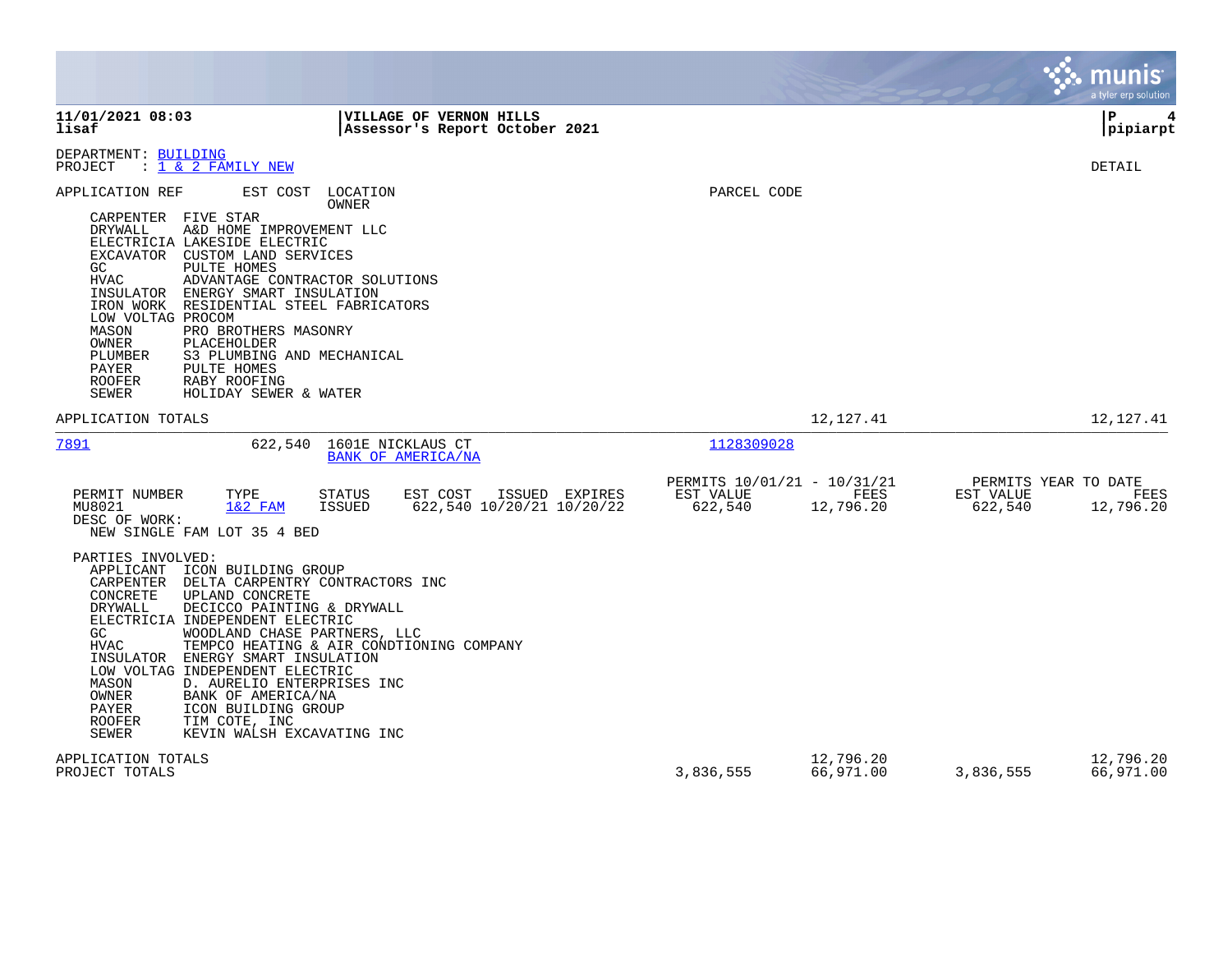**11/01/2021 08:03**
**lisaf**

**VILLAGE OF VERNON HILLS**
**Assessor's Report October 2021**

**P 4**
**pipiarpt**

DEPARTMENT: BUILDING
PROJECT : 1 & 2 FAMILY NEW

DETAIL

| APPLICATION REF | EST COST | LOCATION / OWNER | PARCEL CODE |
|---|---|---|---|

- CARPENTER FIVE STAR
- DRYWALL A&D HOME IMPROVEMENT LLC
- ELECTRICIA LAKESIDE ELECTRIC
- EXCAVATOR CUSTOM LAND SERVICES
- GC PULTE HOMES
- HVAC ADVANTAGE CONTRACTOR SOLUTIONS
- INSULATOR ENERGY SMART INSULATION
- IRON WORK RESIDENTIAL STEEL FABRICATORS
- LOW VOLTAG PROCOM
- MASON PRO BROTHERS MASONRY
- OWNER PLACEHOLDER
- PLUMBER S3 PLUMBING AND MECHANICAL
- PAYER PULTE HOMES
- ROOFER RABY ROOFING
- SEWER HOLIDAY SEWER & WATER

APPLICATION TOTALS — 12,127.41 — 12,127.41

---

| APPLICATION REF | EST COST | LOCATION | OWNER | PARCEL CODE |
|---|---|---|---|---|
| 7891 | 622,540 | 1601E NICKLAUS CT | BANK OF AMERICA/NA | 1128309028 |

| PERMIT NUMBER | TYPE | STATUS | EST COST | ISSUED | EXPIRES | PERMITS 10/01/21 - 10/31/21 EST VALUE | FEES | PERMITS YEAR TO DATE EST VALUE | FEES |
|---|---|---|---|---|---|---|---|---|---|
| MU8021 | 1&2 FAM | ISSUED | 622,540 | 10/20/21 | 10/20/22 | 622,540 | 12,796.20 | 622,540 | 12,796.20 |

DESC OF WORK:
NEW SINGLE FAM LOT 35 4 BED

PARTIES INVOLVED:
- APPLICANT ICON BUILDING GROUP
- CARPENTER DELTA CARPENTRY CONTRACTORS INC
- CONCRETE UPLAND CONCRETE
- DRYWALL DECICCO PAINTING & DRYWALL
- ELECTRICIA INDEPENDENT ELECTRIC
- GC WOODLAND CHASE PARTNERS, LLC
- HVAC TEMPCO HEATING & AIR CONDTIONING COMPANY
- INSULATOR ENERGY SMART INSULATION
- LOW VOLTAG INDEPENDENT ELECTRIC
- MASON D. AURELIO ENTERPRISES INC
- OWNER BANK OF AMERICA/NA
- PAYER ICON BUILDING GROUP
- ROOFER TIM COTE, INC
- SEWER KEVIN WALSH EXCAVATING INC

| | EST VALUE | FEES | YTD EST VALUE | YTD FEES |
|---|---|---|---|---|
| APPLICATION TOTALS | | 12,796.20 | | 12,796.20 |
| PROJECT TOTALS | 3,836,555 | 66,971.00 | 3,836,555 | 66,971.00 |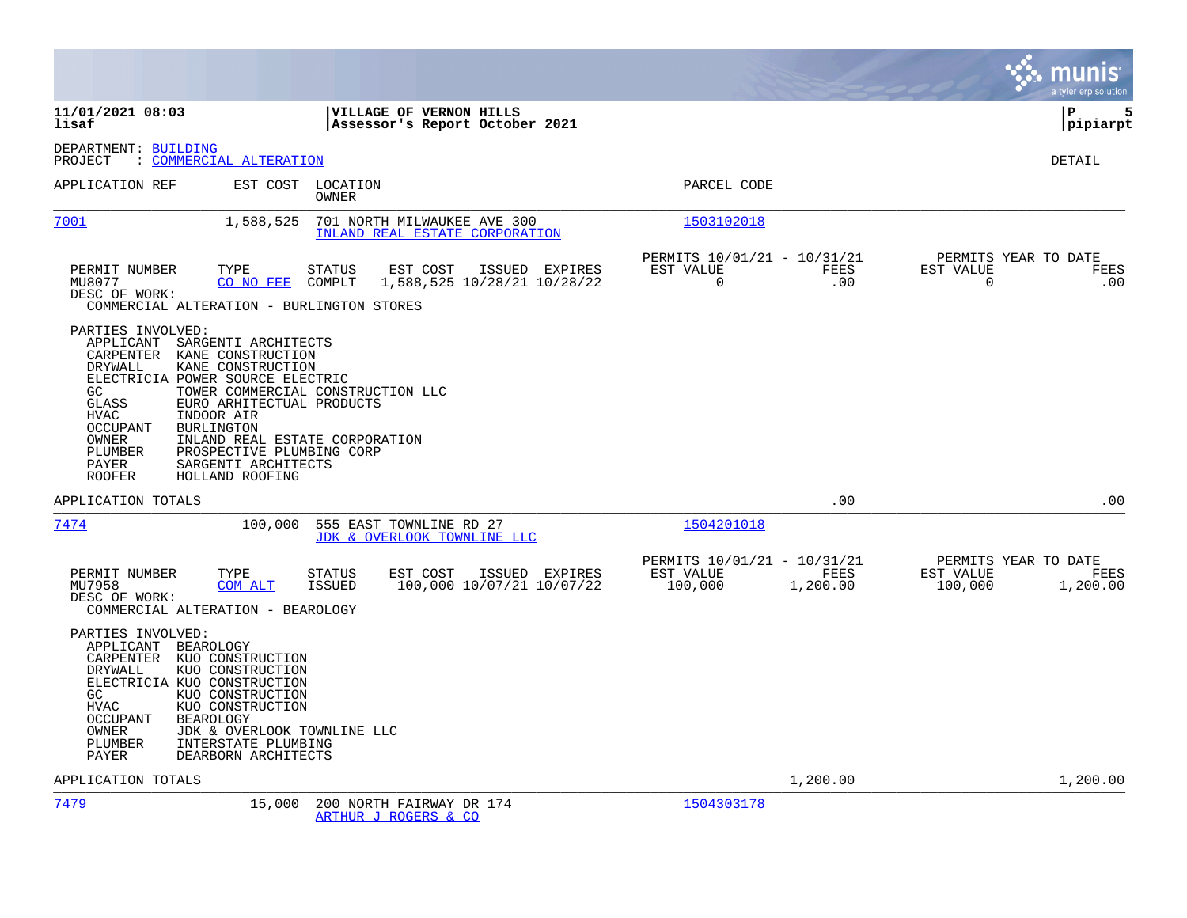**11/01/2021 08:03** | **VILLAGE OF VERNON HILLS** | **P 5**
**lisaf** | **Assessor's Report October 2021** | **pipiarpt**

DEPARTMENT: BUILDING
PROJECT : COMMERCIAL ALTERATION

DETAIL

| APPLICATION REF | EST COST | LOCATION / OWNER | PARCEL CODE |
|---|---|---|---|
| 7001 | 1,588,525 | 701 NORTH MILWAUKEE AVE 300 / INLAND REAL ESTATE CORPORATION | 1503102018 |

| PERMIT NUMBER | TYPE | STATUS | EST COST | ISSUED | EXPIRES | PERMITS 10/01/21 - 10/31/21 EST VALUE | FEES | PERMITS YEAR TO DATE EST VALUE | FEES |
|---|---|---|---|---|---|---|---|---|---|
| MU8077 | CO NO FEE | COMPLT | 1,588,525 | 10/28/21 | 10/28/22 | 0 | .00 | 0 | .00 |

DESC OF WORK:
COMMERCIAL ALTERATION - BURLINGTON STORES

PARTIES INVOLVED:

| Role | Party |
|---|---|
| APPLICANT | SARGENTI ARCHITECTS |
| CARPENTER | KANE CONSTRUCTION |
| DRYWALL | KANE CONSTRUCTION |
| ELECTRICIA | POWER SOURCE ELECTRIC |
| GC | TOWER COMMERCIAL CONSTRUCTION LLC |
| GLASS | EURO ARHITECTUAL PRODUCTS |
| HVAC | INDOOR AIR |
| OCCUPANT | BURLINGTON |
| OWNER | INLAND REAL ESTATE CORPORATION |
| PLUMBER | PROSPECTIVE PLUMBING CORP |
| PAYER | SARGENTI ARCHITECTS |
| ROOFER | HOLLAND ROOFING |

APPLICATION TOTALS: .00 | .00

| APPLICATION REF | EST COST | LOCATION / OWNER | PARCEL CODE |
|---|---|---|---|
| 7474 | 100,000 | 555 EAST TOWNLINE RD 27 / JDK & OVERLOOK TOWNLINE LLC | 1504201018 |

| PERMIT NUMBER | TYPE | STATUS | EST COST | ISSUED | EXPIRES | PERMITS 10/01/21 - 10/31/21 EST VALUE | FEES | PERMITS YEAR TO DATE EST VALUE | FEES |
|---|---|---|---|---|---|---|---|---|---|
| MU7958 | COM ALT | ISSUED | 100,000 | 10/07/21 | 10/07/22 | 100,000 | 1,200.00 | 100,000 | 1,200.00 |

DESC OF WORK:
COMMERCIAL ALTERATION - BEAROLOGY

PARTIES INVOLVED:

| Role | Party |
|---|---|
| APPLICANT | BEAROLOGY |
| CARPENTER | KUO CONSTRUCTION |
| DRYWALL | KUO CONSTRUCTION |
| ELECTRICIA | KUO CONSTRUCTION |
| GC | KUO CONSTRUCTION |
| HVAC | KUO CONSTRUCTION |
| OCCUPANT | BEAROLOGY |
| OWNER | JDK & OVERLOOK TOWNLINE LLC |
| PLUMBER | INTERSTATE PLUMBING |
| PAYER | DEARBORN ARCHITECTS |

APPLICATION TOTALS: 1,200.00 | 1,200.00

| APPLICATION REF | EST COST | LOCATION / OWNER | PARCEL CODE |
|---|---|---|---|
| 7479 | 15,000 | 200 NORTH FAIRWAY DR 174 / ARTHUR J ROGERS & CO | 1504303178 |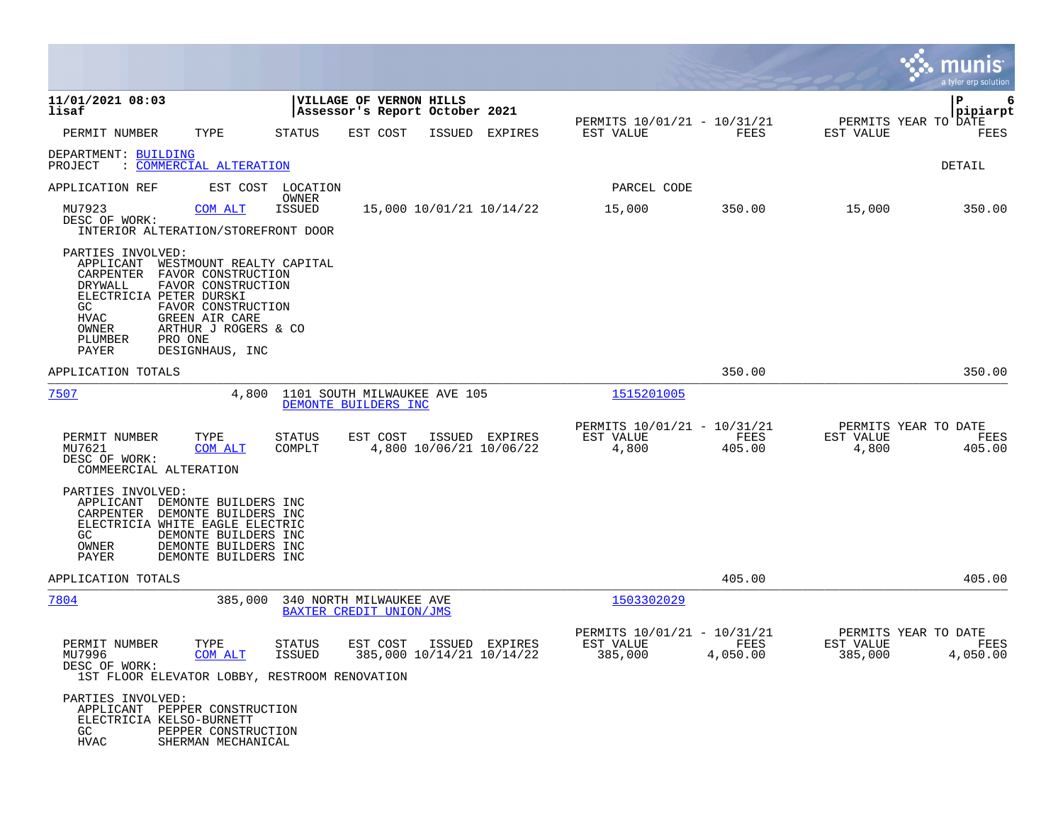**11/01/2021 08:03**
**lisaf**

**VILLAGE OF VERNON HILLS**
**Assessor's Report October 2021**

**P 6**
**pipiarpt**

| PERMIT NUMBER | TYPE | STATUS | EST COST | ISSUED | EXPIRES | PERMITS 10/01/21 - 10/31/21 EST VALUE | FEES | PERMITS YEAR TO DATE EST VALUE | FEES |
|---|---|---|---|---|---|---|---|---|---|

DEPARTMENT: BUILDING
PROJECT : COMMERCIAL ALTERATION

DETAIL

| APPLICATION REF | EST COST | LOCATION / OWNER | PARCEL CODE |
|---|---|---|---|

| PERMIT NUMBER | TYPE | STATUS | EST COST | ISSUED | EXPIRES | EST VALUE | FEES | EST VALUE (YTD) | FEES (YTD) |
|---|---|---|---|---|---|---|---|---|---|
| MU7923 | COM ALT | ISSUED | 15,000 | 10/01/21 | 10/14/22 | 15,000 | 350.00 | 15,000 | 350.00 |

DESC OF WORK:
INTERIOR ALTERATION/STOREFRONT DOOR

PARTIES INVOLVED:
- APPLICANT WESTMOUNT REALTY CAPITAL
- CARPENTER FAVOR CONSTRUCTION
- DRYWALL FAVOR CONSTRUCTION
- ELECTRICIA PETER DURSKI
- GC FAVOR CONSTRUCTION
- HVAC GREEN AIR CARE
- OWNER ARTHUR J ROGERS & CO
- PLUMBER PRO ONE
- PAYER DESIGNHAUS, INC

APPLICATION TOTALS — 350.00 — 350.00

---

**7507** — 4,800 — 1101 SOUTH MILWAUKEE AVE 105 — DEMONTE BUILDERS INC — 1515201005

| PERMIT NUMBER | TYPE | STATUS | EST COST | ISSUED | EXPIRES | EST VALUE | FEES | EST VALUE (YTD) | FEES (YTD) |
|---|---|---|---|---|---|---|---|---|---|
| MU7621 | COM ALT | COMPLT | 4,800 | 10/06/21 | 10/06/22 | 4,800 | 405.00 | 4,800 | 405.00 |

DESC OF WORK:
COMMEERCIAL ALTERATION

PARTIES INVOLVED:
- APPLICANT DEMONTE BUILDERS INC
- CARPENTER DEMONTE BUILDERS INC
- ELECTRICIA WHITE EAGLE ELECTRIC
- GC DEMONTE BUILDERS INC
- OWNER DEMONTE BUILDERS INC
- PAYER DEMONTE BUILDERS INC

APPLICATION TOTALS — 405.00 — 405.00

---

**7804** — 385,000 — 340 NORTH MILWAUKEE AVE — BAXTER CREDIT UNION/JMS — 1503302029

| PERMIT NUMBER | TYPE | STATUS | EST COST | ISSUED | EXPIRES | EST VALUE | FEES | EST VALUE (YTD) | FEES (YTD) |
|---|---|---|---|---|---|---|---|---|---|
| MU7996 | COM ALT | ISSUED | 385,000 | 10/14/21 | 10/14/22 | 385,000 | 4,050.00 | 385,000 | 4,050.00 |

DESC OF WORK:
1ST FLOOR ELEVATOR LOBBY, RESTROOM RENOVATION

PARTIES INVOLVED:
- APPLICANT PEPPER CONSTRUCTION
- ELECTRICIA KELSO-BURNETT
- GC PEPPER CONSTRUCTION
- HVAC SHERMAN MECHANICAL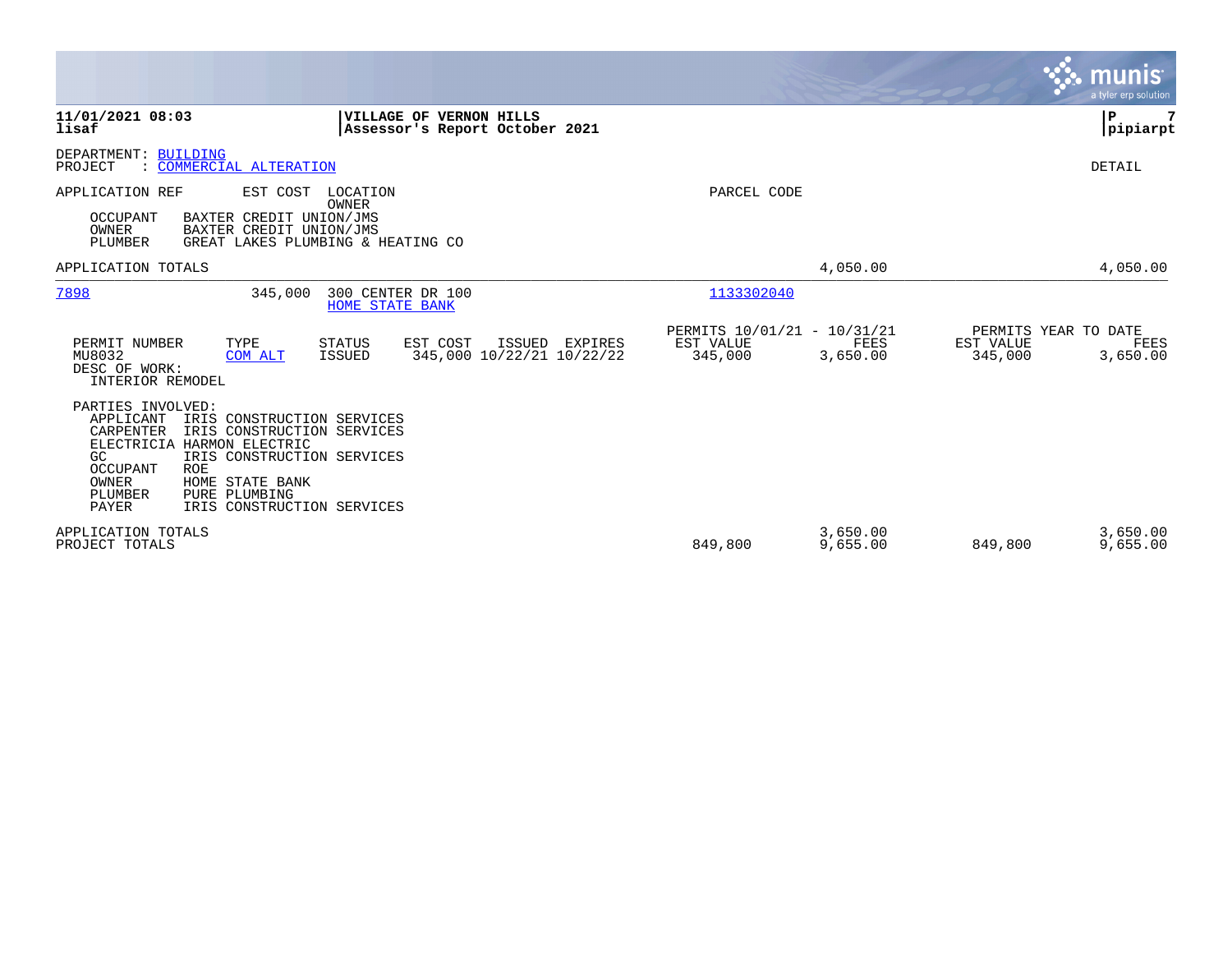**11/01/2021 08:03** | **VILLAGE OF VERNON HILLS** | **P 7**
**lisaf** | **Assessor's Report October 2021** | **pipiarpt**

DEPARTMENT: BUILDING
PROJECT : COMMERCIAL ALTERATION

DETAIL

| APPLICATION REF | EST COST | LOCATION / OWNER | PARCEL CODE |
| --- | --- | --- | --- |

OCCUPANT BAXTER CREDIT UNION/JMS
OWNER BAXTER CREDIT UNION/JMS
PLUMBER GREAT LAKES PLUMBING & HEATING CO

| | | | |
| --- | --- | --- | --- |
| APPLICATION TOTALS | | 4,050.00 | 4,050.00 |

| APPLICATION REF | EST COST | LOCATION / OWNER | PARCEL CODE |
| --- | --- | --- | --- |
| 7898 | 345,000 | 300 CENTER DR 100 / HOME STATE BANK | 1133302040 |

| PERMIT NUMBER | TYPE | STATUS | EST COST | ISSUED | EXPIRES | PERMITS 10/01/21 - 10/31/21 EST VALUE | FEES | PERMITS YEAR TO DATE EST VALUE | FEES |
| --- | --- | --- | --- | --- | --- | --- | --- | --- | --- |
| MU8032 | COM ALT | ISSUED | 345,000 | 10/22/21 | 10/22/22 | 345,000 | 3,650.00 | 345,000 | 3,650.00 |

DESC OF WORK:
INTERIOR REMODEL

PARTIES INVOLVED:
- APPLICANT IRIS CONSTRUCTION SERVICES
- CARPENTER IRIS CONSTRUCTION SERVICES
- ELECTRICIA HARMON ELECTRIC
- GC IRIS CONSTRUCTION SERVICES
- OCCUPANT ROE
- OWNER HOME STATE BANK
- PLUMBER PURE PLUMBING
- PAYER IRIS CONSTRUCTION SERVICES

| | EST VALUE | FEES | EST VALUE | FEES |
| --- | --- | --- | --- | --- |
| APPLICATION TOTALS | | 3,650.00 | | 3,650.00 |
| PROJECT TOTALS | 849,800 | 9,655.00 | 849,800 | 9,655.00 |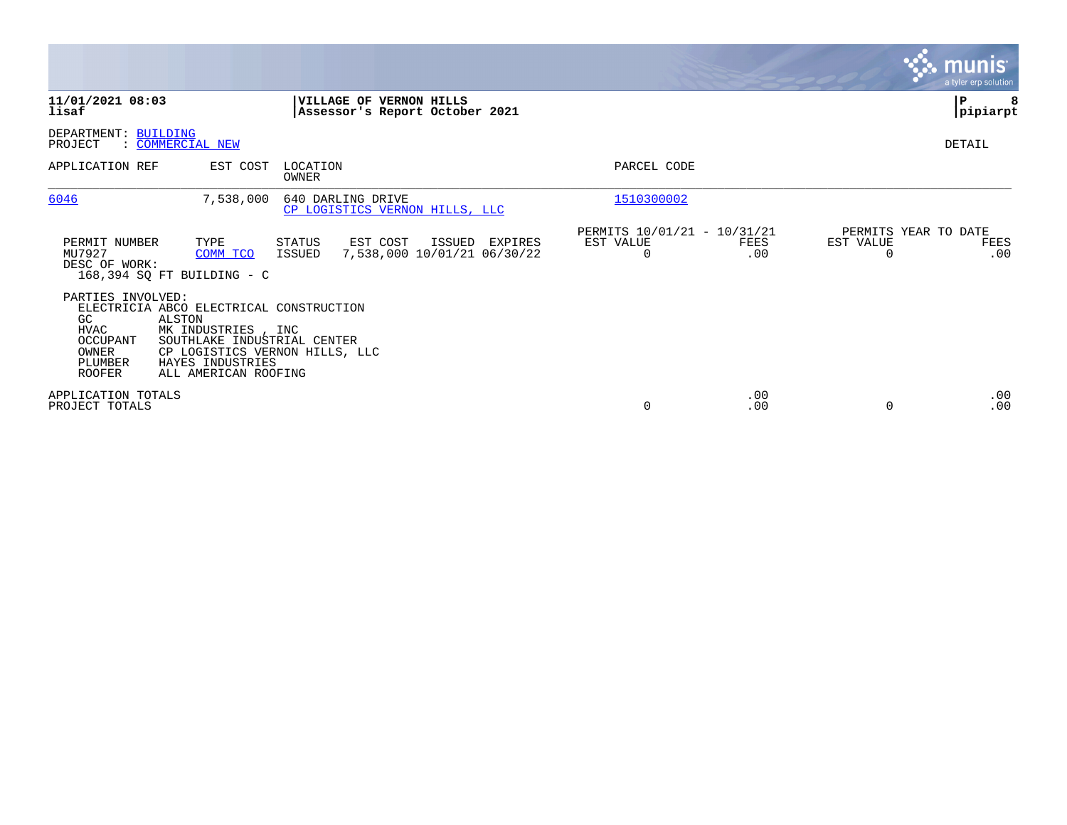**VILLAGE OF VERNON HILLS**
**Assessor's Report October 2021**

11/01/2021 08:03
lisaf

pipiarpt

DEPARTMENT: BUILDING
PROJECT : COMMERCIAL NEW

DETAIL

| APPLICATION REF | EST COST | LOCATION / OWNER | PARCEL CODE |
|---|---|---|---|
| 6046 | 7,538,000 | 640 DARLING DRIVE / CP LOGISTICS VERNON HILLS, LLC | 1510300002 |

| PERMIT NUMBER | TYPE | STATUS | EST COST | ISSUED | EXPIRES | PERMITS 10/01/21 - 10/31/21 EST VALUE | FEES | PERMITS YEAR TO DATE EST VALUE | FEES |
|---|---|---|---|---|---|---|---|---|---|
| MU7927 | COMM TCO | ISSUED | 7,538,000 | 10/01/21 | 06/30/22 | 0 | .00 | 0 | .00 |

DESC OF WORK:
168,394 SQ FT BUILDING - C

PARTIES INVOLVED:

| | |
|---|---|
| ELECTRICIA | ABCO ELECTRICAL CONSTRUCTION |
| GC | ALSTON |
| HVAC | MK INDUSTRIES , INC |
| OCCUPANT | SOUTHLAKE INDUSTRIAL CENTER |
| OWNER | CP LOGISTICS VERNON HILLS, LLC |
| PLUMBER | HAYES INDUSTRIES |
| ROOFER | ALL AMERICAN ROOFING |

| | EST VALUE | FEES | EST VALUE | FEES |
|---|---|---|---|---|
| APPLICATION TOTALS | | .00 | | .00 |
| PROJECT TOTALS | 0 | .00 | 0 | .00 |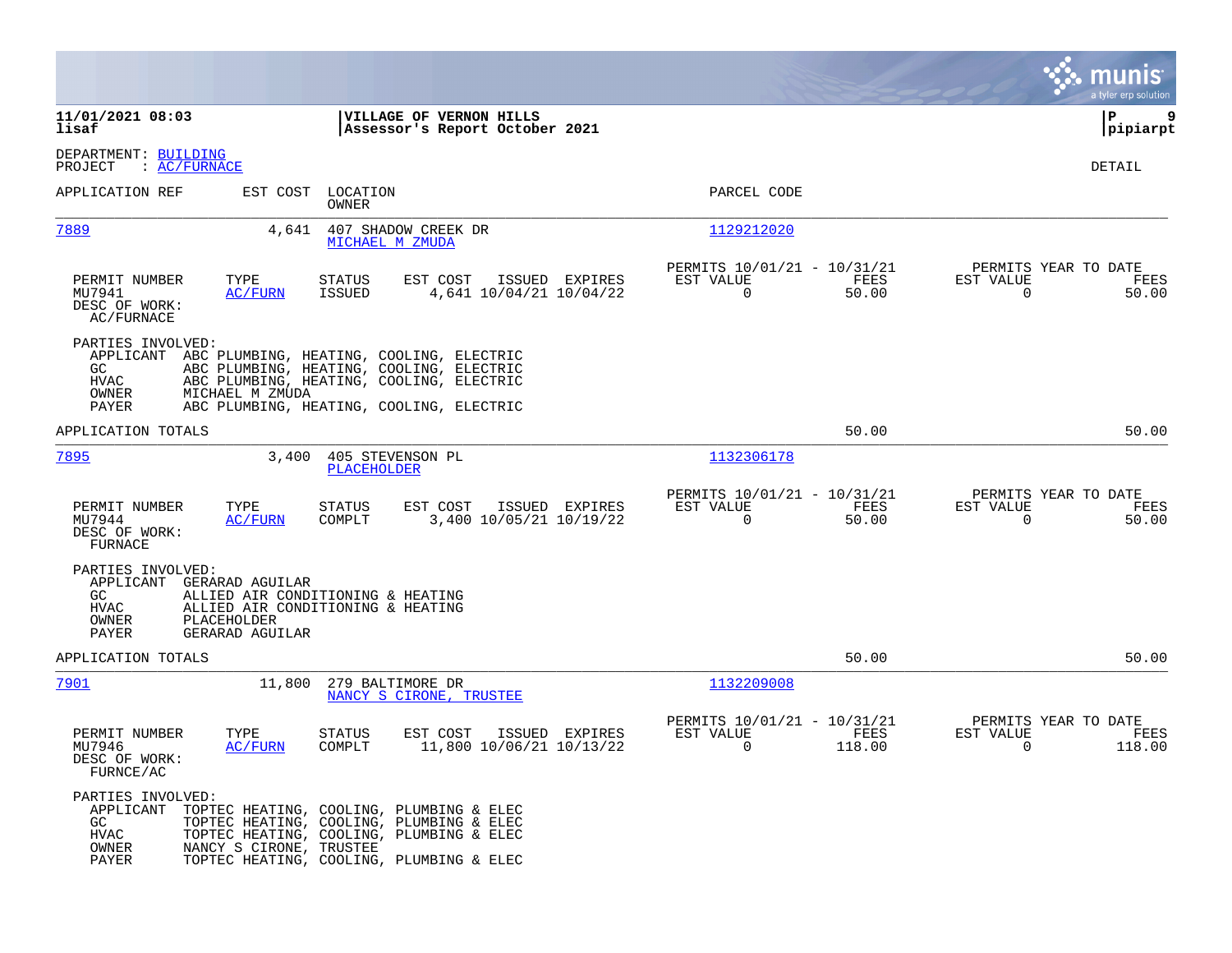**11/01/2021 08:03**
**lisaf**

**VILLAGE OF VERNON HILLS**
**Assessor's Report October 2021**

**P 9**
**pipiarpt**

DEPARTMENT: BUILDING
PROJECT : AC/FURNACE

DETAIL

| APPLICATION REF | EST COST | LOCATION / OWNER | PARCEL CODE |
|---|---|---|---|
| 7889 | 4,641 | 407 SHADOW CREEK DR / MICHAEL M ZMUDA | 1129212020 |

| PERMIT NUMBER | TYPE | STATUS | EST COST | ISSUED | EXPIRES | PERMITS 10/01/21 - 10/31/21 EST VALUE | FEES | PERMITS YEAR TO DATE EST VALUE | FEES |
|---|---|---|---|---|---|---|---|---|---|
| MU7941 | AC/FURN | ISSUED | 4,641 | 10/04/21 | 10/04/22 | 0 | 50.00 | 0 | 50.00 |

DESC OF WORK:
AC/FURNACE

PARTIES INVOLVED:

- APPLICANT ABC PLUMBING, HEATING, COOLING, ELECTRIC
- GC ABC PLUMBING, HEATING, COOLING, ELECTRIC
- HVAC ABC PLUMBING, HEATING, COOLING, ELECTRIC
- OWNER MICHAEL M ZMUDA
- PAYER ABC PLUMBING, HEATING, COOLING, ELECTRIC

APPLICATION TOTALS 50.00 50.00

| APPLICATION REF | EST COST | LOCATION / OWNER | PARCEL CODE |
|---|---|---|---|
| 7895 | 3,400 | 405 STEVENSON PL / PLACEHOLDER | 1132306178 |

| PERMIT NUMBER | TYPE | STATUS | EST COST | ISSUED | EXPIRES | PERMITS 10/01/21 - 10/31/21 EST VALUE | FEES | PERMITS YEAR TO DATE EST VALUE | FEES |
|---|---|---|---|---|---|---|---|---|---|
| MU7944 | AC/FURN | COMPLT | 3,400 | 10/05/21 | 10/19/22 | 0 | 50.00 | 0 | 50.00 |

DESC OF WORK:
FURNACE

PARTIES INVOLVED:

- APPLICANT GERARAD AGUILAR
- GC ALLIED AIR CONDITIONING & HEATING
- HVAC ALLIED AIR CONDITIONING & HEATING
- OWNER PLACEHOLDER
- PAYER GERARAD AGUILAR

APPLICATION TOTALS 50.00 50.00

| APPLICATION REF | EST COST | LOCATION / OWNER | PARCEL CODE |
|---|---|---|---|
| 7901 | 11,800 | 279 BALTIMORE DR / NANCY S CIRONE, TRUSTEE | 1132209008 |

| PERMIT NUMBER | TYPE | STATUS | EST COST | ISSUED | EXPIRES | PERMITS 10/01/21 - 10/31/21 EST VALUE | FEES | PERMITS YEAR TO DATE EST VALUE | FEES |
|---|---|---|---|---|---|---|---|---|---|
| MU7946 | AC/FURN | COMPLT | 11,800 | 10/06/21 | 10/13/22 | 0 | 118.00 | 0 | 118.00 |

DESC OF WORK:
FURNCE/AC

PARTIES INVOLVED:

- APPLICANT TOPTEC HEATING, COOLING, PLUMBING & ELEC
- GC TOPTEC HEATING, COOLING, PLUMBING & ELEC
- HVAC TOPTEC HEATING, COOLING, PLUMBING & ELEC
- OWNER NANCY S CIRONE, TRUSTEE
- PAYER TOPTEC HEATING, COOLING, PLUMBING & ELEC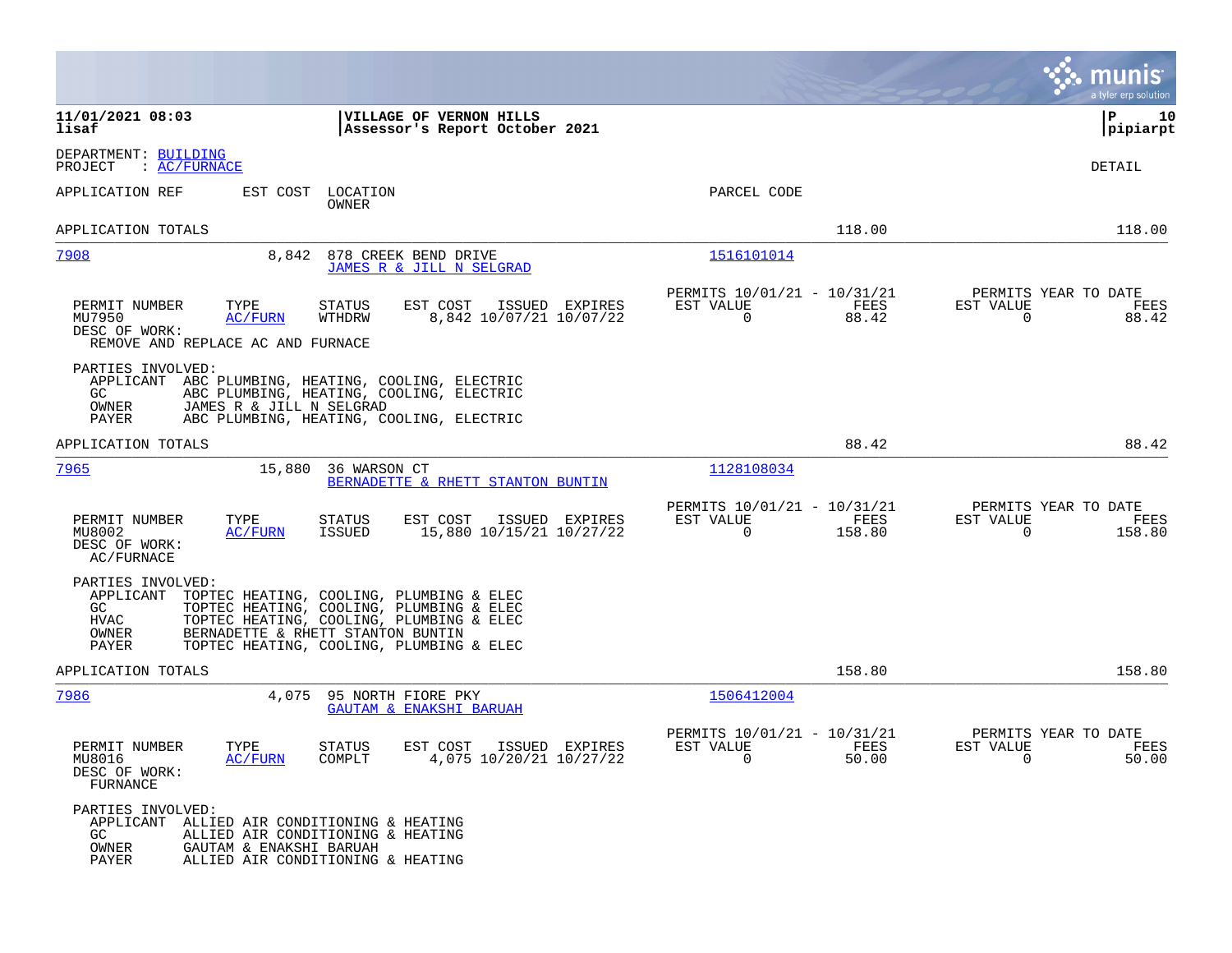**11/01/2021 08:03** — **VILLAGE OF VERNON HILLS** — **P 10**
**lisaf** — **Assessor's Report October 2021** — **pipiarpt**

DEPARTMENT: BUILDING
PROJECT : AC/FURNACE

DETAIL

| APPLICATION REF | EST COST | LOCATION / OWNER | PARCEL CODE |
|---|---|---|---|

APPLICATION TOTALS — 118.00 — 118.00

---

**7908** — 8,842 — 878 CREEK BEND DRIVE — JAMES R & JILL N SELGRAD — 1516101014

| PERMIT NUMBER | TYPE | STATUS | EST COST | ISSUED | EXPIRES | PERMITS 10/01/21 - 10/31/21 EST VALUE | FEES | PERMITS YEAR TO DATE EST VALUE | FEES |
|---|---|---|---|---|---|---|---|---|---|
| MU7950 | AC/FURN | WTHDRW | 8,842 | 10/07/21 | 10/07/22 | 0 | 88.42 | 0 | 88.42 |

DESC OF WORK:
REMOVE AND REPLACE AC AND FURNACE

PARTIES INVOLVED:
- APPLICANT ABC PLUMBING, HEATING, COOLING, ELECTRIC
- GC ABC PLUMBING, HEATING, COOLING, ELECTRIC
- OWNER JAMES R & JILL N SELGRAD
- PAYER ABC PLUMBING, HEATING, COOLING, ELECTRIC

APPLICATION TOTALS — 88.42 — 88.42

---

**7965** — 15,880 — 36 WARSON CT — BERNADETTE & RHETT STANTON BUNTIN — 1128108034

| PERMIT NUMBER | TYPE | STATUS | EST COST | ISSUED | EXPIRES | PERMITS 10/01/21 - 10/31/21 EST VALUE | FEES | PERMITS YEAR TO DATE EST VALUE | FEES |
|---|---|---|---|---|---|---|---|---|---|
| MU8002 | AC/FURN | ISSUED | 15,880 | 10/15/21 | 10/27/22 | 0 | 158.80 | 0 | 158.80 |

DESC OF WORK:
AC/FURNACE

PARTIES INVOLVED:
- APPLICANT TOPTEC HEATING, COOLING, PLUMBING & ELEC
- GC TOPTEC HEATING, COOLING, PLUMBING & ELEC
- HVAC TOPTEC HEATING, COOLING, PLUMBING & ELEC
- OWNER BERNADETTE & RHETT STANTON BUNTIN
- PAYER TOPTEC HEATING, COOLING, PLUMBING & ELEC

APPLICATION TOTALS — 158.80 — 158.80

---

**7986** — 4,075 — 95 NORTH FIORE PKY — GAUTAM & ENAKSHI BARUAH — 1506412004

| PERMIT NUMBER | TYPE | STATUS | EST COST | ISSUED | EXPIRES | PERMITS 10/01/21 - 10/31/21 EST VALUE | FEES | PERMITS YEAR TO DATE EST VALUE | FEES |
|---|---|---|---|---|---|---|---|---|---|
| MU8016 | AC/FURN | COMPLT | 4,075 | 10/20/21 | 10/27/22 | 0 | 50.00 | 0 | 50.00 |

DESC OF WORK:
FURNACE

PARTIES INVOLVED:
- APPLICANT ALLIED AIR CONDITIONING & HEATING
- GC ALLIED AIR CONDITIONING & HEATING
- OWNER GAUTAM & ENAKSHI BARUAH
- PAYER ALLIED AIR CONDITIONING & HEATING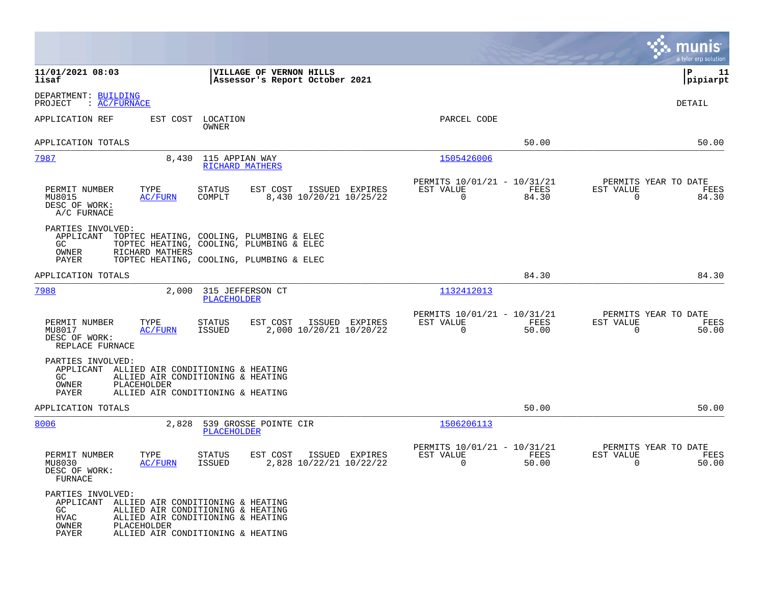**VILLAGE OF VERNON HILLS**
**Assessor's Report October 2021**

DEPARTMENT: BUILDING
PROJECT : AC/FURNACE

DETAIL

| APPLICATION REF | EST COST | LOCATION / OWNER | PARCEL CODE | | |
|---|---|---|---|---|---|
| APPLICATION TOTALS | | | | 50.00 | 50.00 |

---

**7987** — 8,430 — 115 APPIAN WAY — RICHARD MATHERS — Parcel Code: 1505426006

| PERMIT NUMBER | TYPE | STATUS | EST COST | ISSUED | EXPIRES | PERMITS 10/01/21 - 10/31/21 EST VALUE | FEES | PERMITS YEAR TO DATE EST VALUE | FEES |
|---|---|---|---|---|---|---|---|---|---|
| MU8015 | AC/FURN | COMPLT | 8,430 | 10/20/21 | 10/25/22 | 0 | 84.30 | 0 | 84.30 |

DESC OF WORK:
A/C FURNACE

PARTIES INVOLVED:
- APPLICANT TOPTEC HEATING, COOLING, PLUMBING & ELEC
- GC TOPTEC HEATING, COOLING, PLUMBING & ELEC
- OWNER RICHARD MATHERS
- PAYER TOPTEC HEATING, COOLING, PLUMBING & ELEC

APPLICATION TOTALS: 84.30 — 84.30

---

**7988** — 2,000 — 315 JEFFERSON CT — PLACEHOLDER — Parcel Code: 1132412013

| PERMIT NUMBER | TYPE | STATUS | EST COST | ISSUED | EXPIRES | PERMITS 10/01/21 - 10/31/21 EST VALUE | FEES | PERMITS YEAR TO DATE EST VALUE | FEES |
|---|---|---|---|---|---|---|---|---|---|
| MU8017 | AC/FURN | ISSUED | 2,000 | 10/20/21 | 10/20/22 | 0 | 50.00 | 0 | 50.00 |

DESC OF WORK:
REPLACE FURNACE

PARTIES INVOLVED:
- APPLICANT ALLIED AIR CONDITIONING & HEATING
- GC ALLIED AIR CONDITIONING & HEATING
- OWNER PLACEHOLDER
- PAYER ALLIED AIR CONDITIONING & HEATING

APPLICATION TOTALS: 50.00 — 50.00

---

**8006** — 2,828 — 539 GROSSE POINTE CIR — PLACEHOLDER — Parcel Code: 1506206113

| PERMIT NUMBER | TYPE | STATUS | EST COST | ISSUED | EXPIRES | PERMITS 10/01/21 - 10/31/21 EST VALUE | FEES | PERMITS YEAR TO DATE EST VALUE | FEES |
|---|---|---|---|---|---|---|---|---|---|
| MU8030 | AC/FURN | ISSUED | 2,828 | 10/22/21 | 10/22/22 | 0 | 50.00 | 0 | 50.00 |

DESC OF WORK:
FURNACE

PARTIES INVOLVED:
- APPLICANT ALLIED AIR CONDITIONING & HEATING
- GC ALLIED AIR CONDITIONING & HEATING
- HVAC ALLIED AIR CONDITIONING & HEATING
- OWNER PLACEHOLDER
- PAYER ALLIED AIR CONDITIONING & HEATING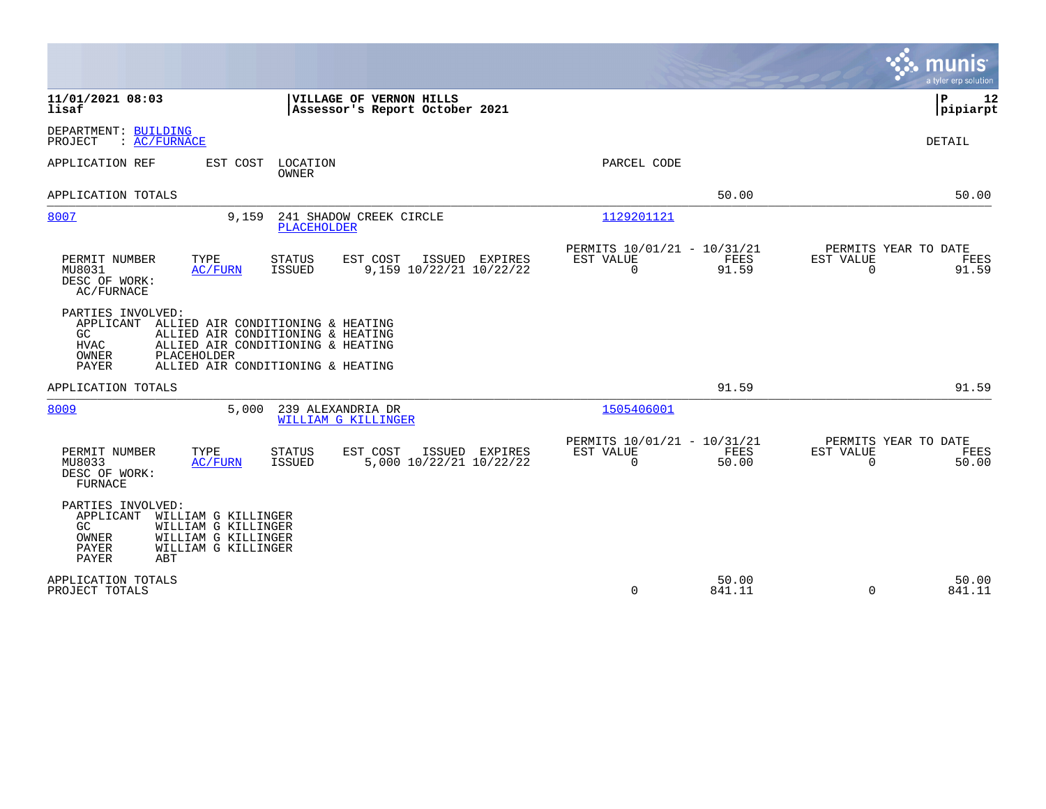**11/01/2021 08:03**
**lisaf**

**VILLAGE OF VERNON HILLS**
**Assessor's Report October 2021**

**P 12**
**pipiarpt**

DEPARTMENT: BUILDING
PROJECT : AC/FURNACE

DETAIL

| APPLICATION REF | EST COST | LOCATION / OWNER | PARCEL CODE |
|---|---|---|---|

APPLICATION TOTALS — 50.00 — 50.00

---

| APPLICATION REF | EST COST | LOCATION / OWNER | PARCEL CODE |
|---|---|---|---|
| 8007 | 9,159 | 241 SHADOW CREEK CIRCLE / PLACEHOLDER | 1129201121 |

| PERMIT NUMBER | TYPE | STATUS | EST COST | ISSUED | EXPIRES | PERMITS 10/01/21 - 10/31/21 EST VALUE | FEES | PERMITS YEAR TO DATE EST VALUE | FEES |
|---|---|---|---|---|---|---|---|---|---|
| MU8031 | AC/FURN | ISSUED | 9,159 | 10/22/21 | 10/22/22 | 0 | 91.59 | 0 | 91.59 |

DESC OF WORK:
AC/FURNACE

PARTIES INVOLVED:

| Role | Name |
|---|---|
| APPLICANT | ALLIED AIR CONDITIONING & HEATING |
| GC | ALLIED AIR CONDITIONING & HEATING |
| HVAC | ALLIED AIR CONDITIONING & HEATING |
| OWNER | PLACEHOLDER |
| PAYER | ALLIED AIR CONDITIONING & HEATING |

APPLICATION TOTALS — 91.59 — 91.59

---

| APPLICATION REF | EST COST | LOCATION / OWNER | PARCEL CODE |
|---|---|---|---|
| 8009 | 5,000 | 239 ALEXANDRIA DR / WILLIAM G KILLINGER | 1505406001 |

| PERMIT NUMBER | TYPE | STATUS | EST COST | ISSUED | EXPIRES | PERMITS 10/01/21 - 10/31/21 EST VALUE | FEES | PERMITS YEAR TO DATE EST VALUE | FEES |
|---|---|---|---|---|---|---|---|---|---|
| MU8033 | AC/FURN | ISSUED | 5,000 | 10/22/21 | 10/22/22 | 0 | 50.00 | 0 | 50.00 |

DESC OF WORK:
FURNACE

PARTIES INVOLVED:

| Role | Name |
|---|---|
| APPLICANT | WILLIAM G KILLINGER |
| GC | WILLIAM G KILLINGER |
| OWNER | WILLIAM G KILLINGER |
| PAYER | WILLIAM G KILLINGER |
| PAYER | ABT |

| | PERMITS 10/01/21 - 10/31/21 EST VALUE | FEES | PERMITS YEAR TO DATE EST VALUE | FEES |
|---|---|---|---|---|
| APPLICATION TOTALS | | 50.00 | | 50.00 |
| PROJECT TOTALS | 0 | 841.11 | 0 | 841.11 |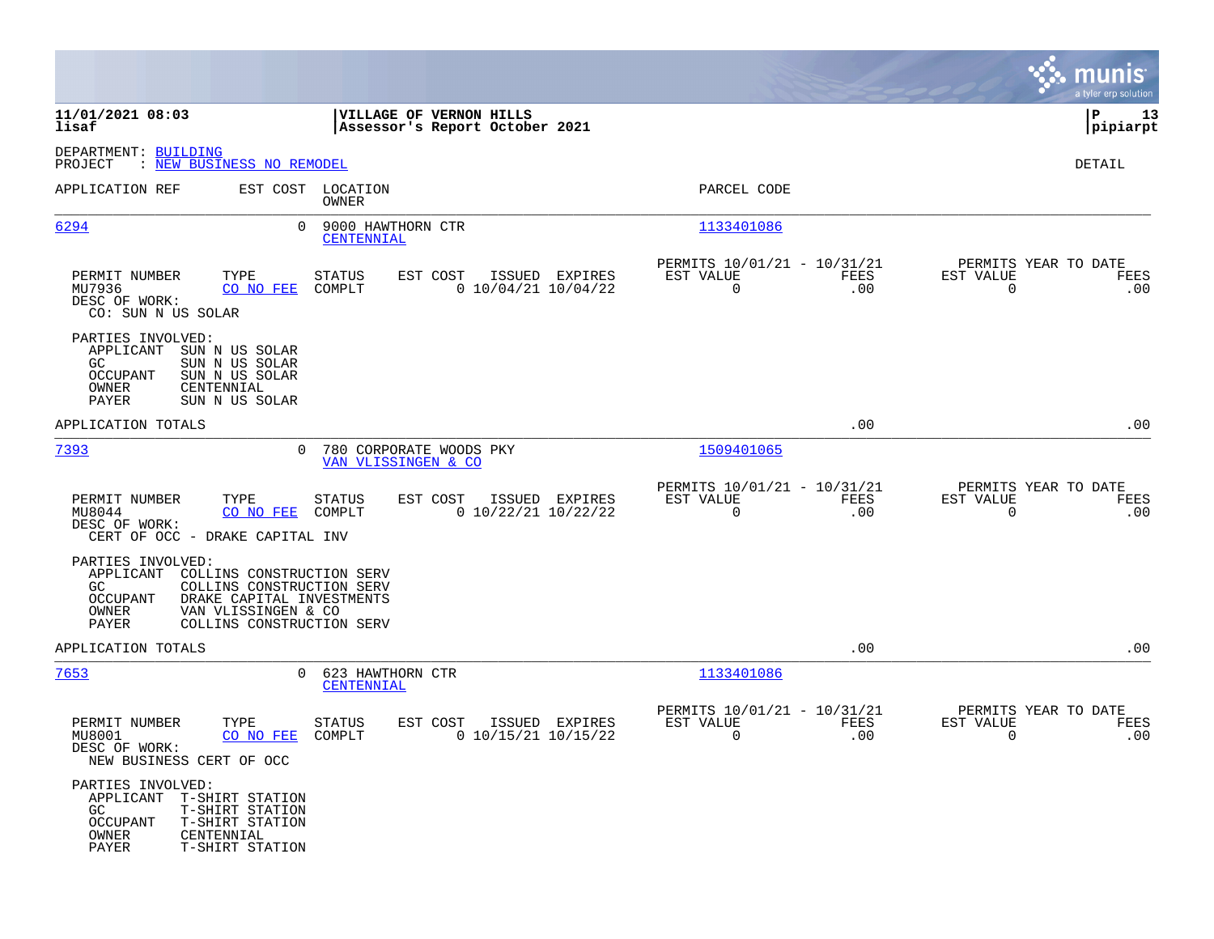**11/01/2021 08:03** | **VILLAGE OF VERNON HILLS** | **P 13**
**lisaf** | **Assessor's Report October 2021** | **pipiarpt**

DEPARTMENT: BUILDING
PROJECT : NEW BUSINESS NO REMODEL

DETAIL

| APPLICATION REF | EST COST | LOCATION / OWNER | PARCEL CODE |
|---|---|---|---|
| 6294 | 0 | 9000 HAWTHORN CTR / CENTENNIAL | 1133401086 |

| PERMIT NUMBER | TYPE | STATUS | EST COST | ISSUED | EXPIRES | PERMITS 10/01/21 - 10/31/21 EST VALUE | FEES | PERMITS YEAR TO DATE EST VALUE | FEES |
|---|---|---|---|---|---|---|---|---|---|
| MU7936 | CO NO FEE | COMPLT | 0 | 10/04/21 | 10/04/22 | 0 | .00 | 0 | .00 |

DESC OF WORK:
CO: SUN N US SOLAR

PARTIES INVOLVED:
- APPLICANT SUN N US SOLAR
- GC SUN N US SOLAR
- OCCUPANT SUN N US SOLAR
- OWNER CENTENNIAL
- PAYER SUN N US SOLAR

APPLICATION TOTALS .00 .00

| APPLICATION REF | EST COST | LOCATION / OWNER | PARCEL CODE |
|---|---|---|---|
| 7393 | 0 | 780 CORPORATE WOODS PKY / VAN VLISSINGEN & CO | 1509401065 |

| PERMIT NUMBER | TYPE | STATUS | EST COST | ISSUED | EXPIRES | PERMITS 10/01/21 - 10/31/21 EST VALUE | FEES | PERMITS YEAR TO DATE EST VALUE | FEES |
|---|---|---|---|---|---|---|---|---|---|
| MU8044 | CO NO FEE | COMPLT | 0 | 10/22/21 | 10/22/22 | 0 | .00 | 0 | .00 |

DESC OF WORK:
CERT OF OCC - DRAKE CAPITAL INV

PARTIES INVOLVED:
- APPLICANT COLLINS CONSTRUCTION SERV
- GC COLLINS CONSTRUCTION SERV
- OCCUPANT DRAKE CAPITAL INVESTMENTS
- OWNER VAN VLISSINGEN & CO
- PAYER COLLINS CONSTRUCTION SERV

APPLICATION TOTALS .00 .00

| APPLICATION REF | EST COST | LOCATION / OWNER | PARCEL CODE |
|---|---|---|---|
| 7653 | 0 | 623 HAWTHORN CTR / CENTENNIAL | 1133401086 |

| PERMIT NUMBER | TYPE | STATUS | EST COST | ISSUED | EXPIRES | PERMITS 10/01/21 - 10/31/21 EST VALUE | FEES | PERMITS YEAR TO DATE EST VALUE | FEES |
|---|---|---|---|---|---|---|---|---|---|
| MU8001 | CO NO FEE | COMPLT | 0 | 10/15/21 | 10/15/22 | 0 | .00 | 0 | .00 |

DESC OF WORK:
NEW BUSINESS CERT OF OCC

PARTIES INVOLVED:
- APPLICANT T-SHIRT STATION
- GC T-SHIRT STATION
- OCCUPANT T-SHIRT STATION
- OWNER CENTENNIAL
- PAYER T-SHIRT STATION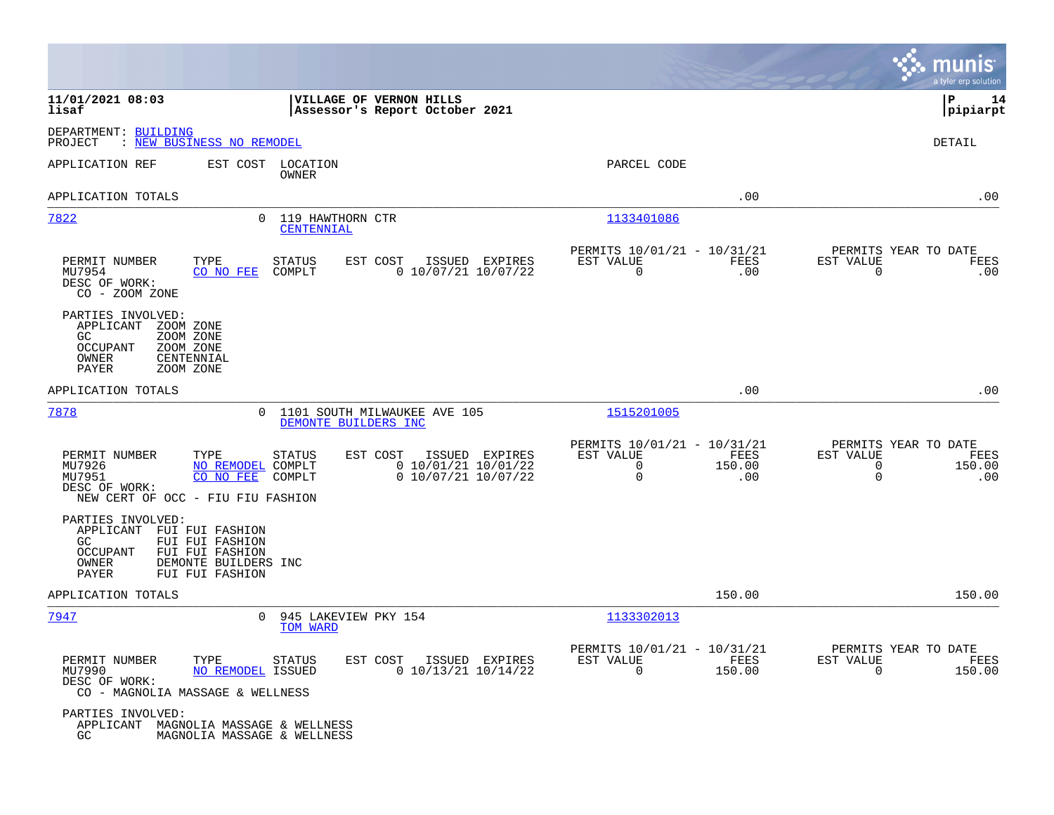**11/01/2021 08:03** | **VILLAGE OF VERNON HILLS** | **P 14**
**lisaf** | **Assessor's Report October 2021** | **pipiarpt**

DEPARTMENT: BUILDING
PROJECT : NEW BUSINESS NO REMODEL

DETAIL

| APPLICATION REF | EST COST | LOCATION / OWNER | PARCEL CODE | | |
|---|---|---|---|---|---|
| APPLICATION TOTALS | | | | .00 | .00 |
| 7822 | 0 | 119 HAWTHORN CTR / CENTENNIAL | 1133401086 | | |

| PERMIT NUMBER | TYPE | STATUS | EST COST | ISSUED | EXPIRES | PERMITS 10/01/21 - 10/31/21 EST VALUE | FEES | PERMITS YEAR TO DATE EST VALUE | FEES |
|---|---|---|---|---|---|---|---|---|---|
| MU7954 | CO NO FEE | COMPLT | 0 | 10/07/21 | 10/07/22 | 0 | .00 | 0 | .00 |

DESC OF WORK:
CO - ZOOM ZONE

PARTIES INVOLVED:
- APPLICANT ZOOM ZONE
- GC ZOOM ZONE
- OCCUPANT ZOOM ZONE
- OWNER CENTENNIAL
- PAYER ZOOM ZONE

| APPLICATION TOTALS | | | | .00 | .00 |
|---|---|---|---|---|---|
| 7878 | 0 | 1101 SOUTH MILWAUKEE AVE 105 / DEMONTE BUILDERS INC | 1515201005 | | |

| PERMIT NUMBER | TYPE | STATUS | EST COST | ISSUED | EXPIRES | PERMITS 10/01/21 - 10/31/21 EST VALUE | FEES | PERMITS YEAR TO DATE EST VALUE | FEES |
|---|---|---|---|---|---|---|---|---|---|
| MU7926 | NO REMODEL | COMPLT | 0 | 10/01/21 | 10/01/22 | 0 | 150.00 | 0 | 150.00 |
| MU7951 | CO NO FEE | COMPLT | 0 | 10/07/21 | 10/07/22 | 0 | .00 | 0 | .00 |

DESC OF WORK:
NEW CERT OF OCC - FIU FIU FASHION

PARTIES INVOLVED:
- APPLICANT FUI FUI FASHION
- GC FUI FUI FASHION
- OCCUPANT FUI FUI FASHION
- OWNER DEMONTE BUILDERS INC
- PAYER FUI FUI FASHION

| APPLICATION TOTALS | | | | 150.00 | 150.00 |
|---|---|---|---|---|---|
| 7947 | 0 | 945 LAKEVIEW PKY 154 / TOM WARD | 1133302013 | | |

| PERMIT NUMBER | TYPE | STATUS | EST COST | ISSUED | EXPIRES | PERMITS 10/01/21 - 10/31/21 EST VALUE | FEES | PERMITS YEAR TO DATE EST VALUE | FEES |
|---|---|---|---|---|---|---|---|---|---|
| MU7990 | NO REMODEL | ISSUED | 0 | 10/13/21 | 10/14/22 | 0 | 150.00 | 0 | 150.00 |

DESC OF WORK:
CO - MAGNOLIA MASSAGE & WELLNESS

PARTIES INVOLVED:
- APPLICANT MAGNOLIA MASSAGE & WELLNESS
- GC MAGNOLIA MASSAGE & WELLNESS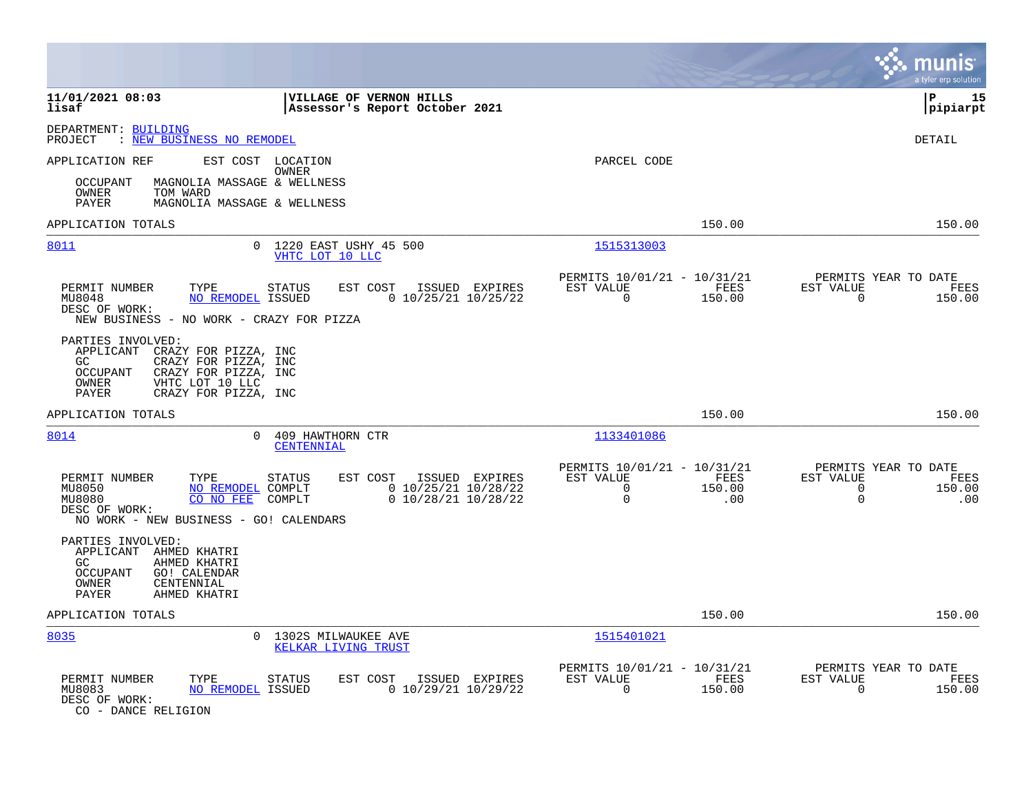**11/01/2021 08:03**
**lisaf**

**VILLAGE OF VERNON HILLS**
**Assessor's Report October 2021**

**P 15**
**pipiarpt**

DEPARTMENT: BUILDING
PROJECT : NEW BUSINESS NO REMODEL

DETAIL

APPLICATION REF    EST COST    LOCATION / OWNER    PARCEL CODE

OCCUPANT    MAGNOLIA MASSAGE & WELLNESS
OWNER    TOM WARD
PAYER    MAGNOLIA MASSAGE & WELLNESS

APPLICATION TOTALS    150.00    150.00

---

**8011**    0    1220 EAST USHY 45 500    1515313003
VHTC LOT 10 LLC

| PERMIT NUMBER | TYPE | STATUS | EST COST | ISSUED | EXPIRES | PERMITS 10/01/21 - 10/31/21 EST VALUE | FEES | PERMITS YEAR TO DATE EST VALUE | FEES |
|---|---|---|---|---|---|---|---|---|---|
| MU8048 | NO REMODEL | ISSUED | 0 | 10/25/21 | 10/25/22 | 0 | 150.00 | 0 | 150.00 |

DESC OF WORK:
NEW BUSINESS - NO WORK - CRAZY FOR PIZZA

PARTIES INVOLVED:
APPLICANT    CRAZY FOR PIZZA, INC
GC    CRAZY FOR PIZZA, INC
OCCUPANT    CRAZY FOR PIZZA, INC
OWNER    VHTC LOT 10 LLC
PAYER    CRAZY FOR PIZZA, INC

APPLICATION TOTALS    150.00    150.00

---

**8014**    0    409 HAWTHORN CTR    1133401086
CENTENNIAL

| PERMIT NUMBER | TYPE | STATUS | EST COST | ISSUED | EXPIRES | PERMITS 10/01/21 - 10/31/21 EST VALUE | FEES | PERMITS YEAR TO DATE EST VALUE | FEES |
|---|---|---|---|---|---|---|---|---|---|
| MU8050 | NO REMODEL | COMPLT | 0 | 10/25/21 | 10/28/22 | 0 | 150.00 | 0 | 150.00 |
| MU8080 | CO NO FEE | COMPLT | 0 | 10/28/21 | 10/28/22 | 0 | .00 | 0 | .00 |

DESC OF WORK:
NO WORK - NEW BUSINESS - GO! CALENDARS

PARTIES INVOLVED:
APPLICANT    AHMED KHATRI
GC    AHMED KHATRI
OCCUPANT    GO! CALENDAR
OWNER    CENTENNIAL
PAYER    AHMED KHATRI

APPLICATION TOTALS    150.00    150.00

---

**8035**    0    1302S MILWAUKEE AVE    1515401021
KELKAR LIVING TRUST

| PERMIT NUMBER | TYPE | STATUS | EST COST | ISSUED | EXPIRES | PERMITS 10/01/21 - 10/31/21 EST VALUE | FEES | PERMITS YEAR TO DATE EST VALUE | FEES |
|---|---|---|---|---|---|---|---|---|---|
| MU8083 | NO REMODEL | ISSUED | 0 | 10/29/21 | 10/29/22 | 0 | 150.00 | 0 | 150.00 |

DESC OF WORK:
CO - DANCE RELIGION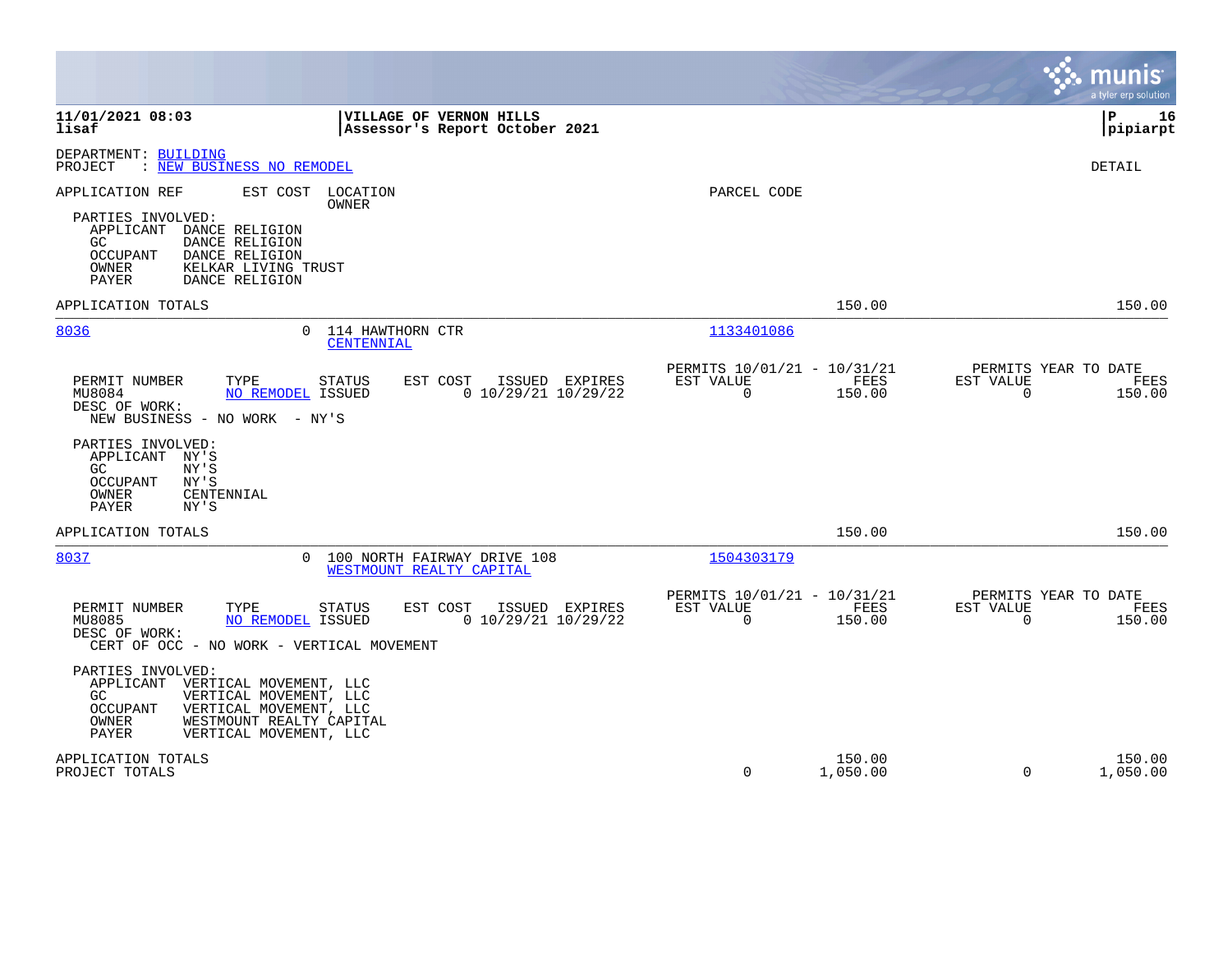**11/01/2021 08:03** | **VILLAGE OF VERNON HILLS** | **P 16**
**lisaf** | **Assessor's Report October 2021** | **pipiarpt**

DEPARTMENT: BUILDING
PROJECT : NEW BUSINESS NO REMODEL

DETAIL

APPLICATION REF    EST COST    LOCATION / OWNER    PARCEL CODE

PARTIES INVOLVED:
- APPLICANT DANCE RELIGION
- GC DANCE RELIGION
- OCCUPANT DANCE RELIGION
- OWNER KELKAR LIVING TRUST
- PAYER DANCE RELIGION

APPLICATION TOTALS — 150.00 — 150.00

---

**8036** — 0 — 114 HAWTHORN CTR / CENTENNIAL — 1133401086

| PERMIT NUMBER | TYPE | STATUS | EST COST | ISSUED | EXPIRES | PERMITS 10/01/21 - 10/31/21 EST VALUE | FEES | PERMITS YEAR TO DATE EST VALUE | FEES |
|---|---|---|---|---|---|---|---|---|---|
| MU8084 | NO REMODEL | ISSUED | 0 | 10/29/21 | 10/29/22 | 0 | 150.00 | 0 | 150.00 |

DESC OF WORK:
NEW BUSINESS - NO WORK - NY'S

PARTIES INVOLVED:
- APPLICANT NY'S
- GC NY'S
- OCCUPANT NY'S
- OWNER CENTENNIAL
- PAYER NY'S

APPLICATION TOTALS — 150.00 — 150.00

---

**8037** — 0 — 100 NORTH FAIRWAY DRIVE 108 / WESTMOUNT REALTY CAPITAL — 1504303179

| PERMIT NUMBER | TYPE | STATUS | EST COST | ISSUED | EXPIRES | PERMITS 10/01/21 - 10/31/21 EST VALUE | FEES | PERMITS YEAR TO DATE EST VALUE | FEES |
|---|---|---|---|---|---|---|---|---|---|
| MU8085 | NO REMODEL | ISSUED | 0 | 10/29/21 | 10/29/22 | 0 | 150.00 | 0 | 150.00 |

DESC OF WORK:
CERT OF OCC - NO WORK - VERTICAL MOVEMENT

PARTIES INVOLVED:
- APPLICANT VERTICAL MOVEMENT, LLC
- GC VERTICAL MOVEMENT, LLC
- OCCUPANT VERTICAL MOVEMENT, LLC
- OWNER WESTMOUNT REALTY CAPITAL
- PAYER VERTICAL MOVEMENT, LLC

| | EST VALUE | FEES | YTD EST VALUE | YTD FEES |
|---|---|---|---|---|
| APPLICATION TOTALS | | 150.00 | | 150.00 |
| PROJECT TOTALS | 0 | 1,050.00 | 0 | 1,050.00 |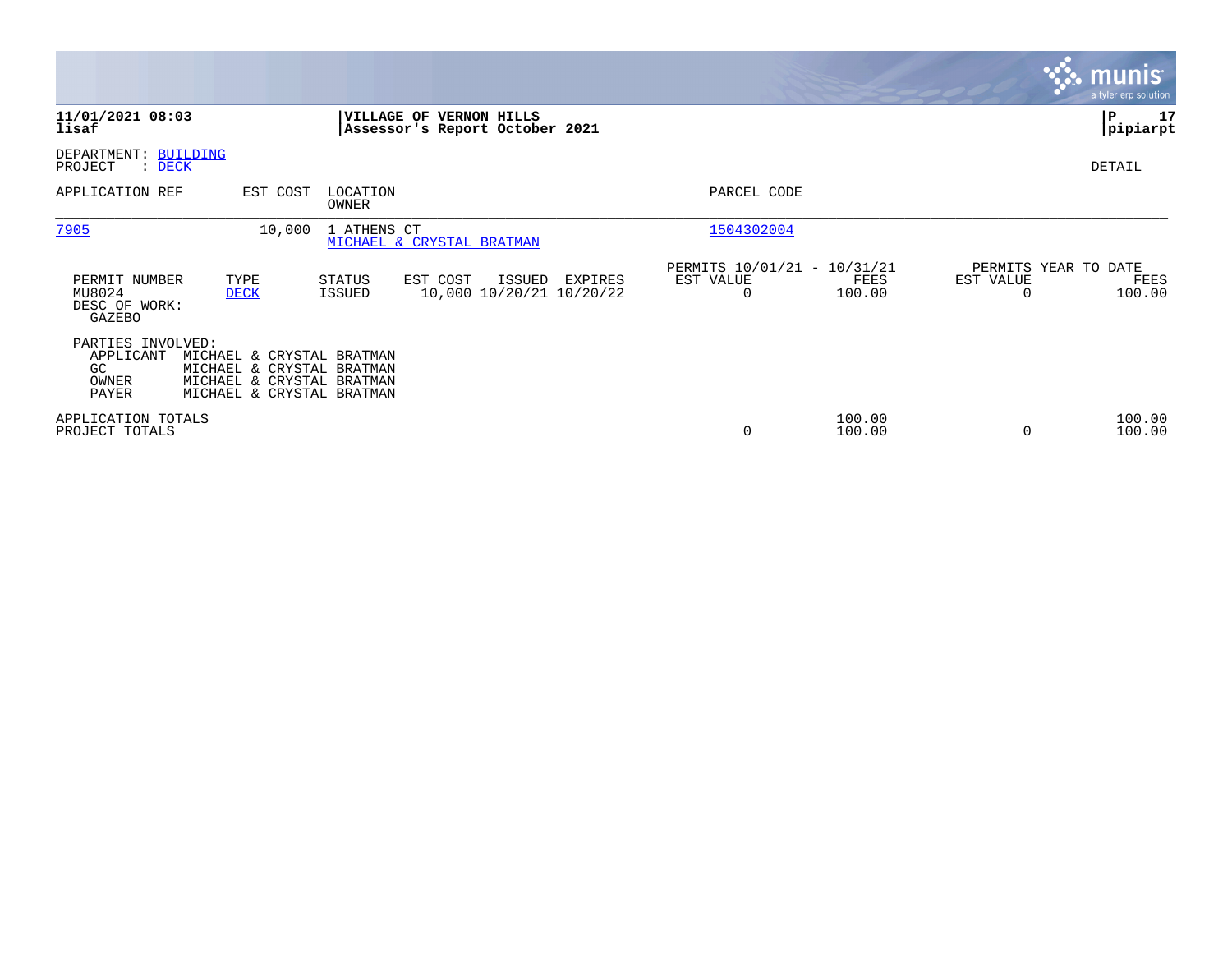**11/01/2021 08:03**
**lisaf**

**VILLAGE OF VERNON HILLS**
**Assessor's Report October 2021**

**P 17**
**pipiarpt**

DEPARTMENT: BUILDING
PROJECT : DECK

DETAIL

| APPLICATION REF | EST COST | LOCATION / OWNER | PARCEL CODE |
|---|---|---|---|
| 7905 | 10,000 | 1 ATHENS CT / MICHAEL & CRYSTAL BRATMAN | 1504302004 |

| PERMIT NUMBER | TYPE | STATUS | EST COST | ISSUED | EXPIRES | PERMITS 10/01/21 - 10/31/21 EST VALUE | FEES | PERMITS YEAR TO DATE EST VALUE | FEES |
|---|---|---|---|---|---|---|---|---|---|
| MU8024 | DECK | ISSUED | 10,000 | 10/20/21 | 10/20/22 | 0 | 100.00 | 0 | 100.00 |

DESC OF WORK:
GAZEBO

PARTIES INVOLVED:

| | |
|---|---|
| APPLICANT | MICHAEL & CRYSTAL BRATMAN |
| GC | MICHAEL & CRYSTAL BRATMAN |
| OWNER | MICHAEL & CRYSTAL BRATMAN |
| PAYER | MICHAEL & CRYSTAL BRATMAN |

| | EST VALUE | FEES | YTD EST VALUE | YTD FEES |
|---|---|---|---|---|
| APPLICATION TOTALS | | 100.00 | | 100.00 |
| PROJECT TOTALS | 0 | 100.00 | 0 | 100.00 |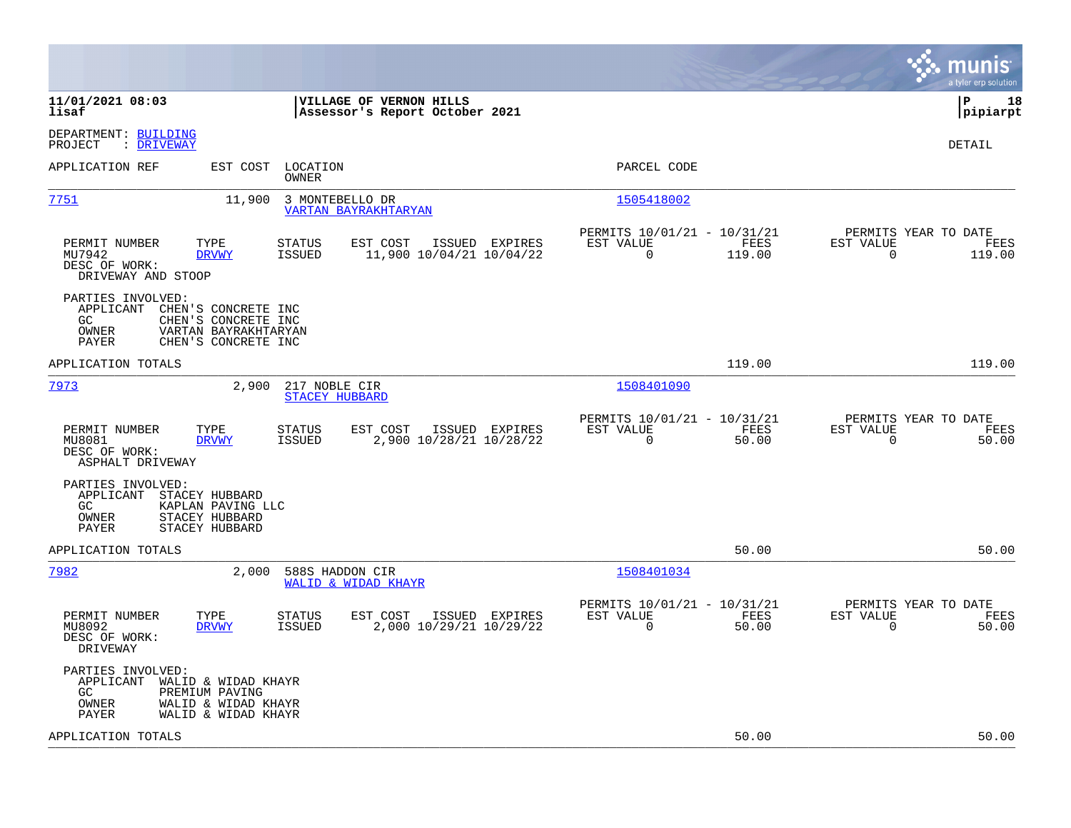**VILLAGE OF VERNON HILLS**
**Assessor's Report October 2021**

DEPARTMENT: BUILDING
PROJECT : DRIVEWAY

DETAIL

| APPLICATION REF | EST COST | LOCATION / OWNER | PARCEL CODE |
|---|---|---|---|
| 7751 | 11,900 | 3 MONTEBELLO DR / VARTAN BAYRAKHTARYAN | 1505418002 |

| PERMIT NUMBER | TYPE | STATUS | EST COST | ISSUED | EXPIRES | PERMITS 10/01/21 - 10/31/21 EST VALUE | FEES | PERMITS YEAR TO DATE EST VALUE | FEES |
|---|---|---|---|---|---|---|---|---|---|
| MU7942 | DRVWY | ISSUED | 11,900 | 10/04/21 | 10/04/22 | 0 | 119.00 | 0 | 119.00 |

DESC OF WORK:
DRIVEWAY AND STOOP

PARTIES INVOLVED:
- APPLICANT CHEN'S CONCRETE INC
- GC CHEN'S CONCRETE INC
- OWNER VARTAN BAYRAKHTARYAN
- PAYER CHEN'S CONCRETE INC

APPLICATION TOTALS: 119.00 | 119.00

| APPLICATION REF | EST COST | LOCATION / OWNER | PARCEL CODE |
|---|---|---|---|
| 7973 | 2,900 | 217 NOBLE CIR / STACEY HUBBARD | 1508401090 |

| PERMIT NUMBER | TYPE | STATUS | EST COST | ISSUED | EXPIRES | PERMITS 10/01/21 - 10/31/21 EST VALUE | FEES | PERMITS YEAR TO DATE EST VALUE | FEES |
|---|---|---|---|---|---|---|---|---|---|
| MU8081 | DRVWY | ISSUED | 2,900 | 10/28/21 | 10/28/22 | 0 | 50.00 | 0 | 50.00 |

DESC OF WORK:
ASPHALT DRIVEWAY

PARTIES INVOLVED:
- APPLICANT STACEY HUBBARD
- GC KAPLAN PAVING LLC
- OWNER STACEY HUBBARD
- PAYER STACEY HUBBARD

APPLICATION TOTALS: 50.00 | 50.00

| APPLICATION REF | EST COST | LOCATION / OWNER | PARCEL CODE |
|---|---|---|---|
| 7982 | 2,000 | 588S HADDON CIR / WALID & WIDAD KHAYR | 1508401034 |

| PERMIT NUMBER | TYPE | STATUS | EST COST | ISSUED | EXPIRES | PERMITS 10/01/21 - 10/31/21 EST VALUE | FEES | PERMITS YEAR TO DATE EST VALUE | FEES |
|---|---|---|---|---|---|---|---|---|---|
| MU8092 | DRVWY | ISSUED | 2,000 | 10/29/21 | 10/29/22 | 0 | 50.00 | 0 | 50.00 |

DESC OF WORK:
DRIVEWAY

PARTIES INVOLVED:
- APPLICANT WALID & WIDAD KHAYR
- GC PREMIUM PAVING
- OWNER WALID & WIDAD KHAYR
- PAYER WALID & WIDAD KHAYR

APPLICATION TOTALS: 50.00 | 50.00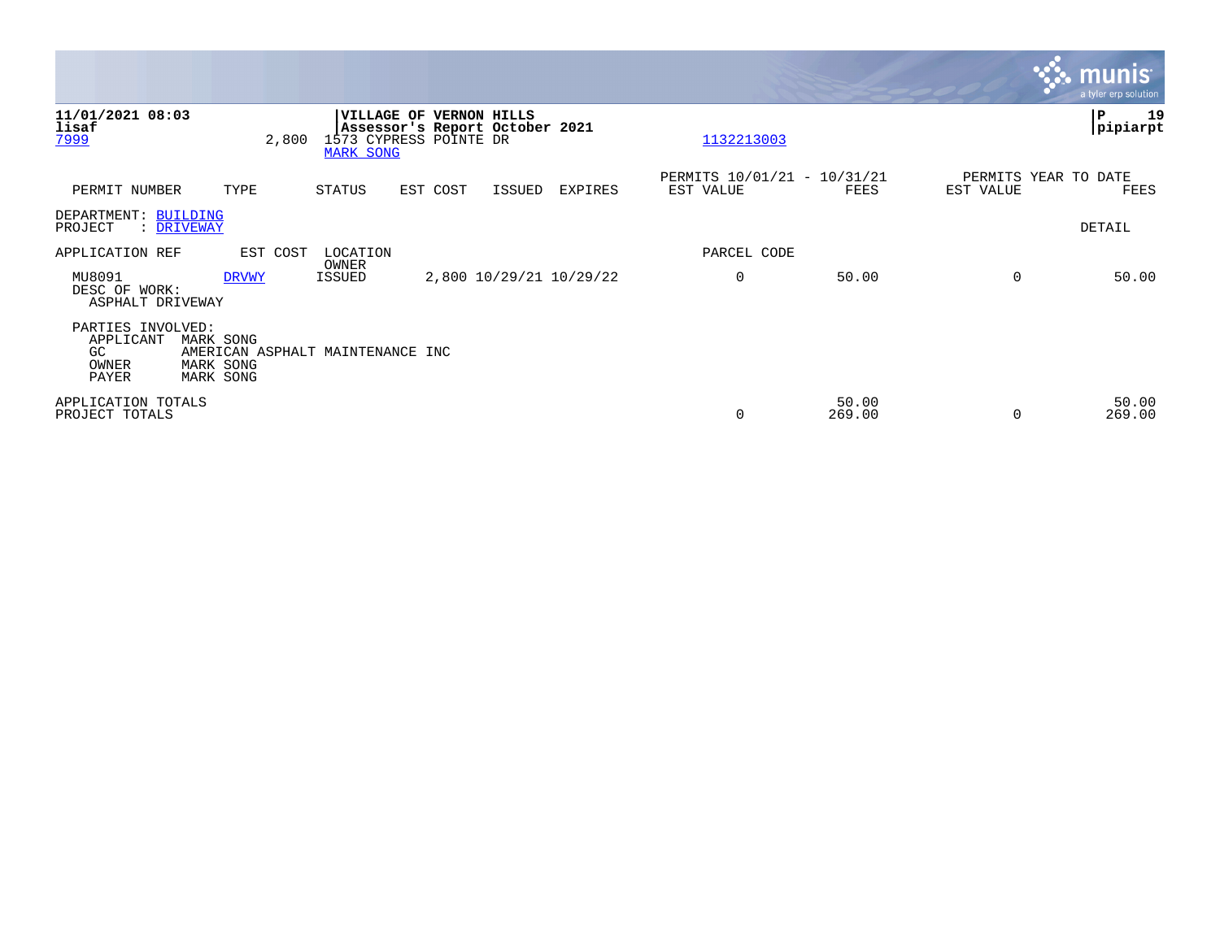**11/01/2021 08:03**
**lisaf**
7999 2,800 1573 CYPRESS POINTE DR
MARK SONG

**VILLAGE OF VERNON HILLS**
**Assessor's Report October 2021**

1132213003

**P 19**
**pipiarpt**

| PERMIT NUMBER | TYPE | STATUS | EST COST | ISSUED | EXPIRES | PERMITS 10/01/21 - 10/31/21 EST VALUE | FEES | PERMITS YEAR TO DATE EST VALUE | FEES |
|---|---|---|---|---|---|---|---|---|---|

DEPARTMENT: BUILDING
PROJECT : DRIVEWAY

DETAIL

| APPLICATION REF | EST COST | LOCATION / OWNER | | | | PARCEL CODE | | | |
|---|---|---|---|---|---|---|---|---|---|
| MU8091 | DRVWY | ISSUED | 2,800 | 10/29/21 | 10/29/22 | 0 | 50.00 | 0 | 50.00 |

DESC OF WORK:
ASPHALT DRIVEWAY

PARTIES INVOLVED:
APPLICANT MARK SONG
GC AMERICAN ASPHALT MAINTENANCE INC
OWNER MARK SONG
PAYER MARK SONG

| | EST VALUE | FEES | EST VALUE | FEES |
|---|---|---|---|---|
| APPLICATION TOTALS | | 50.00 | | 50.00 |
| PROJECT TOTALS | 0 | 269.00 | 0 | 269.00 |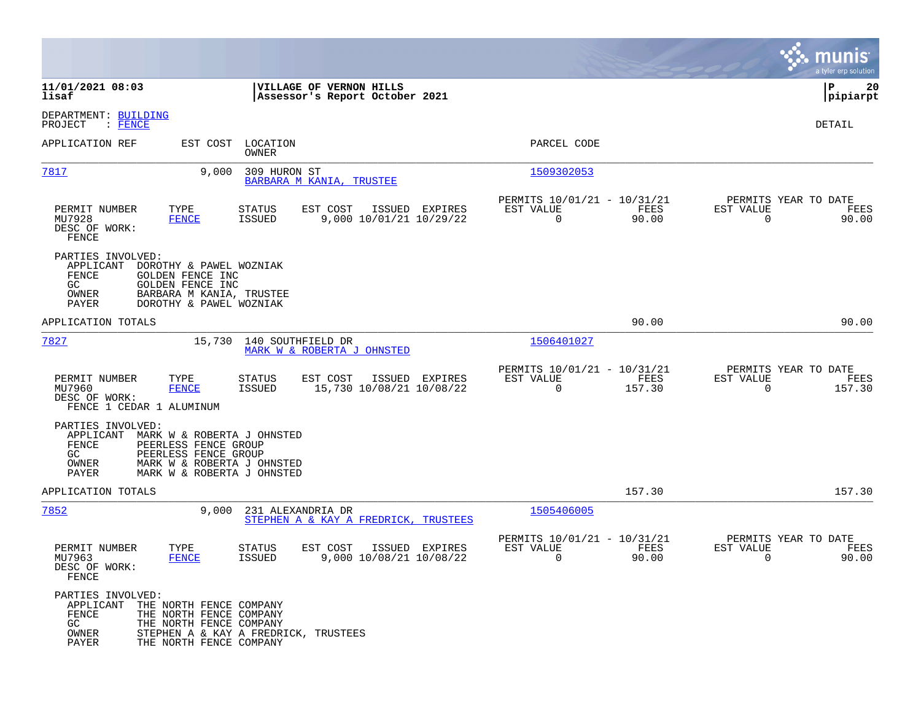**11/01/2021 08:03** | **VILLAGE OF VERNON HILLS** | **P 20**
**lisaf** | **Assessor's Report October 2021** | **pipiarpt**

DEPARTMENT: BUILDING
PROJECT : FENCE

DETAIL

| APPLICATION REF | EST COST | LOCATION / OWNER | PARCEL CODE |
|---|---|---|---|
| 7817 | 9,000 | 309 HURON ST / BARBARA M KANIA, TRUSTEE | 1509302053 |

| PERMIT NUMBER | TYPE | STATUS | EST COST | ISSUED | EXPIRES | PERMITS 10/01/21 - 10/31/21 EST VALUE | FEES | PERMITS YEAR TO DATE EST VALUE | FEES |
|---|---|---|---|---|---|---|---|---|---|
| MU7928 | FENCE | ISSUED | 9,000 | 10/01/21 | 10/29/22 | 0 | 90.00 | 0 | 90.00 |

DESC OF WORK:
FENCE

PARTIES INVOLVED:
- APPLICANT DOROTHY & PAWEL WOZNIAK
- FENCE GOLDEN FENCE INC
- GC GOLDEN FENCE INC
- OWNER BARBARA M KANIA, TRUSTEE
- PAYER DOROTHY & PAWEL WOZNIAK

APPLICATION TOTALS — 90.00 — 90.00

| APPLICATION REF | EST COST | LOCATION / OWNER | PARCEL CODE |
|---|---|---|---|
| 7827 | 15,730 | 140 SOUTHFIELD DR / MARK W & ROBERTA J OHNSTED | 1506401027 |

| PERMIT NUMBER | TYPE | STATUS | EST COST | ISSUED | EXPIRES | PERMITS 10/01/21 - 10/31/21 EST VALUE | FEES | PERMITS YEAR TO DATE EST VALUE | FEES |
|---|---|---|---|---|---|---|---|---|---|
| MU7960 | FENCE | ISSUED | 15,730 | 10/08/21 | 10/08/22 | 0 | 157.30 | 0 | 157.30 |

DESC OF WORK:
FENCE 1 CEDAR 1 ALUMINUM

PARTIES INVOLVED:
- APPLICANT MARK W & ROBERTA J OHNSTED
- FENCE PEERLESS FENCE GROUP
- GC PEERLESS FENCE GROUP
- OWNER MARK W & ROBERTA J OHNSTED
- PAYER MARK W & ROBERTA J OHNSTED

APPLICATION TOTALS — 157.30 — 157.30

| APPLICATION REF | EST COST | LOCATION / OWNER | PARCEL CODE |
|---|---|---|---|
| 7852 | 9,000 | 231 ALEXANDRIA DR / STEPHEN A & KAY A FREDRICK, TRUSTEES | 1505406005 |

| PERMIT NUMBER | TYPE | STATUS | EST COST | ISSUED | EXPIRES | PERMITS 10/01/21 - 10/31/21 EST VALUE | FEES | PERMITS YEAR TO DATE EST VALUE | FEES |
|---|---|---|---|---|---|---|---|---|---|
| MU7963 | FENCE | ISSUED | 9,000 | 10/08/21 | 10/08/22 | 0 | 90.00 | 0 | 90.00 |

DESC OF WORK:
FENCE

PARTIES INVOLVED:
- APPLICANT THE NORTH FENCE COMPANY
- FENCE THE NORTH FENCE COMPANY
- GC THE NORTH FENCE COMPANY
- OWNER STEPHEN A & KAY A FREDRICK, TRUSTEES
- PAYER THE NORTH FENCE COMPANY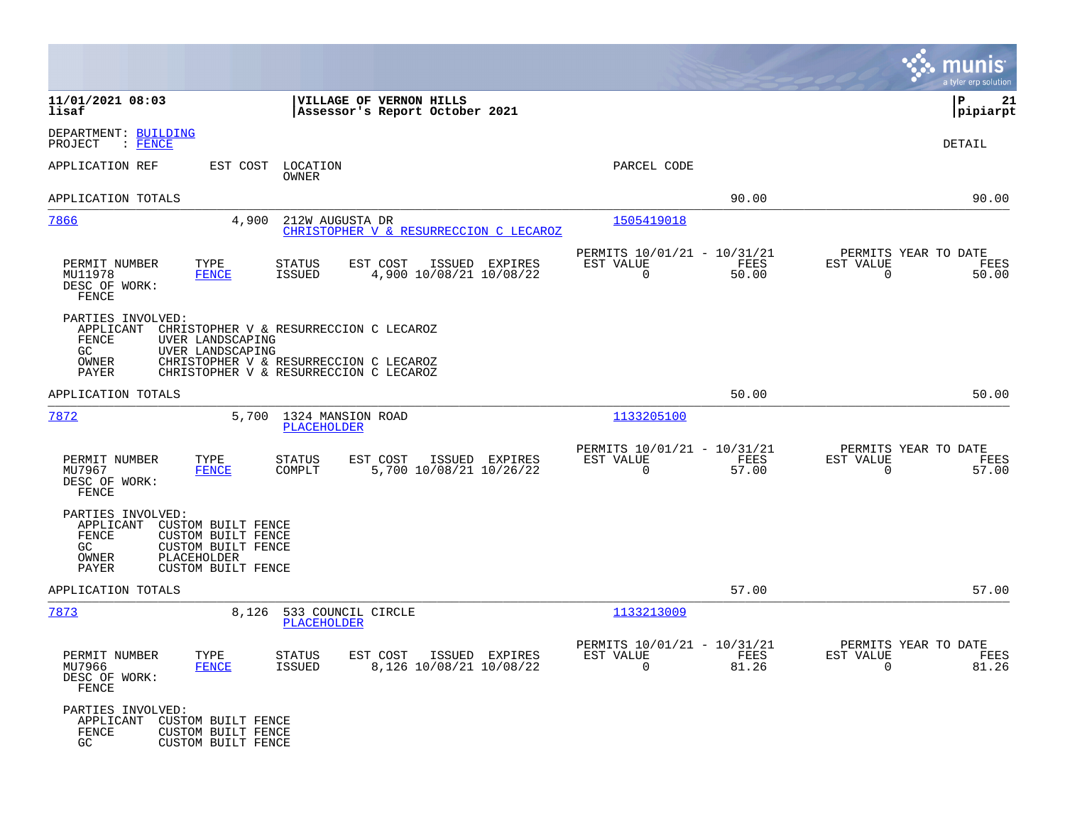**11/01/2021 08:03** | **VILLAGE OF VERNON HILLS** | **P 21**
**lisaf** | **Assessor's Report October 2021** | **pipiarpt**

DEPARTMENT: BUILDING
PROJECT : FENCE

DETAIL

| APPLICATION REF | EST COST | LOCATION / OWNER | PARCEL CODE | | |
|---|---|---|---|---|---|
| APPLICATION TOTALS | | | | 90.00 | 90.00 |

---

**7866** — 4,900 — 212W AUGUSTA DR — CHRISTOPHER V & RESURRECCION C LECAROZ — Parcel Code: 1505419018

| PERMIT NUMBER | TYPE | STATUS | EST COST | ISSUED | EXPIRES | PERMITS 10/01/21 - 10/31/21 EST VALUE | FEES | PERMITS YEAR TO DATE EST VALUE | FEES |
|---|---|---|---|---|---|---|---|---|---|
| MU11978 | FENCE | ISSUED | 4,900 | 10/08/21 | 10/08/22 | 0 | 50.00 | 0 | 50.00 |

DESC OF WORK:
FENCE

PARTIES INVOLVED:
- APPLICANT: CHRISTOPHER V & RESURRECCION C LECAROZ
- FENCE: UVER LANDSCAPING
- GC: UVER LANDSCAPING
- OWNER: CHRISTOPHER V & RESURRECCION C LECAROZ
- PAYER: CHRISTOPHER V & RESURRECCION C LECAROZ

APPLICATION TOTALS: 50.00 | 50.00

---

**7872** — 5,700 — 1324 MANSION ROAD — PLACEHOLDER — Parcel Code: 1133205100

| PERMIT NUMBER | TYPE | STATUS | EST COST | ISSUED | EXPIRES | PERMITS 10/01/21 - 10/31/21 EST VALUE | FEES | PERMITS YEAR TO DATE EST VALUE | FEES |
|---|---|---|---|---|---|---|---|---|---|
| MU7967 | FENCE | COMPLT | 5,700 | 10/08/21 | 10/26/22 | 0 | 57.00 | 0 | 57.00 |

DESC OF WORK:
FENCE

PARTIES INVOLVED:
- APPLICANT: CUSTOM BUILT FENCE
- FENCE: CUSTOM BUILT FENCE
- GC: CUSTOM BUILT FENCE
- OWNER: PLACEHOLDER
- PAYER: CUSTOM BUILT FENCE

APPLICATION TOTALS: 57.00 | 57.00

---

**7873** — 8,126 — 533 COUNCIL CIRCLE — PLACEHOLDER — Parcel Code: 1133213009

| PERMIT NUMBER | TYPE | STATUS | EST COST | ISSUED | EXPIRES | PERMITS 10/01/21 - 10/31/21 EST VALUE | FEES | PERMITS YEAR TO DATE EST VALUE | FEES |
|---|---|---|---|---|---|---|---|---|---|
| MU7966 | FENCE | ISSUED | 8,126 | 10/08/21 | 10/08/22 | 0 | 81.26 | 0 | 81.26 |

DESC OF WORK:
FENCE

PARTIES INVOLVED:
- APPLICANT: CUSTOM BUILT FENCE
- FENCE: CUSTOM BUILT FENCE
- GC: CUSTOM BUILT FENCE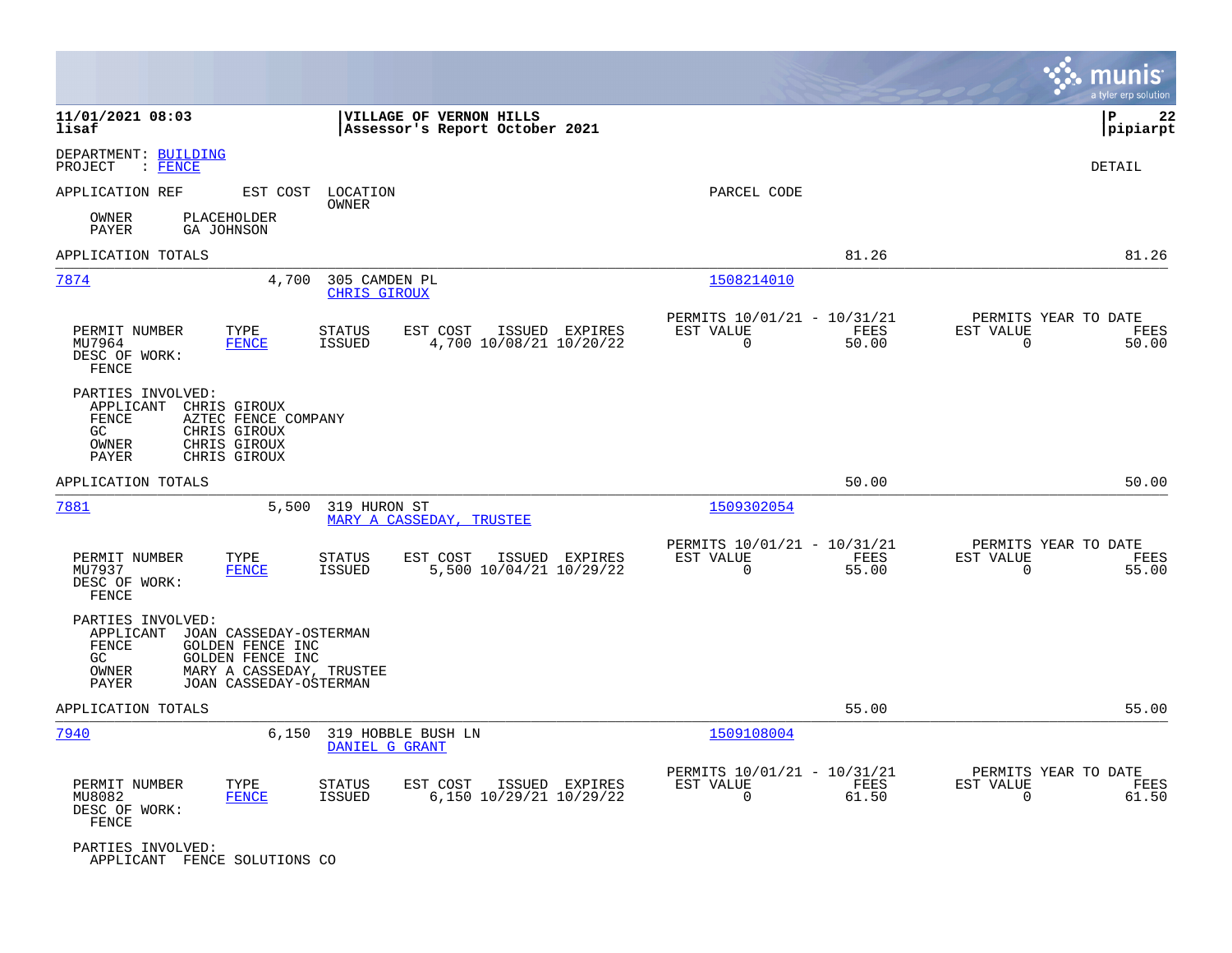**11/01/2021 08:03** | **VILLAGE OF VERNON HILLS** | **P 22**
**lisaf** | **Assessor's Report October 2021** | **pipiarpt**

DEPARTMENT: BUILDING
PROJECT : FENCE

DETAIL

APPLICATION REF   EST COST   LOCATION / OWNER   PARCEL CODE

OWNER PLACEHOLDER
PAYER GA JOHNSON

APPLICATION TOTALS 81.26 81.26

---

**7874** 4,700 305 CAMDEN PL — CHRIS GIROUX — 1508214010

| PERMIT NUMBER | TYPE | STATUS | EST COST | ISSUED | EXPIRES | PERMITS 10/01/21 - 10/31/21 EST VALUE | FEES | PERMITS YEAR TO DATE EST VALUE | FEES |
|---|---|---|---|---|---|---|---|---|---|
| MU7964 | FENCE | ISSUED | 4,700 | 10/08/21 | 10/20/22 | 0 | 50.00 | 0 | 50.00 |

DESC OF WORK:
FENCE

PARTIES INVOLVED:
- APPLICANT CHRIS GIROUX
- FENCE AZTEC FENCE COMPANY
- GC CHRIS GIROUX
- OWNER CHRIS GIROUX
- PAYER CHRIS GIROUX

APPLICATION TOTALS 50.00 50.00

---

**7881** 5,500 319 HURON ST — MARY A CASSEDAY, TRUSTEE — 1509302054

| PERMIT NUMBER | TYPE | STATUS | EST COST | ISSUED | EXPIRES | PERMITS 10/01/21 - 10/31/21 EST VALUE | FEES | PERMITS YEAR TO DATE EST VALUE | FEES |
|---|---|---|---|---|---|---|---|---|---|
| MU7937 | FENCE | ISSUED | 5,500 | 10/04/21 | 10/29/22 | 0 | 55.00 | 0 | 55.00 |

DESC OF WORK:
FENCE

PARTIES INVOLVED:
- APPLICANT JOAN CASSEDAY-OSTERMAN
- FENCE GOLDEN FENCE INC
- GC GOLDEN FENCE INC
- OWNER MARY A CASSEDAY, TRUSTEE
- PAYER JOAN CASSEDAY-OSTERMAN

APPLICATION TOTALS 55.00 55.00

---

**7940** 6,150 319 HOBBLE BUSH LN — DANIEL G GRANT — 1509108004

| PERMIT NUMBER | TYPE | STATUS | EST COST | ISSUED | EXPIRES | PERMITS 10/01/21 - 10/31/21 EST VALUE | FEES | PERMITS YEAR TO DATE EST VALUE | FEES |
|---|---|---|---|---|---|---|---|---|---|
| MU8082 | FENCE | ISSUED | 6,150 | 10/29/21 | 10/29/22 | 0 | 61.50 | 0 | 61.50 |

DESC OF WORK:
FENCE

PARTIES INVOLVED:
- APPLICANT FENCE SOLUTIONS CO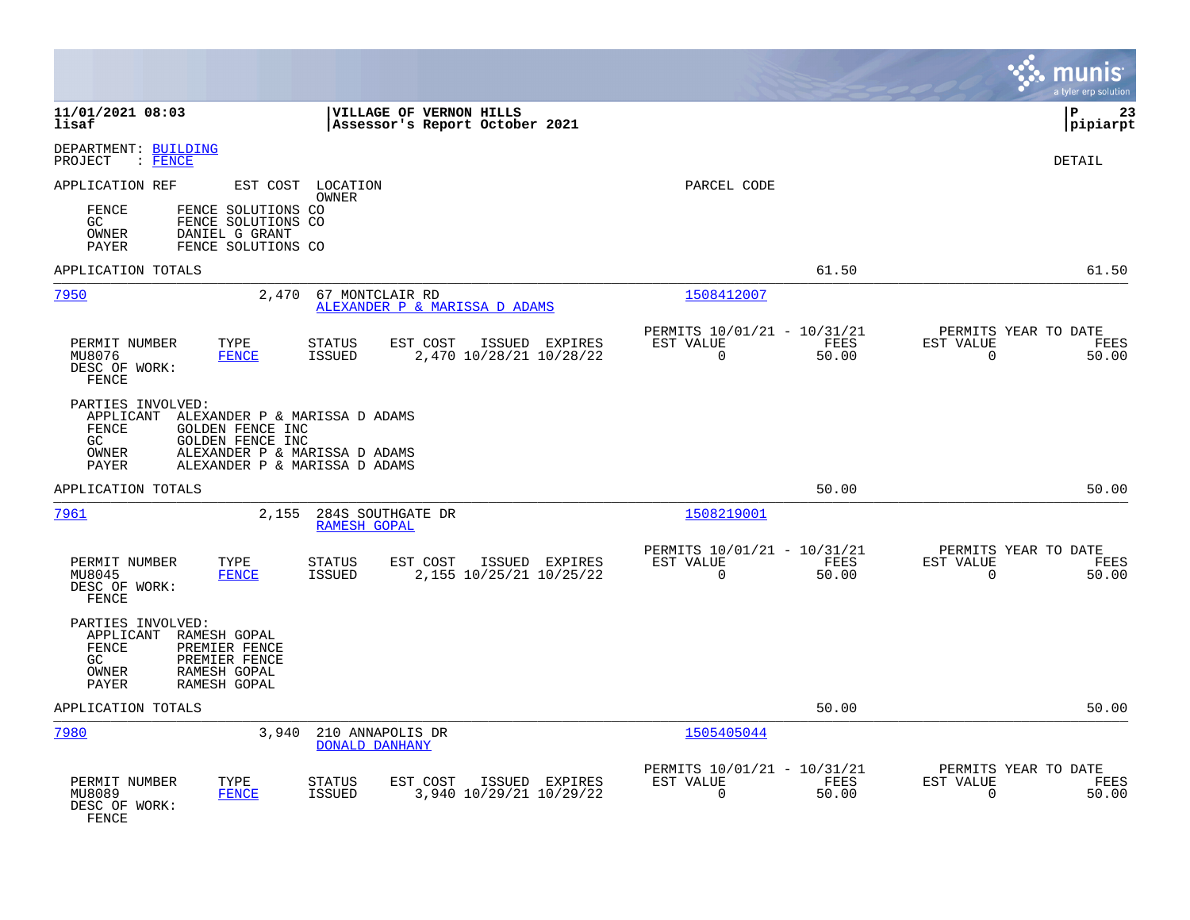**11/01/2021 08:03** — lisaf

**VILLAGE OF VERNON HILLS**
**Assessor's Report October 2021**

P 23 — pipiarpt

DEPARTMENT: BUILDING
PROJECT : FENCE

DETAIL

APPLICATION REF | EST COST | LOCATION / OWNER | PARCEL CODE

FENCE — FENCE SOLUTIONS CO
GC — FENCE SOLUTIONS CO
OWNER — DANIEL G GRANT
PAYER — FENCE SOLUTIONS CO

APPLICATION TOTALS — 61.50 — 61.50

---

**7950** — 2,470 — 67 MONTCLAIR RD — ALEXANDER P & MARISSA D ADAMS — 1508412007

| PERMIT NUMBER | TYPE | STATUS | EST COST | ISSUED | EXPIRES | PERMITS 10/01/21 - 10/31/21 EST VALUE | FEES | PERMITS YEAR TO DATE EST VALUE | FEES |
|---|---|---|---|---|---|---|---|---|---|
| MU8076 | FENCE | ISSUED | 2,470 | 10/28/21 | 10/28/22 | 0 | 50.00 | 0 | 50.00 |

DESC OF WORK:
FENCE

PARTIES INVOLVED:
APPLICANT — ALEXANDER P & MARISSA D ADAMS
FENCE — GOLDEN FENCE INC
GC — GOLDEN FENCE INC
OWNER — ALEXANDER P & MARISSA D ADAMS
PAYER — ALEXANDER P & MARISSA D ADAMS

APPLICATION TOTALS — 50.00 — 50.00

---

**7961** — 2,155 — 284S SOUTHGATE DR — RAMESH GOPAL — 1508219001

| PERMIT NUMBER | TYPE | STATUS | EST COST | ISSUED | EXPIRES | PERMITS 10/01/21 - 10/31/21 EST VALUE | FEES | PERMITS YEAR TO DATE EST VALUE | FEES |
|---|---|---|---|---|---|---|---|---|---|
| MU8045 | FENCE | ISSUED | 2,155 | 10/25/21 | 10/25/22 | 0 | 50.00 | 0 | 50.00 |

DESC OF WORK:
FENCE

PARTIES INVOLVED:
APPLICANT — RAMESH GOPAL
FENCE — PREMIER FENCE
GC — PREMIER FENCE
OWNER — RAMESH GOPAL
PAYER — RAMESH GOPAL

APPLICATION TOTALS — 50.00 — 50.00

---

**7980** — 3,940 — 210 ANNAPOLIS DR — DONALD DANHANY — 1505405044

| PERMIT NUMBER | TYPE | STATUS | EST COST | ISSUED | EXPIRES | PERMITS 10/01/21 - 10/31/21 EST VALUE | FEES | PERMITS YEAR TO DATE EST VALUE | FEES |
|---|---|---|---|---|---|---|---|---|---|
| MU8089 | FENCE | ISSUED | 3,940 | 10/29/21 | 10/29/22 | 0 | 50.00 | 0 | 50.00 |

DESC OF WORK:
FENCE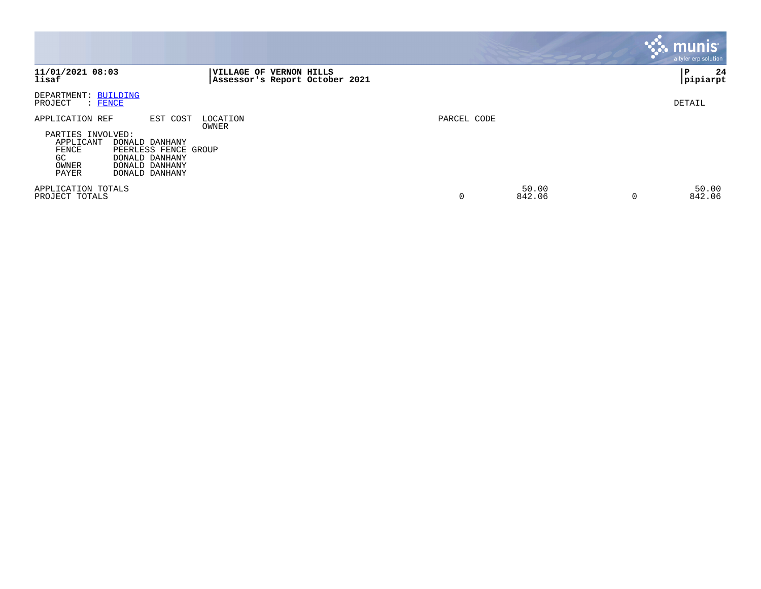**11/01/2021 08:03**
**lisaf**

**VILLAGE OF VERNON HILLS**
**Assessor's Report October 2021**

**pipiarpt**

DEPARTMENT: BUILDING
PROJECT : FENCE

DETAIL

| APPLICATION REF | EST COST | LOCATION / OWNER | PARCEL CODE | | | |
|---|---|---|---|---|---|---|

PARTIES INVOLVED:

| Role | Name |
|---|---|
| APPLICANT | DONALD DANHANY |
| FENCE | PEERLESS FENCE GROUP |
| GC | DONALD DANHANY |
| OWNER | DONALD DANHANY |
| PAYER | DONALD DANHANY |

| | | | | |
|---|---|---|---|---|
| APPLICATION TOTALS | | 50.00 | | 50.00 |
| PROJECT TOTALS | 0 | 842.06 | 0 | 842.06 |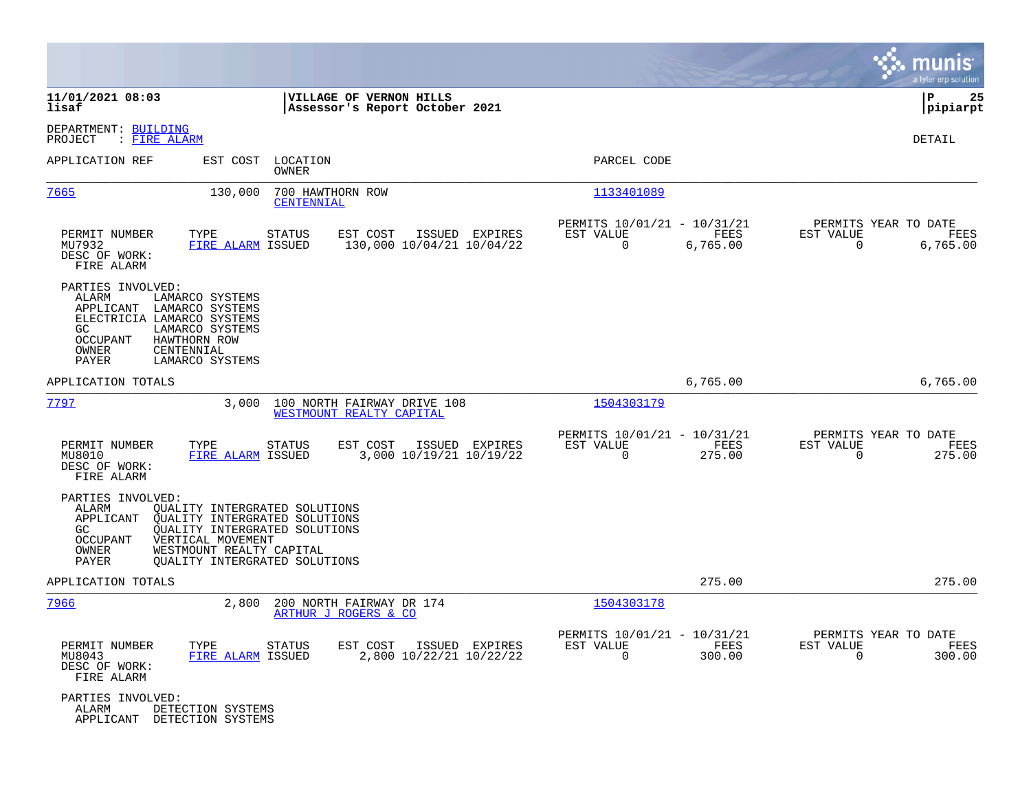11/01/2021 08:03 | VILLAGE OF VERNON HILLS | P 25
lisaf | Assessor's Report October 2021 | pipiarpt

DEPARTMENT: BUILDING
PROJECT : FIRE ALARM

DETAIL

| APPLICATION REF | EST COST | LOCATION / OWNER | PARCEL CODE |
|---|---|---|---|
| 7665 | 130,000 | 700 HAWTHORN ROW / CENTENNIAL | 1133401089 |

| PERMIT NUMBER | TYPE | STATUS | EST COST | ISSUED | EXPIRES | PERMITS 10/01/21 - 10/31/21 EST VALUE | FEES | PERMITS YEAR TO DATE EST VALUE | FEES |
|---|---|---|---|---|---|---|---|---|---|
| MU7932 | FIRE ALARM | ISSUED | 130,000 | 10/04/21 | 10/04/22 | 0 | 6,765.00 | 0 | 6,765.00 |

DESC OF WORK:
FIRE ALARM

PARTIES INVOLVED:
- ALARM LAMARCO SYSTEMS
- APPLICANT LAMARCO SYSTEMS
- ELECTRICIA LAMARCO SYSTEMS
- GC LAMARCO SYSTEMS
- OCCUPANT HAWTHORN ROW
- OWNER CENTENNIAL
- PAYER LAMARCO SYSTEMS

APPLICATION TOTALS 6,765.00 6,765.00

| APPLICATION REF | EST COST | LOCATION / OWNER | PARCEL CODE |
|---|---|---|---|
| 7797 | 3,000 | 100 NORTH FAIRWAY DRIVE 108 / WESTMOUNT REALTY CAPITAL | 1504303179 |

| PERMIT NUMBER | TYPE | STATUS | EST COST | ISSUED | EXPIRES | PERMITS 10/01/21 - 10/31/21 EST VALUE | FEES | PERMITS YEAR TO DATE EST VALUE | FEES |
|---|---|---|---|---|---|---|---|---|---|
| MU8010 | FIRE ALARM | ISSUED | 3,000 | 10/19/21 | 10/19/22 | 0 | 275.00 | 0 | 275.00 |

DESC OF WORK:
FIRE ALARM

PARTIES INVOLVED:
- ALARM QUALITY INTERGRATED SOLUTIONS
- APPLICANT QUALITY INTERGRATED SOLUTIONS
- GC QUALITY INTERGRATED SOLUTIONS
- OCCUPANT VERTICAL MOVEMENT
- OWNER WESTMOUNT REALTY CAPITAL
- PAYER QUALITY INTERGRATED SOLUTIONS

APPLICATION TOTALS 275.00 275.00

| APPLICATION REF | EST COST | LOCATION / OWNER | PARCEL CODE |
|---|---|---|---|
| 7966 | 2,800 | 200 NORTH FAIRWAY DR 174 / ARTHUR J ROGERS & CO | 1504303178 |

| PERMIT NUMBER | TYPE | STATUS | EST COST | ISSUED | EXPIRES | PERMITS 10/01/21 - 10/31/21 EST VALUE | FEES | PERMITS YEAR TO DATE EST VALUE | FEES |
|---|---|---|---|---|---|---|---|---|---|
| MU8043 | FIRE ALARM | ISSUED | 2,800 | 10/22/21 | 10/22/22 | 0 | 300.00 | 0 | 300.00 |

DESC OF WORK:
FIRE ALARM

PARTIES INVOLVED:
- ALARM DETECTION SYSTEMS
- APPLICANT DETECTION SYSTEMS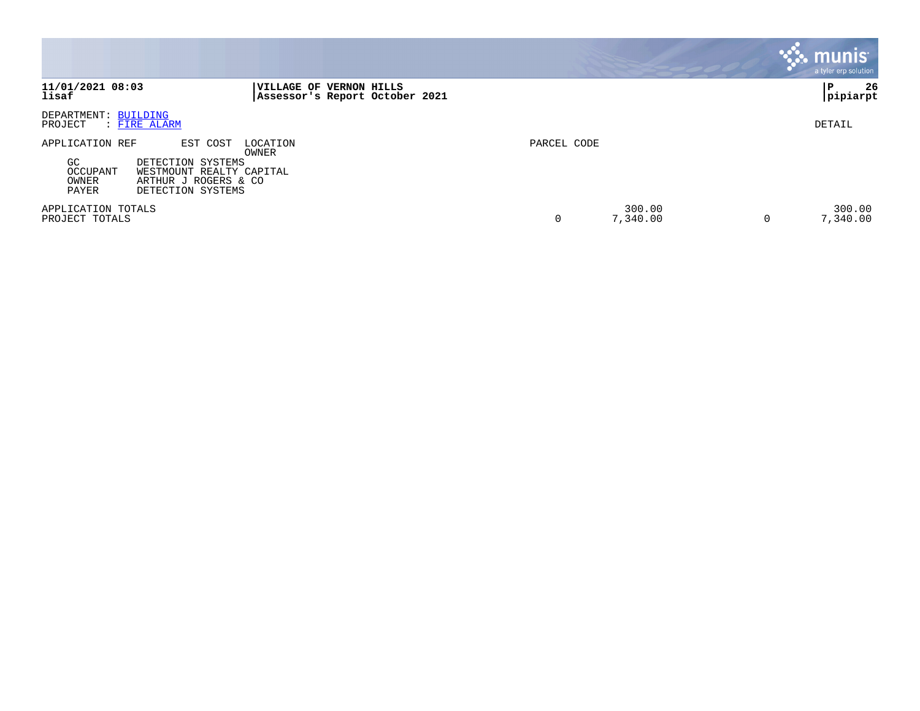DEPARTMENT: BUILDING
PROJECT : FIRE ALARM

DETAIL

| APPLICATION REF | EST COST | LOCATION OWNER | PARCEL CODE | | | |
|---|---|---|---|---|---|---|
| GC | DETECTION SYSTEMS | | | | | |
| OCCUPANT | WESTMOUNT REALTY CAPITAL | | | | | |
| OWNER | ARTHUR J ROGERS & CO | | | | | |
| PAYER | DETECTION SYSTEMS | | | | | |
| APPLICATION TOTALS | | | | 300.00 | | 300.00 |
| PROJECT TOTALS | | | 0 | 7,340.00 | 0 | 7,340.00 |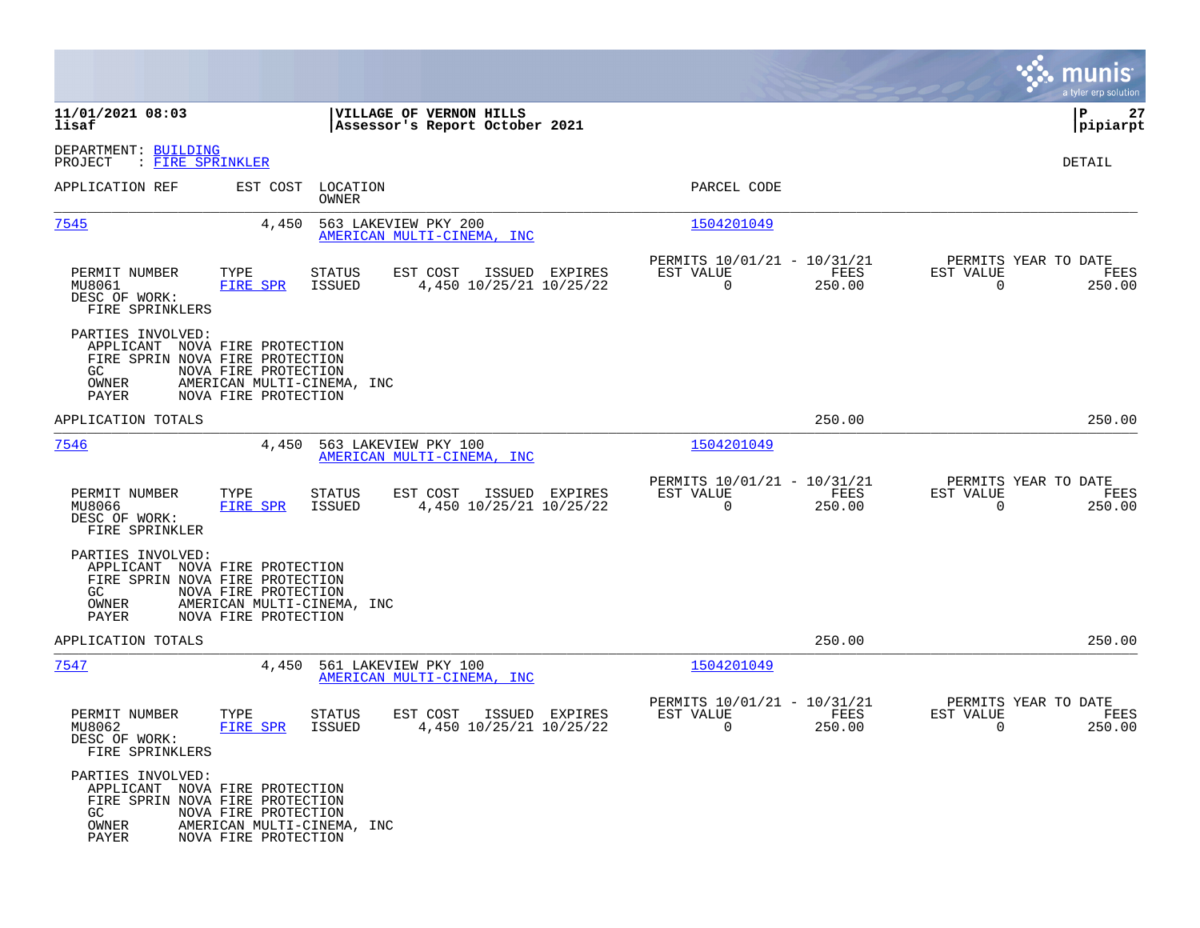**11/01/2021 08:03** | **VILLAGE OF VERNON HILLS** | **P 27**
**lisaf** | **Assessor's Report October 2021** | **pipiarpt**

DEPARTMENT: BUILDING
PROJECT : FIRE SPRINKLER

DETAIL

| APPLICATION REF | EST COST | LOCATION / OWNER | PARCEL CODE |
|---|---|---|---|
| 7545 | 4,450 | 563 LAKEVIEW PKY 200 / AMERICAN MULTI-CINEMA, INC | 1504201049 |

| PERMIT NUMBER | TYPE | STATUS | EST COST | ISSUED | EXPIRES | PERMITS 10/01/21 - 10/31/21 EST VALUE | FEES | PERMITS YEAR TO DATE EST VALUE | FEES |
|---|---|---|---|---|---|---|---|---|---|
| MU8061 | FIRE SPR | ISSUED | 4,450 | 10/25/21 | 10/25/22 | 0 | 250.00 | 0 | 250.00 |

DESC OF WORK:
FIRE SPRINKLERS

PARTIES INVOLVED:
- APPLICANT NOVA FIRE PROTECTION
- FIRE SPRIN NOVA FIRE PROTECTION
- GC NOVA FIRE PROTECTION
- OWNER AMERICAN MULTI-CINEMA, INC
- PAYER NOVA FIRE PROTECTION

APPLICATION TOTALS 250.00 250.00

| APPLICATION REF | EST COST | LOCATION / OWNER | PARCEL CODE |
|---|---|---|---|
| 7546 | 4,450 | 563 LAKEVIEW PKY 100 / AMERICAN MULTI-CINEMA, INC | 1504201049 |

| PERMIT NUMBER | TYPE | STATUS | EST COST | ISSUED | EXPIRES | PERMITS 10/01/21 - 10/31/21 EST VALUE | FEES | PERMITS YEAR TO DATE EST VALUE | FEES |
|---|---|---|---|---|---|---|---|---|---|
| MU8066 | FIRE SPR | ISSUED | 4,450 | 10/25/21 | 10/25/22 | 0 | 250.00 | 0 | 250.00 |

DESC OF WORK:
FIRE SPRINKLER

PARTIES INVOLVED:
- APPLICANT NOVA FIRE PROTECTION
- FIRE SPRIN NOVA FIRE PROTECTION
- GC NOVA FIRE PROTECTION
- OWNER AMERICAN MULTI-CINEMA, INC
- PAYER NOVA FIRE PROTECTION

APPLICATION TOTALS 250.00 250.00

| APPLICATION REF | EST COST | LOCATION / OWNER | PARCEL CODE |
|---|---|---|---|
| 7547 | 4,450 | 561 LAKEVIEW PKY 100 / AMERICAN MULTI-CINEMA, INC | 1504201049 |

| PERMIT NUMBER | TYPE | STATUS | EST COST | ISSUED | EXPIRES | PERMITS 10/01/21 - 10/31/21 EST VALUE | FEES | PERMITS YEAR TO DATE EST VALUE | FEES |
|---|---|---|---|---|---|---|---|---|---|
| MU8062 | FIRE SPR | ISSUED | 4,450 | 10/25/21 | 10/25/22 | 0 | 250.00 | 0 | 250.00 |

DESC OF WORK:
FIRE SPRINKLERS

PARTIES INVOLVED:
- APPLICANT NOVA FIRE PROTECTION
- FIRE SPRIN NOVA FIRE PROTECTION
- GC NOVA FIRE PROTECTION
- OWNER AMERICAN MULTI-CINEMA, INC
- PAYER NOVA FIRE PROTECTION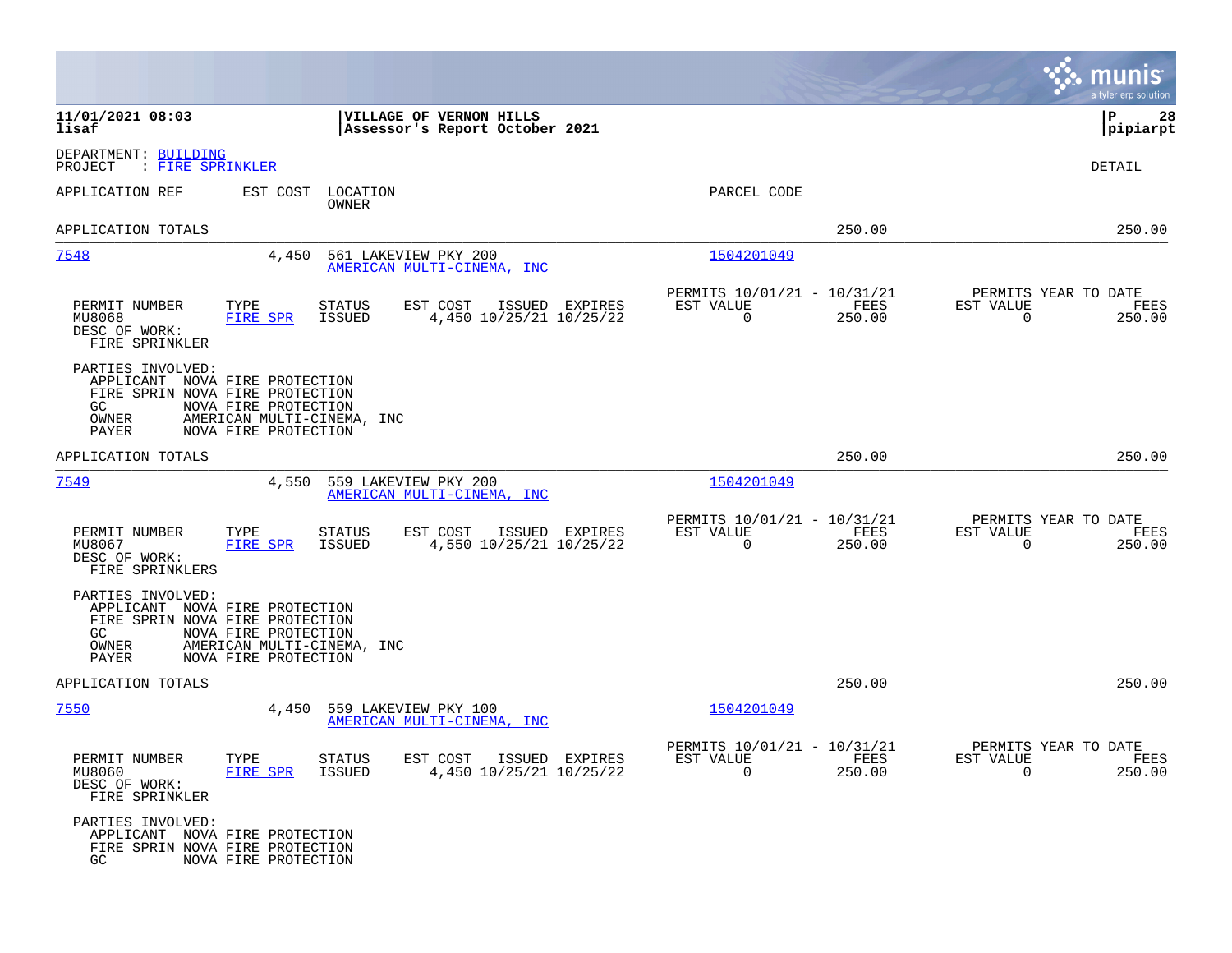**11/01/2021 08:03** | **VILLAGE OF VERNON HILLS** | **P 28**
**lisaf** | **Assessor's Report October 2021** | **pipiarpt**

DEPARTMENT: BUILDING
PROJECT : FIRE SPRINKLER

DETAIL

| APPLICATION REF | EST COST | LOCATION / OWNER | PARCEL CODE | | |
|---|---|---|---|---|---|
| APPLICATION TOTALS | | | | 250.00 | 250.00 |

---

**7548** | 4,450 | 561 LAKEVIEW PKY 200 / AMERICAN MULTI-CINEMA, INC | 1504201049

| PERMIT NUMBER | TYPE | STATUS | EST COST | ISSUED | EXPIRES | PERMITS 10/01/21 - 10/31/21 EST VALUE | FEES | PERMITS YEAR TO DATE EST VALUE | FEES |
|---|---|---|---|---|---|---|---|---|---|
| MU8068 | FIRE SPR | ISSUED | 4,450 | 10/25/21 | 10/25/22 | 0 | 250.00 | 0 | 250.00 |

DESC OF WORK:
FIRE SPRINKLER

PARTIES INVOLVED:
APPLICANT NOVA FIRE PROTECTION
FIRE SPRIN NOVA FIRE PROTECTION
GC NOVA FIRE PROTECTION
OWNER AMERICAN MULTI-CINEMA, INC
PAYER NOVA FIRE PROTECTION

APPLICATION TOTALS 250.00 250.00

---

**7549** | 4,550 | 559 LAKEVIEW PKY 200 / AMERICAN MULTI-CINEMA, INC | 1504201049

| PERMIT NUMBER | TYPE | STATUS | EST COST | ISSUED | EXPIRES | PERMITS 10/01/21 - 10/31/21 EST VALUE | FEES | PERMITS YEAR TO DATE EST VALUE | FEES |
|---|---|---|---|---|---|---|---|---|---|
| MU8067 | FIRE SPR | ISSUED | 4,550 | 10/25/21 | 10/25/22 | 0 | 250.00 | 0 | 250.00 |

DESC OF WORK:
FIRE SPRINKLERS

PARTIES INVOLVED:
APPLICANT NOVA FIRE PROTECTION
FIRE SPRIN NOVA FIRE PROTECTION
GC NOVA FIRE PROTECTION
OWNER AMERICAN MULTI-CINEMA, INC
PAYER NOVA FIRE PROTECTION

APPLICATION TOTALS 250.00 250.00

---

**7550** | 4,450 | 559 LAKEVIEW PKY 100 / AMERICAN MULTI-CINEMA, INC | 1504201049

| PERMIT NUMBER | TYPE | STATUS | EST COST | ISSUED | EXPIRES | PERMITS 10/01/21 - 10/31/21 EST VALUE | FEES | PERMITS YEAR TO DATE EST VALUE | FEES |
|---|---|---|---|---|---|---|---|---|---|
| MU8060 | FIRE SPR | ISSUED | 4,450 | 10/25/21 | 10/25/22 | 0 | 250.00 | 0 | 250.00 |

DESC OF WORK:
FIRE SPRINKLER

PARTIES INVOLVED:
APPLICANT NOVA FIRE PROTECTION
FIRE SPRIN NOVA FIRE PROTECTION
GC NOVA FIRE PROTECTION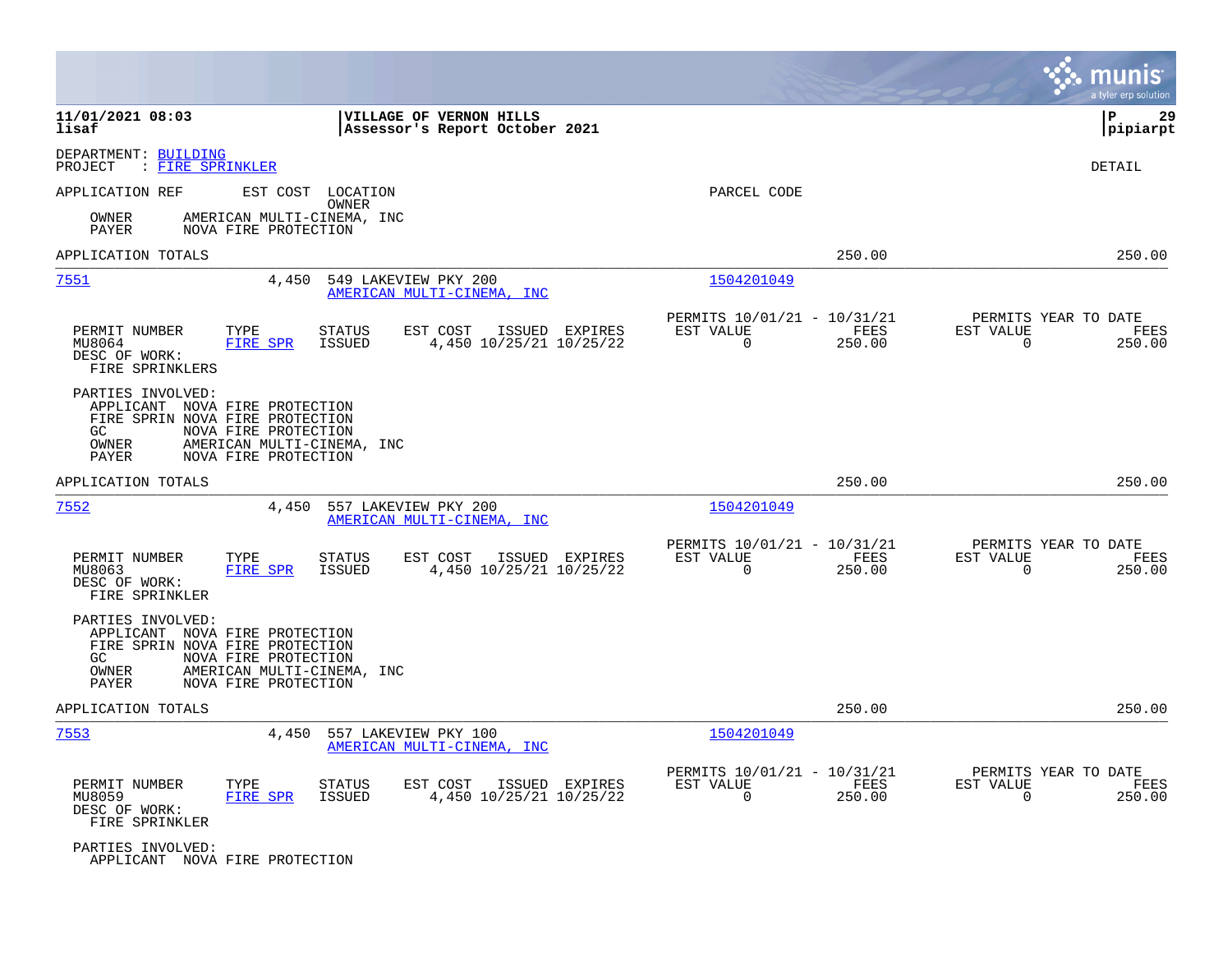DEPARTMENT: BUILDING
PROJECT : FIRE SPRINKLER

DETAIL

APPLICATION REF | EST COST | LOCATION / OWNER | PARCEL CODE

OWNER AMERICAN MULTI-CINEMA, INC
PAYER NOVA FIRE PROTECTION

APPLICATION TOTALS 250.00 250.00

---

**7551** | 4,450 | 549 LAKEVIEW PKY 200 / AMERICAN MULTI-CINEMA, INC | 1504201049

| PERMIT NUMBER | TYPE | STATUS | EST COST | ISSUED | EXPIRES | PERMITS 10/01/21 - 10/31/21 EST VALUE | FEES | PERMITS YEAR TO DATE EST VALUE | FEES |
|---|---|---|---|---|---|---|---|---|---|
| MU8064 | FIRE SPR | ISSUED | 4,450 | 10/25/21 | 10/25/22 | 0 | 250.00 | 0 | 250.00 |

DESC OF WORK:
FIRE SPRINKLERS

PARTIES INVOLVED:
APPLICANT NOVA FIRE PROTECTION
FIRE SPRIN NOVA FIRE PROTECTION
GC NOVA FIRE PROTECTION
OWNER AMERICAN MULTI-CINEMA, INC
PAYER NOVA FIRE PROTECTION

APPLICATION TOTALS 250.00 250.00

---

**7552** | 4,450 | 557 LAKEVIEW PKY 200 / AMERICAN MULTI-CINEMA, INC | 1504201049

| PERMIT NUMBER | TYPE | STATUS | EST COST | ISSUED | EXPIRES | PERMITS 10/01/21 - 10/31/21 EST VALUE | FEES | PERMITS YEAR TO DATE EST VALUE | FEES |
|---|---|---|---|---|---|---|---|---|---|
| MU8063 | FIRE SPR | ISSUED | 4,450 | 10/25/21 | 10/25/22 | 0 | 250.00 | 0 | 250.00 |

DESC OF WORK:
FIRE SPRINKLER

PARTIES INVOLVED:
APPLICANT NOVA FIRE PROTECTION
FIRE SPRIN NOVA FIRE PROTECTION
GC NOVA FIRE PROTECTION
OWNER AMERICAN MULTI-CINEMA, INC
PAYER NOVA FIRE PROTECTION

APPLICATION TOTALS 250.00 250.00

---

**7553** | 4,450 | 557 LAKEVIEW PKY 100 / AMERICAN MULTI-CINEMA, INC | 1504201049

| PERMIT NUMBER | TYPE | STATUS | EST COST | ISSUED | EXPIRES | PERMITS 10/01/21 - 10/31/21 EST VALUE | FEES | PERMITS YEAR TO DATE EST VALUE | FEES |
|---|---|---|---|---|---|---|---|---|---|
| MU8059 | FIRE SPR | ISSUED | 4,450 | 10/25/21 | 10/25/22 | 0 | 250.00 | 0 | 250.00 |

DESC OF WORK:
FIRE SPRINKLER

PARTIES INVOLVED:
APPLICANT NOVA FIRE PROTECTION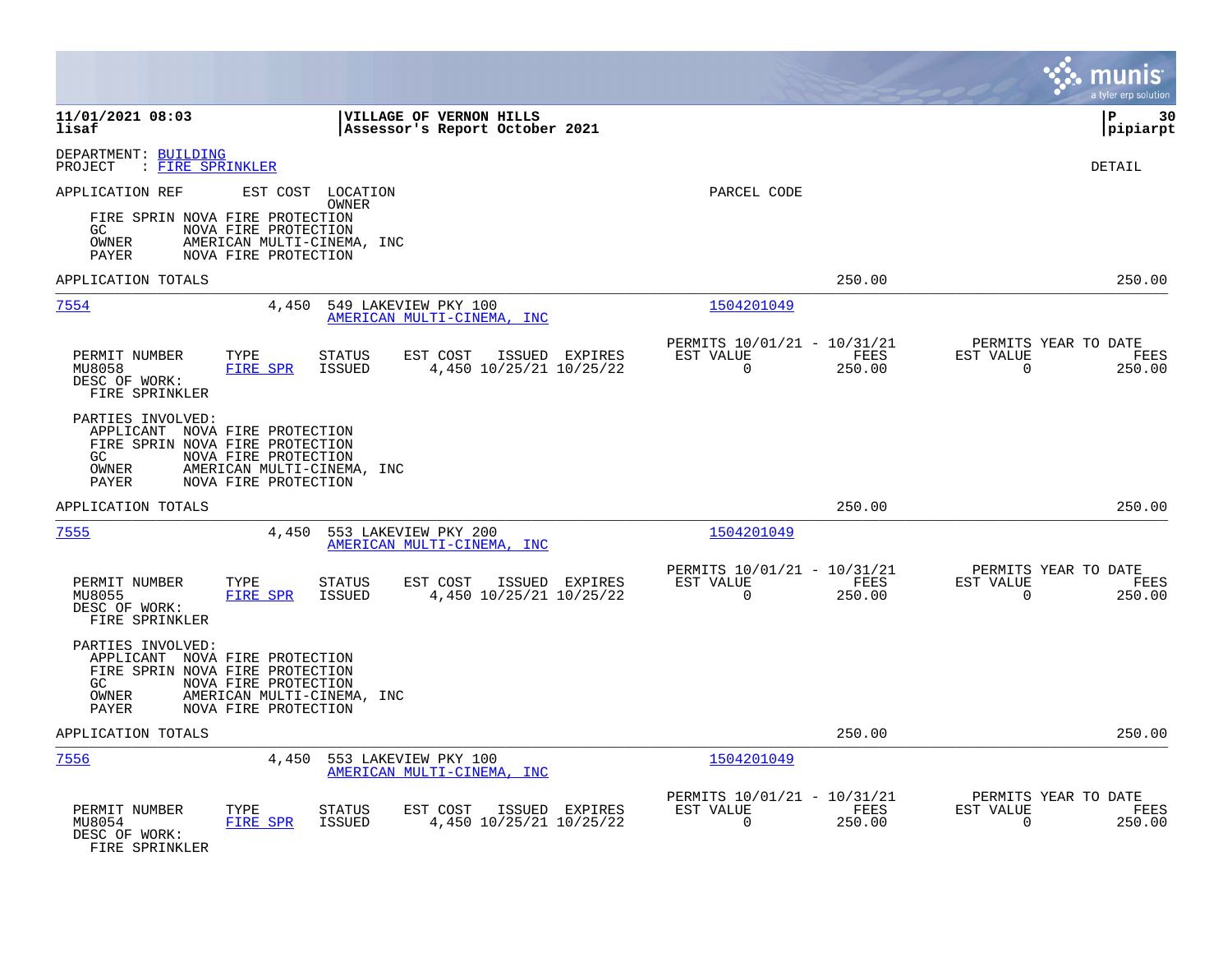**11/01/2021 08:03** | **VILLAGE OF VERNON HILLS** | **P 30**
**lisaf** | **Assessor's Report October 2021** | **pipiarpt**

DEPARTMENT: BUILDING
PROJECT : FIRE SPRINKLER

DETAIL

APPLICATION REF    EST COST    LOCATION
                                OWNER
PARCEL CODE

FIRE SPRIN NOVA FIRE PROTECTION
GC          NOVA FIRE PROTECTION
OWNER       AMERICAN MULTI-CINEMA, INC
PAYER       NOVA FIRE PROTECTION

APPLICATION TOTALS — 250.00 — 250.00

---

**7554** — 4,450 — 549 LAKEVIEW PKY 100 — AMERICAN MULTI-CINEMA, INC — 1504201049

| PERMIT NUMBER | TYPE | STATUS | EST COST | ISSUED | EXPIRES | PERMITS 10/01/21 - 10/31/21 EST VALUE | FEES | PERMITS YEAR TO DATE EST VALUE | FEES |
|---|---|---|---|---|---|---|---|---|---|
| MU8058 | FIRE SPR | ISSUED | 4,450 | 10/25/21 | 10/25/22 | 0 | 250.00 | 0 | 250.00 |

DESC OF WORK:
FIRE SPRINKLER

PARTIES INVOLVED:
APPLICANT  NOVA FIRE PROTECTION
FIRE SPRIN NOVA FIRE PROTECTION
GC          NOVA FIRE PROTECTION
OWNER       AMERICAN MULTI-CINEMA, INC
PAYER       NOVA FIRE PROTECTION

APPLICATION TOTALS — 250.00 — 250.00

---

**7555** — 4,450 — 553 LAKEVIEW PKY 200 — AMERICAN MULTI-CINEMA, INC — 1504201049

| PERMIT NUMBER | TYPE | STATUS | EST COST | ISSUED | EXPIRES | PERMITS 10/01/21 - 10/31/21 EST VALUE | FEES | PERMITS YEAR TO DATE EST VALUE | FEES |
|---|---|---|---|---|---|---|---|---|---|
| MU8055 | FIRE SPR | ISSUED | 4,450 | 10/25/21 | 10/25/22 | 0 | 250.00 | 0 | 250.00 |

DESC OF WORK:
FIRE SPRINKLER

PARTIES INVOLVED:
APPLICANT  NOVA FIRE PROTECTION
FIRE SPRIN NOVA FIRE PROTECTION
GC          NOVA FIRE PROTECTION
OWNER       AMERICAN MULTI-CINEMA, INC
PAYER       NOVA FIRE PROTECTION

APPLICATION TOTALS — 250.00 — 250.00

---

**7556** — 4,450 — 553 LAKEVIEW PKY 100 — AMERICAN MULTI-CINEMA, INC — 1504201049

| PERMIT NUMBER | TYPE | STATUS | EST COST | ISSUED | EXPIRES | PERMITS 10/01/21 - 10/31/21 EST VALUE | FEES | PERMITS YEAR TO DATE EST VALUE | FEES |
|---|---|---|---|---|---|---|---|---|---|
| MU8054 | FIRE SPR | ISSUED | 4,450 | 10/25/21 | 10/25/22 | 0 | 250.00 | 0 | 250.00 |

DESC OF WORK:
FIRE SPRINKLER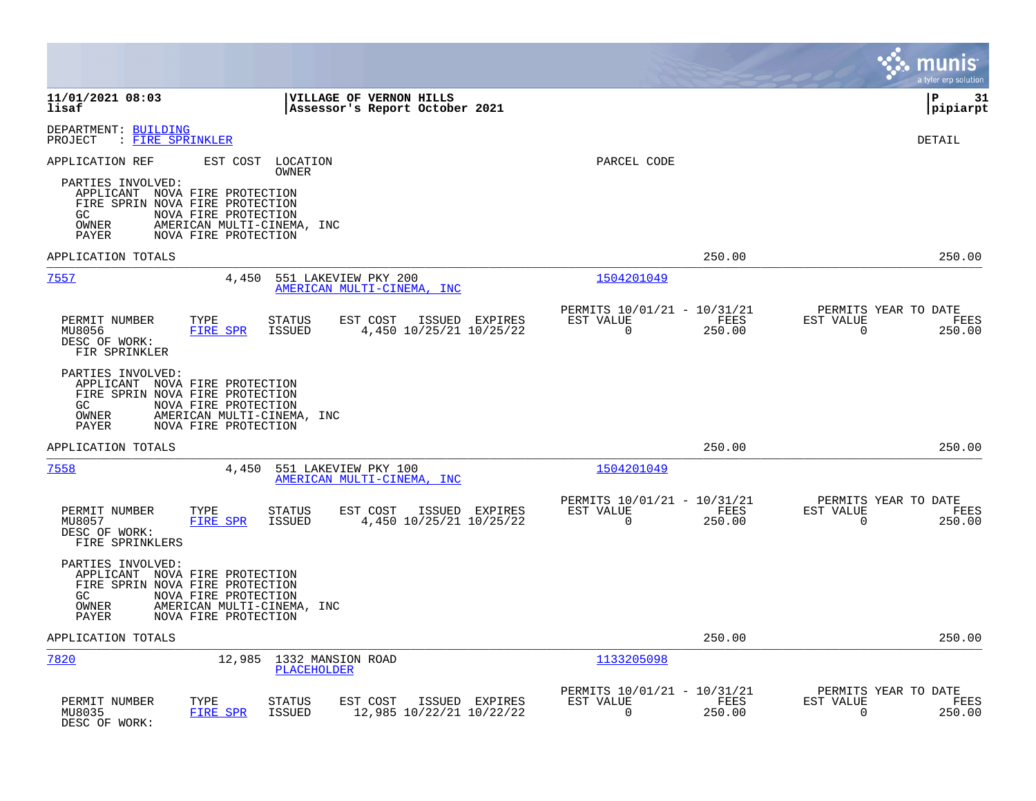**11/01/2021 08:03** | **VILLAGE OF VERNON HILLS** | **P 31**
**lisaf** | **Assessor's Report October 2021** | **pipiarpt**

DEPARTMENT: BUILDING
PROJECT : FIRE SPRINKLER

DETAIL

APPLICATION REF    EST COST    LOCATION
                               OWNER                                    PARCEL CODE

PARTIES INVOLVED:
- APPLICANT NOVA FIRE PROTECTION
- FIRE SPRIN NOVA FIRE PROTECTION
- GC NOVA FIRE PROTECTION
- OWNER AMERICAN MULTI-CINEMA, INC
- PAYER NOVA FIRE PROTECTION

APPLICATION TOTALS    250.00    250.00

---

**7557**    4,450    551 LAKEVIEW PKY 200
AMERICAN MULTI-CINEMA, INC    1504201049

| PERMIT NUMBER | TYPE | STATUS | EST COST | ISSUED | EXPIRES | PERMITS 10/01/21 - 10/31/21 EST VALUE | FEES | PERMITS YEAR TO DATE EST VALUE | FEES |
|---|---|---|---|---|---|---|---|---|---|
| MU8056 | FIRE SPR | ISSUED | 4,450 | 10/25/21 | 10/25/22 | 0 | 250.00 | 0 | 250.00 |

DESC OF WORK:
FIR SPRINKLER

PARTIES INVOLVED:
- APPLICANT NOVA FIRE PROTECTION
- FIRE SPRIN NOVA FIRE PROTECTION
- GC NOVA FIRE PROTECTION
- OWNER AMERICAN MULTI-CINEMA, INC
- PAYER NOVA FIRE PROTECTION

APPLICATION TOTALS    250.00    250.00

---

**7558**    4,450    551 LAKEVIEW PKY 100
AMERICAN MULTI-CINEMA, INC    1504201049

| PERMIT NUMBER | TYPE | STATUS | EST COST | ISSUED | EXPIRES | PERMITS 10/01/21 - 10/31/21 EST VALUE | FEES | PERMITS YEAR TO DATE EST VALUE | FEES |
|---|---|---|---|---|---|---|---|---|---|
| MU8057 | FIRE SPR | ISSUED | 4,450 | 10/25/21 | 10/25/22 | 0 | 250.00 | 0 | 250.00 |

DESC OF WORK:
FIRE SPRINKLERS

PARTIES INVOLVED:
- APPLICANT NOVA FIRE PROTECTION
- FIRE SPRIN NOVA FIRE PROTECTION
- GC NOVA FIRE PROTECTION
- OWNER AMERICAN MULTI-CINEMA, INC
- PAYER NOVA FIRE PROTECTION

APPLICATION TOTALS    250.00    250.00

---

**7820**    12,985    1332 MANSION ROAD
PLACEHOLDER    1133205098

| PERMIT NUMBER | TYPE | STATUS | EST COST | ISSUED | EXPIRES | PERMITS 10/01/21 - 10/31/21 EST VALUE | FEES | PERMITS YEAR TO DATE EST VALUE | FEES |
|---|---|---|---|---|---|---|---|---|---|
| MU8035 | FIRE SPR | ISSUED | 12,985 | 10/22/21 | 10/22/22 | 0 | 250.00 | 0 | 250.00 |

DESC OF WORK: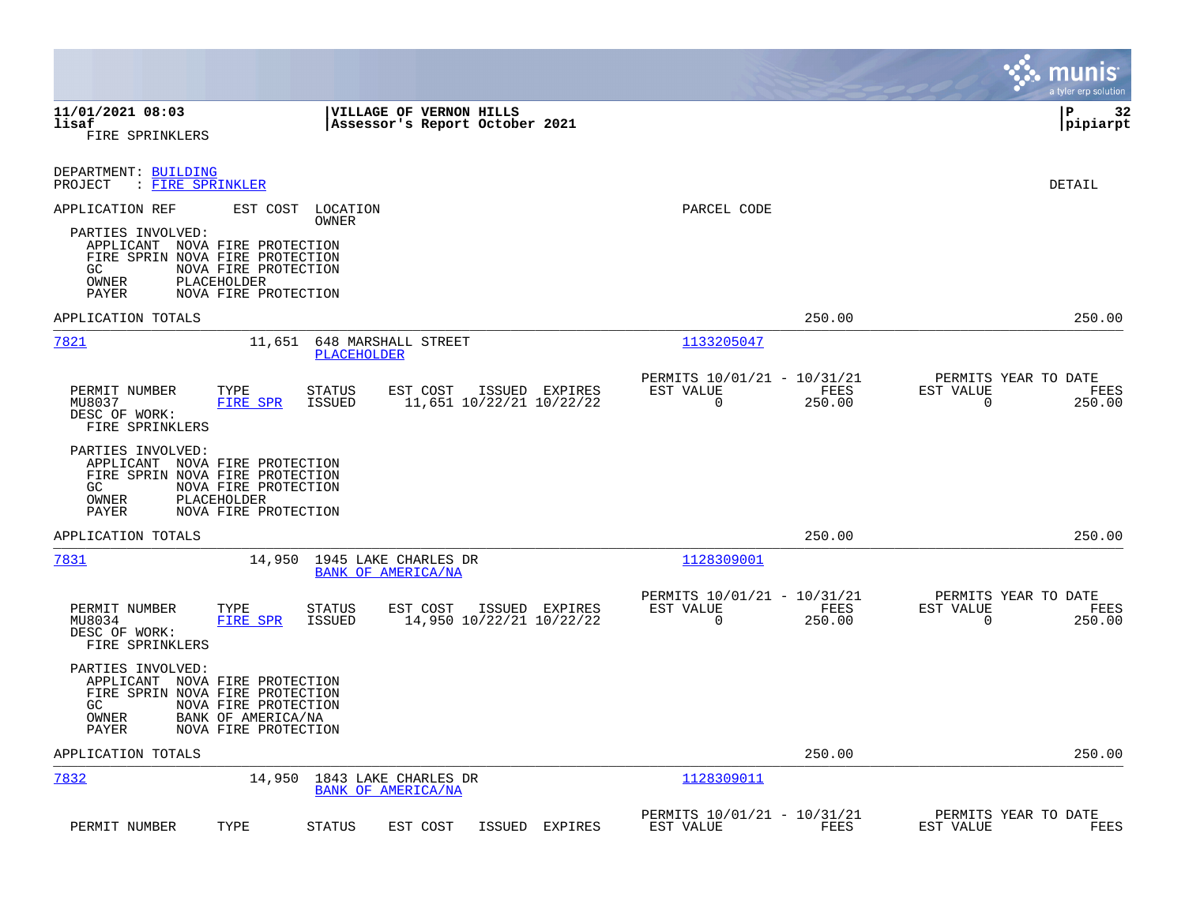**11/01/2021 08:03** | **VILLAGE OF VERNON HILLS** | **P 32**
**lisaf** | **Assessor's Report October 2021** | **pipiarpt**
FIRE SPRINKLERS

DEPARTMENT: BUILDING
PROJECT : FIRE SPRINKLER

DETAIL

APPLICATION REF    EST COST    LOCATION / OWNER    PARCEL CODE

PARTIES INVOLVED:
- APPLICANT NOVA FIRE PROTECTION
- FIRE SPRIN NOVA FIRE PROTECTION
- GC NOVA FIRE PROTECTION
- OWNER PLACEHOLDER
- PAYER NOVA FIRE PROTECTION

APPLICATION TOTALS — 250.00 — 250.00

---

**7821** — 11,651 — 648 MARSHALL STREET — PLACEHOLDER — 1133205047

| PERMIT NUMBER | TYPE | STATUS | EST COST | ISSUED | EXPIRES | PERMITS 10/01/21 - 10/31/21 EST VALUE | FEES | PERMITS YEAR TO DATE EST VALUE | FEES |
|---|---|---|---|---|---|---|---|---|---|
| MU8037 | FIRE SPR | ISSUED | 11,651 | 10/22/21 | 10/22/22 | 0 | 250.00 | 0 | 250.00 |

DESC OF WORK:
FIRE SPRINKLERS

PARTIES INVOLVED:
- APPLICANT NOVA FIRE PROTECTION
- FIRE SPRIN NOVA FIRE PROTECTION
- GC NOVA FIRE PROTECTION
- OWNER PLACEHOLDER
- PAYER NOVA FIRE PROTECTION

APPLICATION TOTALS — 250.00 — 250.00

---

**7831** — 14,950 — 1945 LAKE CHARLES DR — BANK OF AMERICA/NA — 1128309001

| PERMIT NUMBER | TYPE | STATUS | EST COST | ISSUED | EXPIRES | PERMITS 10/01/21 - 10/31/21 EST VALUE | FEES | PERMITS YEAR TO DATE EST VALUE | FEES |
|---|---|---|---|---|---|---|---|---|---|
| MU8034 | FIRE SPR | ISSUED | 14,950 | 10/22/21 | 10/22/22 | 0 | 250.00 | 0 | 250.00 |

DESC OF WORK:
FIRE SPRINKLERS

PARTIES INVOLVED:
- APPLICANT NOVA FIRE PROTECTION
- FIRE SPRIN NOVA FIRE PROTECTION
- GC NOVA FIRE PROTECTION
- OWNER BANK OF AMERICA/NA
- PAYER NOVA FIRE PROTECTION

APPLICATION TOTALS — 250.00 — 250.00

---

**7832** — 14,950 — 1843 LAKE CHARLES DR — BANK OF AMERICA/NA — 1128309011

| PERMIT NUMBER | TYPE | STATUS | EST COST | ISSUED | EXPIRES | PERMITS 10/01/21 - 10/31/21 EST VALUE | FEES | PERMITS YEAR TO DATE EST VALUE | FEES |
|---|---|---|---|---|---|---|---|---|---|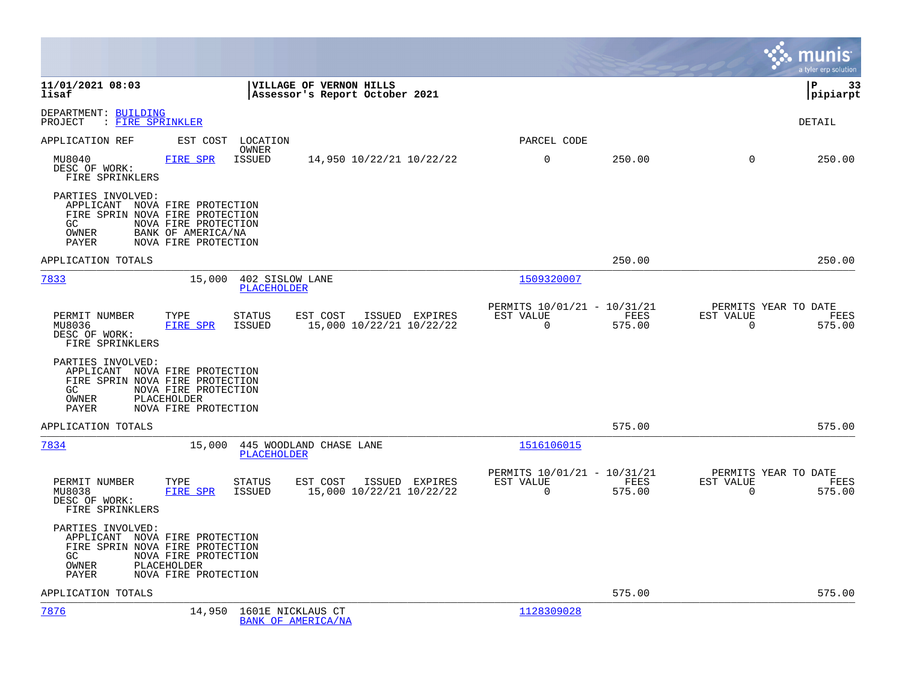**11/01/2021 08:03** | **VILLAGE OF VERNON HILLS** | **P 33**
**lisaf** | **Assessor's Report October 2021** | **pipiarpt**

DEPARTMENT: BUILDING
PROJECT : FIRE SPRINKLER

DETAIL

| APPLICATION REF | EST COST | LOCATION / OWNER | | | PARCEL CODE | | | |
|---|---|---|---|---|---|---|---|---|
| MU8040 | FIRE SPR | ISSUED | 14,950 10/22/21 10/22/22 | | 0 | 250.00 | 0 | 250.00 |

DESC OF WORK:
FIRE SPRINKLERS

PARTIES INVOLVED:
- APPLICANT NOVA FIRE PROTECTION
- FIRE SPRIN NOVA FIRE PROTECTION
- GC NOVA FIRE PROTECTION
- OWNER BANK OF AMERICA/NA
- PAYER NOVA FIRE PROTECTION

APPLICATION TOTALS — 250.00 — 250.00

---

**7833** — 15,000 — 402 SISLOW LANE — PLACEHOLDER — Parcel: 1509320007

| PERMIT NUMBER | TYPE | STATUS | EST COST | ISSUED | EXPIRES | PERMITS 10/01/21 - 10/31/21 EST VALUE | FEES | PERMITS YEAR TO DATE EST VALUE | FEES |
|---|---|---|---|---|---|---|---|---|---|
| MU8036 | FIRE SPR | ISSUED | 15,000 | 10/22/21 | 10/22/22 | 0 | 575.00 | 0 | 575.00 |

DESC OF WORK:
FIRE SPRINKLERS

PARTIES INVOLVED:
- APPLICANT NOVA FIRE PROTECTION
- FIRE SPRIN NOVA FIRE PROTECTION
- GC NOVA FIRE PROTECTION
- OWNER PLACEHOLDER
- PAYER NOVA FIRE PROTECTION

APPLICATION TOTALS — 575.00 — 575.00

---

**7834** — 15,000 — 445 WOODLAND CHASE LANE — PLACEHOLDER — Parcel: 1516106015

| PERMIT NUMBER | TYPE | STATUS | EST COST | ISSUED | EXPIRES | PERMITS 10/01/21 - 10/31/21 EST VALUE | FEES | PERMITS YEAR TO DATE EST VALUE | FEES |
|---|---|---|---|---|---|---|---|---|---|
| MU8038 | FIRE SPR | ISSUED | 15,000 | 10/22/21 | 10/22/22 | 0 | 575.00 | 0 | 575.00 |

DESC OF WORK:
FIRE SPRINKLERS

PARTIES INVOLVED:
- APPLICANT NOVA FIRE PROTECTION
- FIRE SPRIN NOVA FIRE PROTECTION
- GC NOVA FIRE PROTECTION
- OWNER PLACEHOLDER
- PAYER NOVA FIRE PROTECTION

APPLICATION TOTALS — 575.00 — 575.00

---

**7876** — 14,950 — 1601E NICKLAUS CT — BANK OF AMERICA/NA — Parcel: 1128309028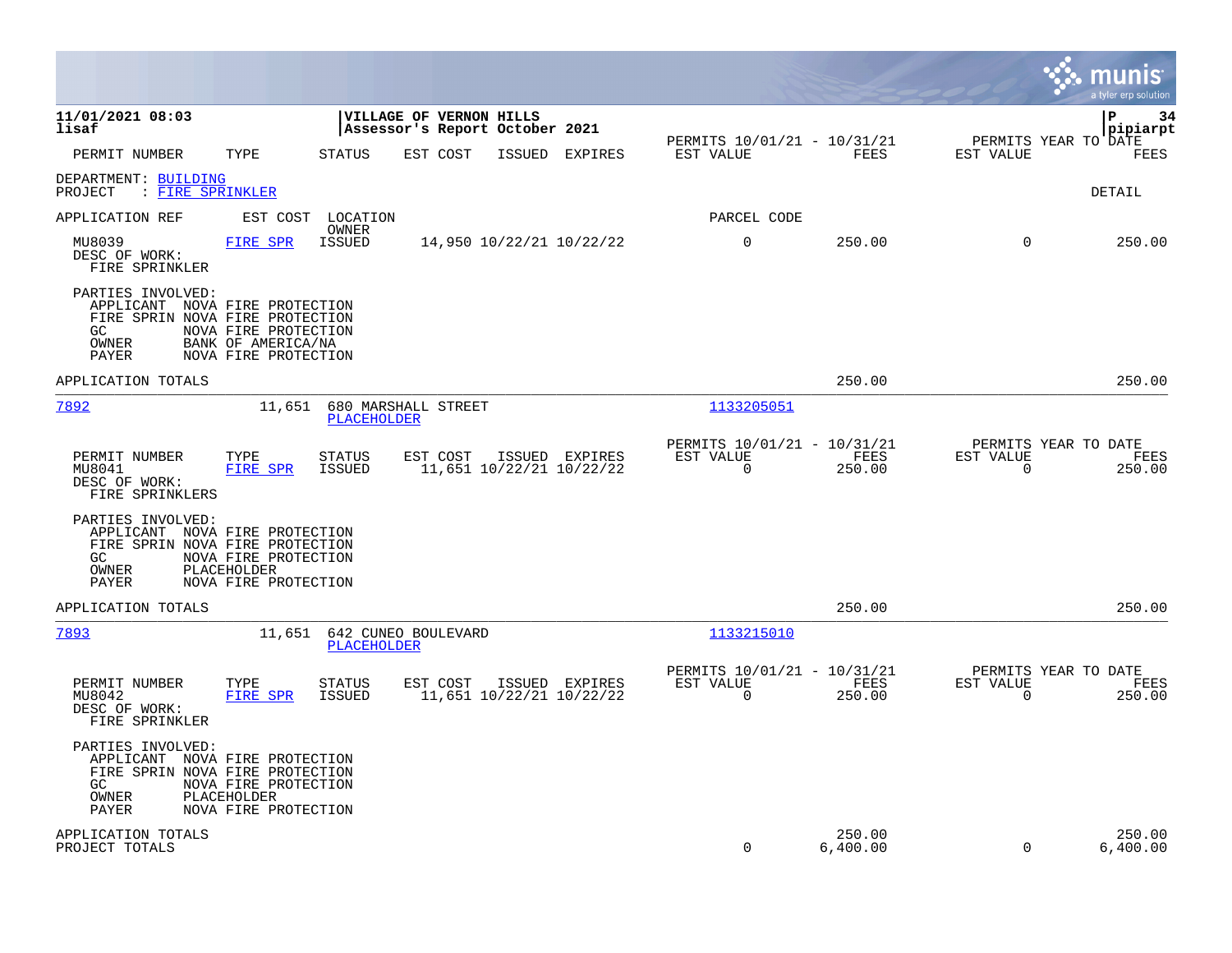**11/01/2021 08:03**
**lisaf**

**VILLAGE OF VERNON HILLS**
**Assessor's Report October 2021**

**P 34**
**pipiarpt**

| PERMIT NUMBER | TYPE | STATUS | EST COST | ISSUED | EXPIRES | PERMITS 10/01/21 - 10/31/21 EST VALUE | FEES | PERMITS YEAR TO DATE EST VALUE | FEES |
|---|---|---|---|---|---|---|---|---|---|

DEPARTMENT: BUILDING
PROJECT : FIRE SPRINKLER

DETAIL

| APPLICATION REF | EST COST | LOCATION / OWNER | | | | PARCEL CODE | | | |
|---|---|---|---|---|---|---|---|---|---|
| MU8039 | FIRE SPR | ISSUED | 14,950 | 10/22/21 | 10/22/22 | 0 | 250.00 | 0 | 250.00 |

DESC OF WORK:
FIRE SPRINKLER

PARTIES INVOLVED:
- APPLICANT NOVA FIRE PROTECTION
- FIRE SPRIN NOVA FIRE PROTECTION
- GC NOVA FIRE PROTECTION
- OWNER BANK OF AMERICA/NA
- PAYER NOVA FIRE PROTECTION

APPLICATION TOTALS — 250.00 — 250.00

---

**7892** — 11,651 — 680 MARSHALL STREET — PLACEHOLDER — Parcel: 1133205051

| PERMIT NUMBER | TYPE | STATUS | EST COST | ISSUED | EXPIRES | PERMITS 10/01/21 - 10/31/21 EST VALUE | FEES | PERMITS YEAR TO DATE EST VALUE | FEES |
|---|---|---|---|---|---|---|---|---|---|
| MU8041 | FIRE SPR | ISSUED | 11,651 | 10/22/21 | 10/22/22 | 0 | 250.00 | 0 | 250.00 |

DESC OF WORK:
FIRE SPRINKLERS

PARTIES INVOLVED:
- APPLICANT NOVA FIRE PROTECTION
- FIRE SPRIN NOVA FIRE PROTECTION
- GC NOVA FIRE PROTECTION
- OWNER PLACEHOLDER
- PAYER NOVA FIRE PROTECTION

APPLICATION TOTALS — 250.00 — 250.00

---

**7893** — 11,651 — 642 CUNEO BOULEVARD — PLACEHOLDER — Parcel: 1133215010

| PERMIT NUMBER | TYPE | STATUS | EST COST | ISSUED | EXPIRES | PERMITS 10/01/21 - 10/31/21 EST VALUE | FEES | PERMITS YEAR TO DATE EST VALUE | FEES |
|---|---|---|---|---|---|---|---|---|---|
| MU8042 | FIRE SPR | ISSUED | 11,651 | 10/22/21 | 10/22/22 | 0 | 250.00 | 0 | 250.00 |

DESC OF WORK:
FIRE SPRINKLER

PARTIES INVOLVED:
- APPLICANT NOVA FIRE PROTECTION
- FIRE SPRIN NOVA FIRE PROTECTION
- GC NOVA FIRE PROTECTION
- OWNER PLACEHOLDER
- PAYER NOVA FIRE PROTECTION

| | EST VALUE | FEES | EST VALUE | FEES |
|---|---|---|---|---|
| APPLICATION TOTALS | | 250.00 | | 250.00 |
| PROJECT TOTALS | 0 | 6,400.00 | 0 | 6,400.00 |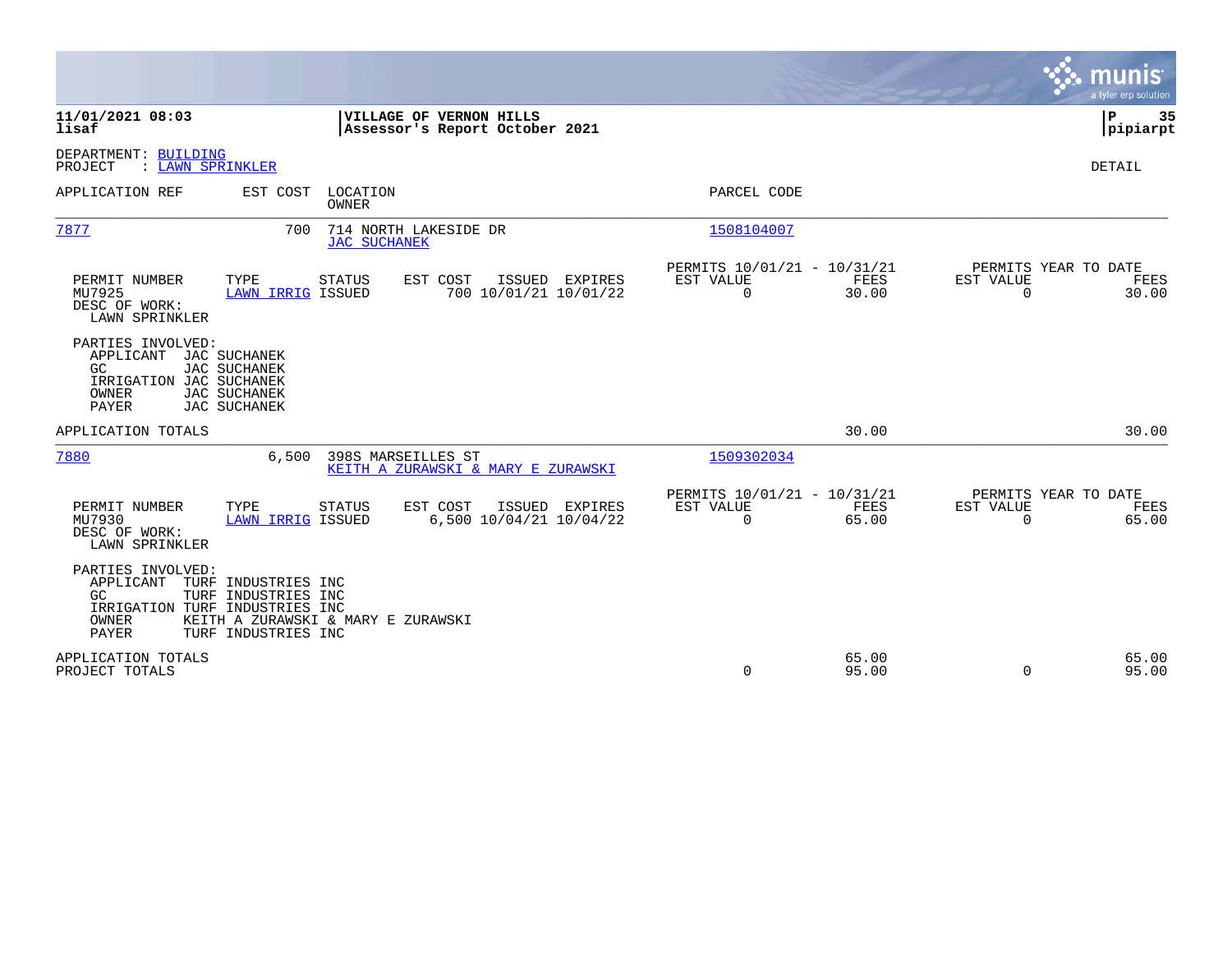**11/01/2021 08:03**
**lisaf**

**VILLAGE OF VERNON HILLS**
**Assessor's Report October 2021**

**P 35**
**pipiarpt**

DEPARTMENT: BUILDING
PROJECT : LAWN SPRINKLER

DETAIL

| APPLICATION REF | EST COST | LOCATION / OWNER | PARCEL CODE |
|---|---|---|---|
| 7877 | 700 | 714 NORTH LAKESIDE DR / JAC SUCHANEK | 1508104007 |

| PERMIT NUMBER | TYPE | STATUS | EST COST | ISSUED | EXPIRES | PERMITS 10/01/21 - 10/31/21 EST VALUE | FEES | PERMITS YEAR TO DATE EST VALUE | FEES |
|---|---|---|---|---|---|---|---|---|---|
| MU7925 | LAWN IRRIG | ISSUED | 700 | 10/01/21 | 10/01/22 | 0 | 30.00 | 0 | 30.00 |

DESC OF WORK:
LAWN SPRINKLER

PARTIES INVOLVED:
- APPLICANT JAC SUCHANEK
- GC JAC SUCHANEK
- IRRIGATION JAC SUCHANEK
- OWNER JAC SUCHANEK
- PAYER JAC SUCHANEK

APPLICATION TOTALS — 30.00 — 30.00

| APPLICATION REF | EST COST | LOCATION / OWNER | PARCEL CODE |
|---|---|---|---|
| 7880 | 6,500 | 398S MARSEILLES ST / KEITH A ZURAWSKI & MARY E ZURAWSKI | 1509302034 |

| PERMIT NUMBER | TYPE | STATUS | EST COST | ISSUED | EXPIRES | PERMITS 10/01/21 - 10/31/21 EST VALUE | FEES | PERMITS YEAR TO DATE EST VALUE | FEES |
|---|---|---|---|---|---|---|---|---|---|
| MU7930 | LAWN IRRIG | ISSUED | 6,500 | 10/04/21 | 10/04/22 | 0 | 65.00 | 0 | 65.00 |

DESC OF WORK:
LAWN SPRINKLER

PARTIES INVOLVED:
- APPLICANT TURF INDUSTRIES INC
- GC TURF INDUSTRIES INC
- IRRIGATION TURF INDUSTRIES INC
- OWNER KEITH A ZURAWSKI & MARY E ZURAWSKI
- PAYER TURF INDUSTRIES INC

| | EST VALUE | FEES | EST VALUE | FEES |
|---|---|---|---|---|
| APPLICATION TOTALS | | 65.00 | | 65.00 |
| PROJECT TOTALS | 0 | 95.00 | 0 | 95.00 |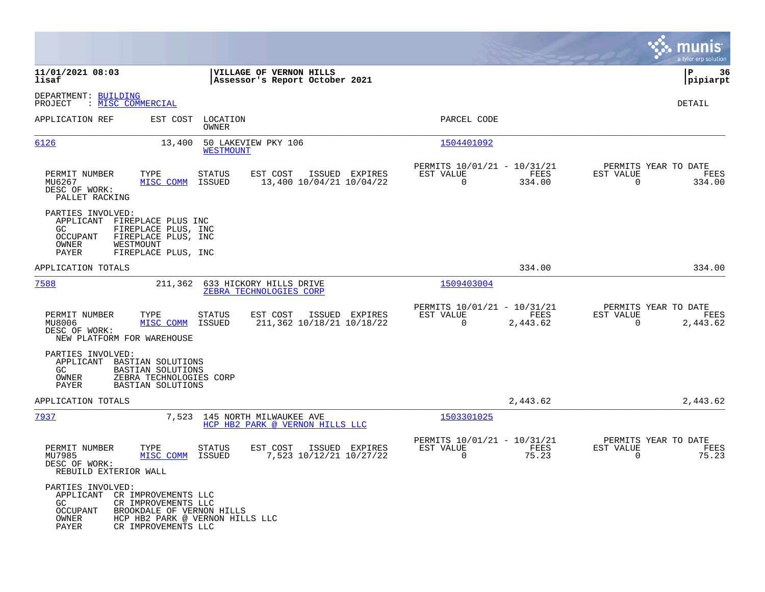**11/01/2021 08:03** | **VILLAGE OF VERNON HILLS** | **P 36**
**lisaf** | **Assessor's Report October 2021** | **pipiarpt**

DEPARTMENT: BUILDING
PROJECT : MISC COMMERCIAL

DETAIL

| APPLICATION REF | EST COST | LOCATION / OWNER | PARCEL CODE |
|---|---|---|---|
| 6126 | 13,400 | 50 LAKEVIEW PKY 106 / WESTMOUNT | 1504401092 |

| PERMIT NUMBER | TYPE | STATUS | EST COST | ISSUED | EXPIRES | PERMITS 10/01/21 - 10/31/21 EST VALUE | FEES | PERMITS YEAR TO DATE EST VALUE | FEES |
|---|---|---|---|---|---|---|---|---|---|
| MU6267 | MISC COMM | ISSUED | 13,400 | 10/04/21 | 10/04/22 | 0 | 334.00 | 0 | 334.00 |

DESC OF WORK:
PALLET RACKING

PARTIES INVOLVED:
APPLICANT FIREPLACE PLUS INC
GC FIREPLACE PLUS, INC
OCCUPANT FIREPLACE PLUS, INC
OWNER WESTMOUNT
PAYER FIREPLACE PLUS, INC

APPLICATION TOTALS 334.00 334.00

| APPLICATION REF | EST COST | LOCATION / OWNER | PARCEL CODE |
|---|---|---|---|
| 7588 | 211,362 | 633 HICKORY HILLS DRIVE / ZEBRA TECHNOLOGIES CORP | 1509403004 |

| PERMIT NUMBER | TYPE | STATUS | EST COST | ISSUED | EXPIRES | PERMITS 10/01/21 - 10/31/21 EST VALUE | FEES | PERMITS YEAR TO DATE EST VALUE | FEES |
|---|---|---|---|---|---|---|---|---|---|
| MU8006 | MISC COMM | ISSUED | 211,362 | 10/18/21 | 10/18/22 | 0 | 2,443.62 | 0 | 2,443.62 |

DESC OF WORK:
NEW PLATFORM FOR WAREHOUSE

PARTIES INVOLVED:
APPLICANT BASTIAN SOLUTIONS
GC BASTIAN SOLUTIONS
OWNER ZEBRA TECHNOLOGIES CORP
PAYER BASTIAN SOLUTIONS

APPLICATION TOTALS 2,443.62 2,443.62

| APPLICATION REF | EST COST | LOCATION / OWNER | PARCEL CODE |
|---|---|---|---|
| 7937 | 7,523 | 145 NORTH MILWAUKEE AVE / HCP HB2 PARK @ VERNON HILLS LLC | 1503301025 |

| PERMIT NUMBER | TYPE | STATUS | EST COST | ISSUED | EXPIRES | PERMITS 10/01/21 - 10/31/21 EST VALUE | FEES | PERMITS YEAR TO DATE EST VALUE | FEES |
|---|---|---|---|---|---|---|---|---|---|
| MU7985 | MISC COMM | ISSUED | 7,523 | 10/12/21 | 10/27/22 | 0 | 75.23 | 0 | 75.23 |

DESC OF WORK:
REBUILD EXTERIOR WALL

PARTIES INVOLVED:
APPLICANT CR IMPROVEMENTS LLC
GC CR IMPROVEMENTS LLC
OCCUPANT BROOKDALE OF VERNON HILLS
OWNER HCP HB2 PARK @ VERNON HILLS LLC
PAYER CR IMPROVEMENTS LLC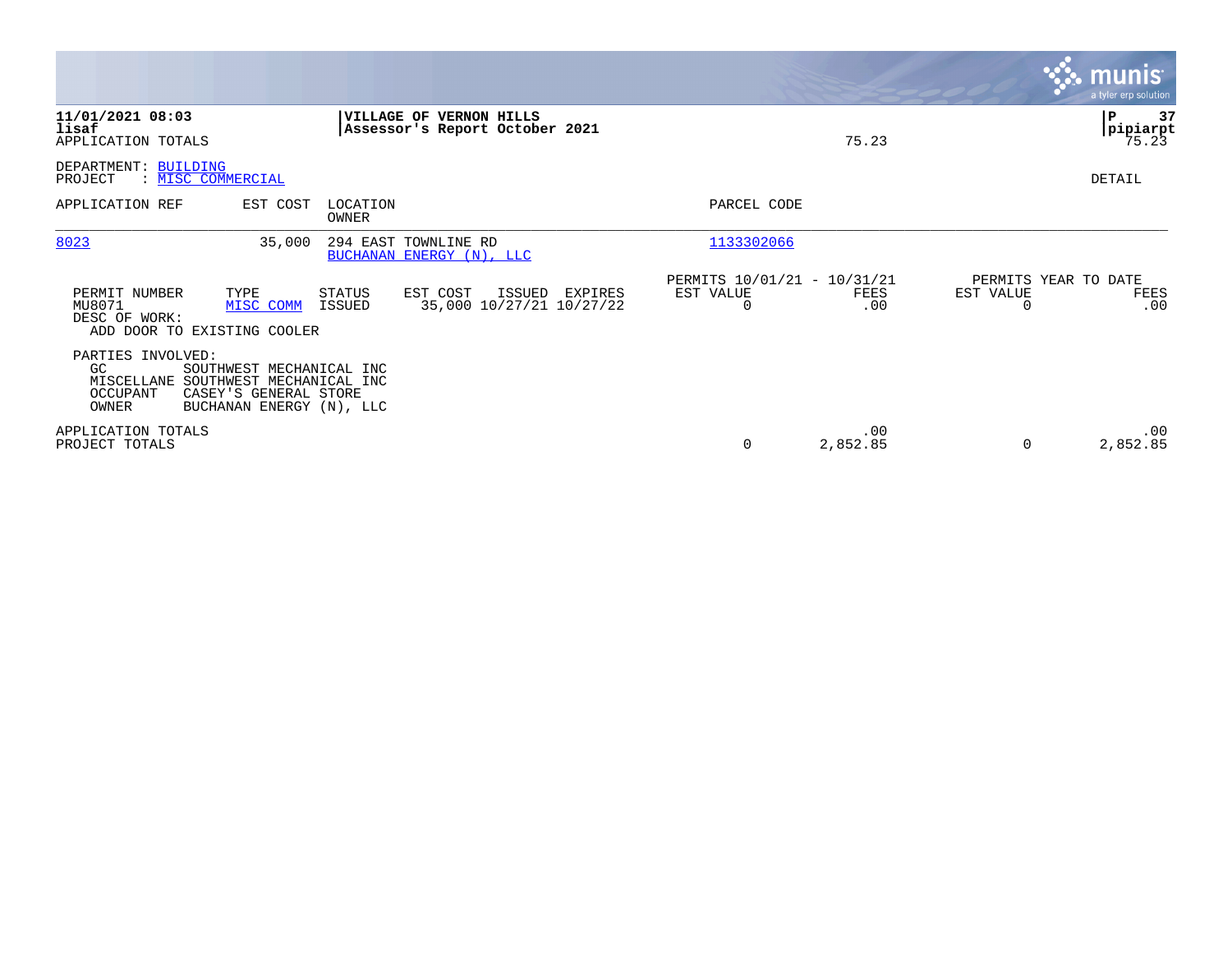**11/01/2021 08:03**
**lisaf**
APPLICATION TOTALS

**VILLAGE OF VERNON HILLS**
**Assessor's Report October 2021**

75.23

**P 37**
**pipiarpt**
75.23

DEPARTMENT: BUILDING
PROJECT : MISC COMMERCIAL

DETAIL

| APPLICATION REF | EST COST | LOCATION / OWNER | PARCEL CODE |
|---|---|---|---|
| 8023 | 35,000 | 294 EAST TOWNLINE RD / BUCHANAN ENERGY (N), LLC | 1133302066 |

| PERMIT NUMBER | TYPE | STATUS | EST COST | ISSUED | EXPIRES | PERMITS 10/01/21 - 10/31/21 EST VALUE | FEES | PERMITS YEAR TO DATE EST VALUE | FEES |
|---|---|---|---|---|---|---|---|---|---|
| MU8071 | MISC COMM | ISSUED | 35,000 | 10/27/21 | 10/27/22 | 0 | .00 | 0 | .00 |

DESC OF WORK:
ADD DOOR TO EXISTING COOLER

PARTIES INVOLVED:

| | |
|---|---|
| GC | SOUTHWEST MECHANICAL INC |
| MISCELLANE | SOUTHWEST MECHANICAL INC |
| OCCUPANT | CASEY'S GENERAL STORE |
| OWNER | BUCHANAN ENERGY (N), LLC |

| | EST VALUE | FEES | EST VALUE | FEES |
|---|---|---|---|---|
| APPLICATION TOTALS | | .00 | | .00 |
| PROJECT TOTALS | 0 | 2,852.85 | 0 | 2,852.85 |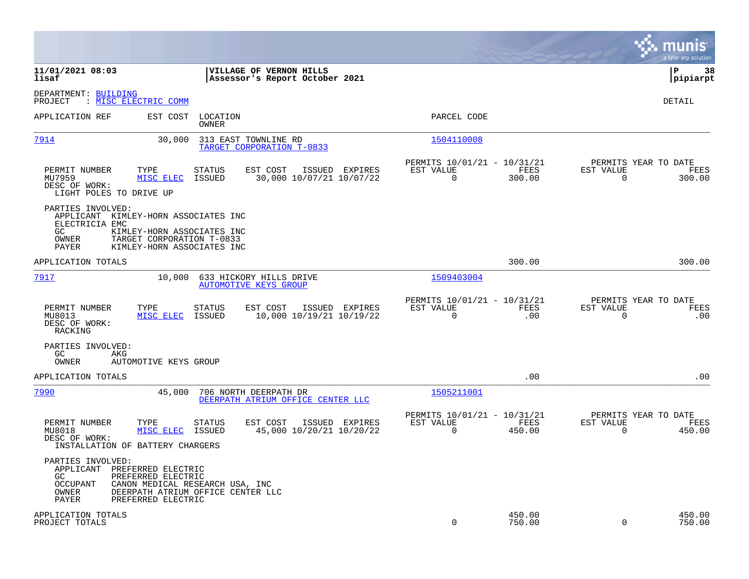**11/01/2021 08:03**
**lisaf**

**VILLAGE OF VERNON HILLS**
**Assessor's Report October 2021**

**P 38**
**pipiarpt**

DEPARTMENT: BUILDING
PROJECT : MISC ELECTRIC COMM

DETAIL

| APPLICATION REF | EST COST | LOCATION / OWNER | PARCEL CODE |
|---|---|---|---|
| 7914 | 30,000 | 313 EAST TOWNLINE RD / TARGET CORPORATION T-0833 | 1504110008 |

| PERMIT NUMBER | TYPE | STATUS | EST COST | ISSUED | EXPIRES | PERMITS 10/01/21 - 10/31/21 EST VALUE | FEES | PERMITS YEAR TO DATE EST VALUE | FEES |
|---|---|---|---|---|---|---|---|---|---|
| MU7959 | MISC ELEC | ISSUED | 30,000 | 10/07/21 | 10/07/22 | 0 | 300.00 | 0 | 300.00 |

DESC OF WORK:
LIGHT POLES TO DRIVE UP

PARTIES INVOLVED:
- APPLICANT KIMLEY-HORN ASSOCIATES INC
- ELECTRICIA EMC
- GC KIMLEY-HORN ASSOCIATES INC
- OWNER TARGET CORPORATION T-0833
- PAYER KIMLEY-HORN ASSOCIATES INC

APPLICATION TOTALS 300.00 300.00

| APPLICATION REF | EST COST | LOCATION / OWNER | PARCEL CODE |
|---|---|---|---|
| 7917 | 10,000 | 633 HICKORY HILLS DRIVE / AUTOMOTIVE KEYS GROUP | 1509403004 |

| PERMIT NUMBER | TYPE | STATUS | EST COST | ISSUED | EXPIRES | PERMITS 10/01/21 - 10/31/21 EST VALUE | FEES | PERMITS YEAR TO DATE EST VALUE | FEES |
|---|---|---|---|---|---|---|---|---|---|
| MU8013 | MISC ELEC | ISSUED | 10,000 | 10/19/21 | 10/19/22 | 0 | .00 | 0 | .00 |

DESC OF WORK:
RACKING

PARTIES INVOLVED:
- GC AKG
- OWNER AUTOMOTIVE KEYS GROUP

APPLICATION TOTALS .00 .00

| APPLICATION REF | EST COST | LOCATION / OWNER | PARCEL CODE |
|---|---|---|---|
| 7990 | 45,000 | 706 NORTH DEERPATH DR / DEERPATH ATRIUM OFFICE CENTER LLC | 1505211001 |

| PERMIT NUMBER | TYPE | STATUS | EST COST | ISSUED | EXPIRES | PERMITS 10/01/21 - 10/31/21 EST VALUE | FEES | PERMITS YEAR TO DATE EST VALUE | FEES |
|---|---|---|---|---|---|---|---|---|---|
| MU8018 | MISC ELEC | ISSUED | 45,000 | 10/20/21 | 10/20/22 | 0 | 450.00 | 0 | 450.00 |

DESC OF WORK:
INSTALLATION OF BATTERY CHARGERS

PARTIES INVOLVED:
- APPLICANT PREFERRED ELECTRIC
- GC PREFERRED ELECTRIC
- OCCUPANT CANON MEDICAL RESEARCH USA, INC
- OWNER DEERPATH ATRIUM OFFICE CENTER LLC
- PAYER PREFERRED ELECTRIC

| | EST VALUE | FEES | EST VALUE | FEES |
|---|---|---|---|---|
| APPLICATION TOTALS | | 450.00 | | 450.00 |
| PROJECT TOTALS | 0 | 750.00 | 0 | 750.00 |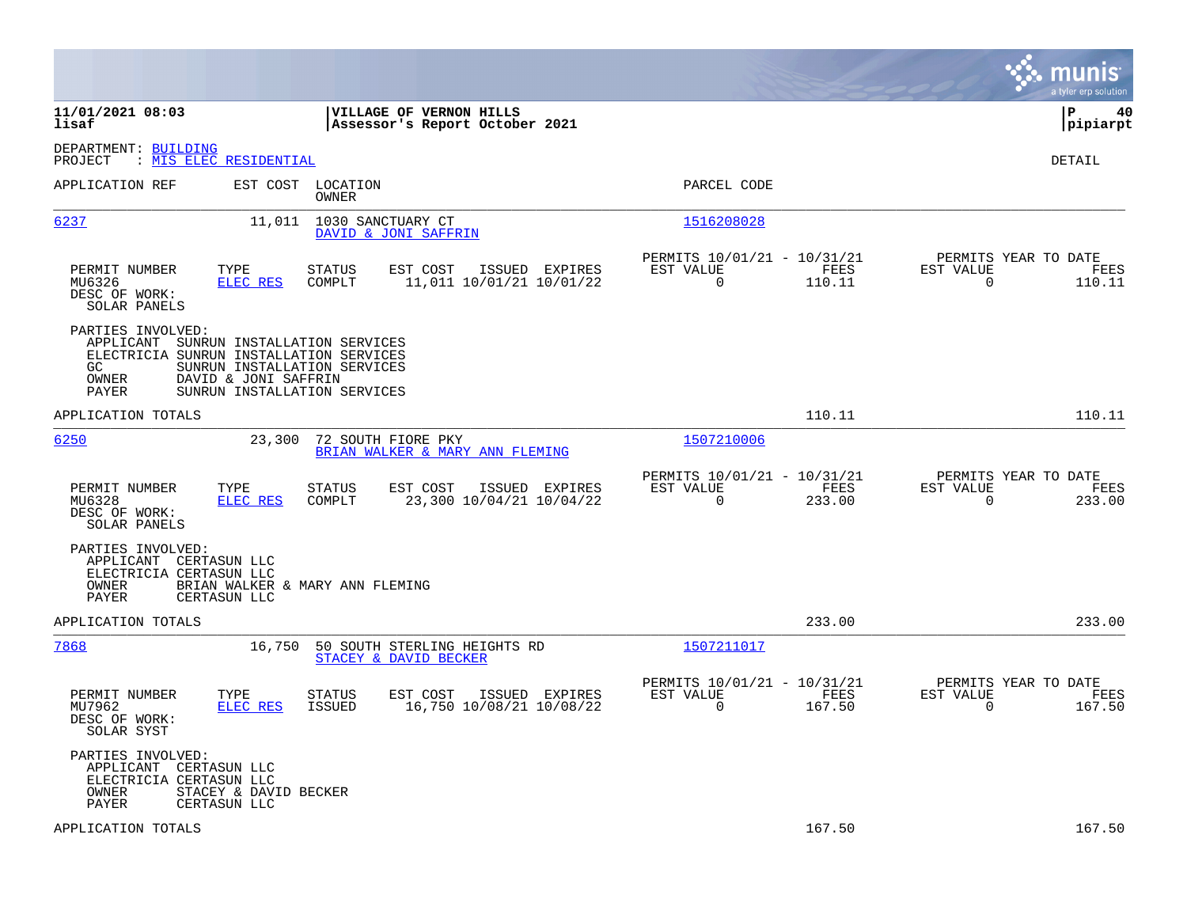**11/01/2021 08:03** | **VILLAGE OF VERNON HILLS** | **P 40**
**lisaf** | **Assessor's Report October 2021** | **pipiarpt**

DEPARTMENT: BUILDING
PROJECT : MIS ELEC RESIDENTIAL

DETAIL

| APPLICATION REF | EST COST | LOCATION / OWNER | PARCEL CODE |
|---|---|---|---|
| 6237 | 11,011 | 1030 SANCTUARY CT / DAVID & JONI SAFFRIN | 1516208028 |

| PERMIT NUMBER | TYPE | STATUS | EST COST | ISSUED | EXPIRES | PERMITS 10/01/21 - 10/31/21 EST VALUE | FEES | PERMITS YEAR TO DATE EST VALUE | FEES |
|---|---|---|---|---|---|---|---|---|---|
| MU6326 | ELEC RES | COMPLT | 11,011 | 10/01/21 | 10/01/22 | 0 | 110.11 | 0 | 110.11 |

DESC OF WORK:
SOLAR PANELS

PARTIES INVOLVED:
- APPLICANT SUNRUN INSTALLATION SERVICES
- ELECTRICIA SUNRUN INSTALLATION SERVICES
- GC SUNRUN INSTALLATION SERVICES
- OWNER DAVID & JONI SAFFRIN
- PAYER SUNRUN INSTALLATION SERVICES

APPLICATION TOTALS 110.11 110.11

| APPLICATION REF | EST COST | LOCATION / OWNER | PARCEL CODE |
|---|---|---|---|
| 6250 | 23,300 | 72 SOUTH FIORE PKY / BRIAN WALKER & MARY ANN FLEMING | 1507210006 |

| PERMIT NUMBER | TYPE | STATUS | EST COST | ISSUED | EXPIRES | PERMITS 10/01/21 - 10/31/21 EST VALUE | FEES | PERMITS YEAR TO DATE EST VALUE | FEES |
|---|---|---|---|---|---|---|---|---|---|
| MU6328 | ELEC RES | COMPLT | 23,300 | 10/04/21 | 10/04/22 | 0 | 233.00 | 0 | 233.00 |

DESC OF WORK:
SOLAR PANELS

PARTIES INVOLVED:
- APPLICANT CERTASUN LLC
- ELECTRICIA CERTASUN LLC
- OWNER BRIAN WALKER & MARY ANN FLEMING
- PAYER CERTASUN LLC

APPLICATION TOTALS 233.00 233.00

| APPLICATION REF | EST COST | LOCATION / OWNER | PARCEL CODE |
|---|---|---|---|
| 7868 | 16,750 | 50 SOUTH STERLING HEIGHTS RD / STACEY & DAVID BECKER | 1507211017 |

| PERMIT NUMBER | TYPE | STATUS | EST COST | ISSUED | EXPIRES | PERMITS 10/01/21 - 10/31/21 EST VALUE | FEES | PERMITS YEAR TO DATE EST VALUE | FEES |
|---|---|---|---|---|---|---|---|---|---|
| MU7962 | ELEC RES | ISSUED | 16,750 | 10/08/21 | 10/08/22 | 0 | 167.50 | 0 | 167.50 |

DESC OF WORK:
SOLAR SYST

PARTIES INVOLVED:
- APPLICANT CERTASUN LLC
- ELECTRICIA CERTASUN LLC
- OWNER STACEY & DAVID BECKER
- PAYER CERTASUN LLC

APPLICATION TOTALS 167.50 167.50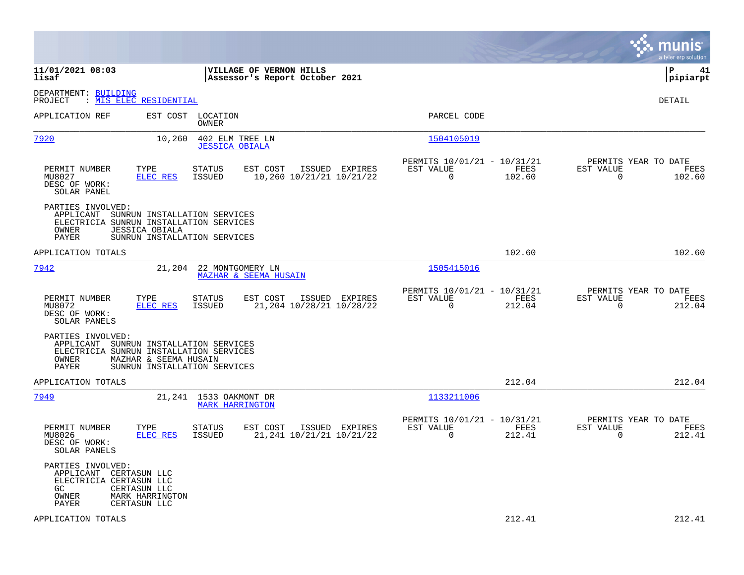**11/01/2021 08:03** | **VILLAGE OF VERNON HILLS** | **P 41**
**lisaf** | **Assessor's Report October 2021** | **pipiarpt**

DEPARTMENT: BUILDING
PROJECT : MIS ELEC RESIDENTIAL

DETAIL

| APPLICATION REF | EST COST | LOCATION / OWNER | PARCEL CODE |
|---|---|---|---|
| 7920 | 10,260 | 402 ELM TREE LN / JESSICA OBIALA | 1504105019 |

| PERMIT NUMBER | TYPE | STATUS | EST COST | ISSUED | EXPIRES | PERMITS 10/01/21 - 10/31/21 EST VALUE | FEES | PERMITS YEAR TO DATE EST VALUE | FEES |
|---|---|---|---|---|---|---|---|---|---|
| MU8027 | ELEC RES | ISSUED | 10,260 | 10/21/21 | 10/21/22 | 0 | 102.60 | 0 | 102.60 |

DESC OF WORK:
SOLAR PANEL

PARTIES INVOLVED:
- APPLICANT SUNRUN INSTALLATION SERVICES
- ELECTRICIA SUNRUN INSTALLATION SERVICES
- OWNER JESSICA OBIALA
- PAYER SUNRUN INSTALLATION SERVICES

APPLICATION TOTALS 102.60 102.60

| APPLICATION REF | EST COST | LOCATION / OWNER | PARCEL CODE |
|---|---|---|---|
| 7942 | 21,204 | 22 MONTGOMERY LN / MAZHAR & SEEMA HUSAIN | 1505415016 |

| PERMIT NUMBER | TYPE | STATUS | EST COST | ISSUED | EXPIRES | PERMITS 10/01/21 - 10/31/21 EST VALUE | FEES | PERMITS YEAR TO DATE EST VALUE | FEES |
|---|---|---|---|---|---|---|---|---|---|
| MU8072 | ELEC RES | ISSUED | 21,204 | 10/28/21 | 10/28/22 | 0 | 212.04 | 0 | 212.04 |

DESC OF WORK:
SOLAR PANELS

PARTIES INVOLVED:
- APPLICANT SUNRUN INSTALLATION SERVICES
- ELECTRICIA SUNRUN INSTALLATION SERVICES
- OWNER MAZHAR & SEEMA HUSAIN
- PAYER SUNRUN INSTALLATION SERVICES

APPLICATION TOTALS 212.04 212.04

| APPLICATION REF | EST COST | LOCATION / OWNER | PARCEL CODE |
|---|---|---|---|
| 7949 | 21,241 | 1533 OAKMONT DR / MARK HARRINGTON | 1133211006 |

| PERMIT NUMBER | TYPE | STATUS | EST COST | ISSUED | EXPIRES | PERMITS 10/01/21 - 10/31/21 EST VALUE | FEES | PERMITS YEAR TO DATE EST VALUE | FEES |
|---|---|---|---|---|---|---|---|---|---|
| MU8026 | ELEC RES | ISSUED | 21,241 | 10/21/21 | 10/21/22 | 0 | 212.41 | 0 | 212.41 |

DESC OF WORK:
SOLAR PANELS

PARTIES INVOLVED:
- APPLICANT CERTASUN LLC
- ELECTRICIA CERTASUN LLC
- GC CERTASUN LLC
- OWNER MARK HARRINGTON
- PAYER CERTASUN LLC

APPLICATION TOTALS 212.41 212.41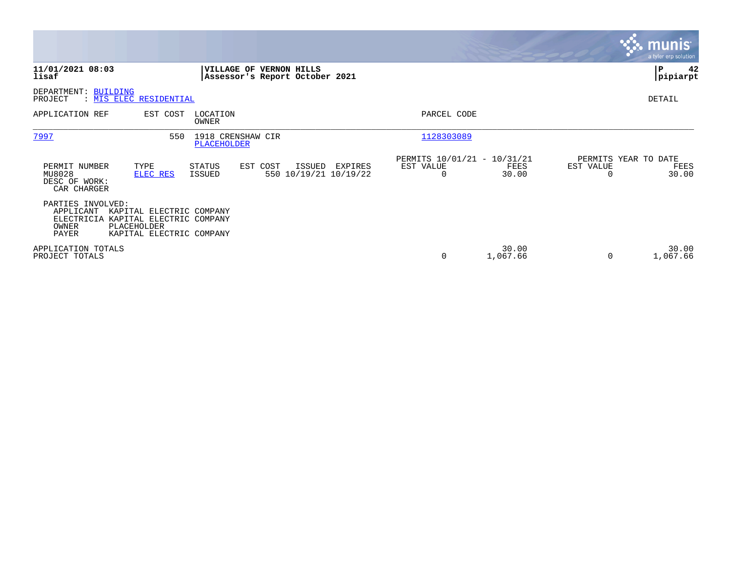**11/01/2021 08:03**
**lisaf**

**VILLAGE OF VERNON HILLS**
**Assessor's Report October 2021**

**P 42**
**pipiarpt**

DEPARTMENT: BUILDING
PROJECT : MIS ELEC RESIDENTIAL

DETAIL

| APPLICATION REF | EST COST | LOCATION / OWNER | PARCEL CODE |
|---|---|---|---|
| 7997 | 550 | 1918 CRENSHAW CIR / PLACEHOLDER | 1128303089 |

| PERMIT NUMBER | TYPE | STATUS | EST COST | ISSUED | EXPIRES | PERMITS 10/01/21 - 10/31/21 EST VALUE | FEES | PERMITS YEAR TO DATE EST VALUE | FEES |
|---|---|---|---|---|---|---|---|---|---|
| MU8028 | ELEC RES | ISSUED | 550 | 10/19/21 | 10/19/22 | 0 | 30.00 | 0 | 30.00 |

DESC OF WORK:
CAR CHARGER

PARTIES INVOLVED:

| | |
|---|---|
| APPLICANT | KAPITAL ELECTRIC COMPANY |
| ELECTRICIA | KAPITAL ELECTRIC COMPANY |
| OWNER | PLACEHOLDER |
| PAYER | KAPITAL ELECTRIC COMPANY |

| | EST VALUE | FEES | EST VALUE | FEES |
|---|---|---|---|---|
| APPLICATION TOTALS | | 30.00 | | 30.00 |
| PROJECT TOTALS | 0 | 1,067.66 | 0 | 1,067.66 |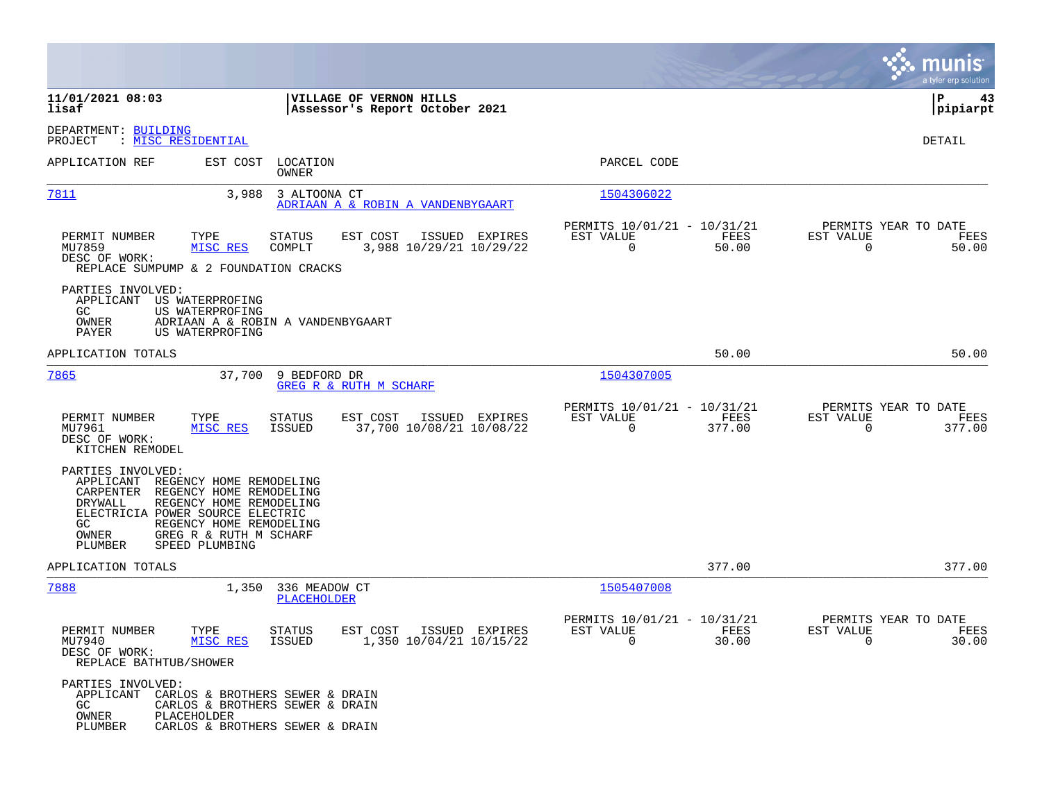**11/01/2021 08:03** | **VILLAGE OF VERNON HILLS** | **P 43**
**lisaf** | **Assessor's Report October 2021** | **pipiarpt**

DEPARTMENT: BUILDING
PROJECT : MISC RESIDENTIAL

DETAIL

| APPLICATION REF | EST COST | LOCATION / OWNER | PARCEL CODE |
|---|---|---|---|
| 7811 | 3,988 | 3 ALTOONA CT / ADRIAAN A & ROBIN A VANDENBYGAART | 1504306022 |

| PERMIT NUMBER | TYPE | STATUS | EST COST | ISSUED | EXPIRES | PERMITS 10/01/21 - 10/31/21 EST VALUE | FEES | PERMITS YEAR TO DATE EST VALUE | FEES |
|---|---|---|---|---|---|---|---|---|---|
| MU7859 | MISC RES | COMPLT | 3,988 | 10/29/21 | 10/29/22 | 0 | 50.00 | 0 | 50.00 |

DESC OF WORK:
REPLACE SUMPUMP & 2 FOUNDATION CRACKS

PARTIES INVOLVED:

| | |
|---|---|
| APPLICANT | US WATERPROFING |
| GC | US WATERPROFING |
| OWNER | ADRIAAN A & ROBIN A VANDENBYGAART |
| PAYER | US WATERPROFING |

APPLICATION TOTALS: 50.00 | 50.00

| APPLICATION REF | EST COST | LOCATION / OWNER | PARCEL CODE |
|---|---|---|---|
| 7865 | 37,700 | 9 BEDFORD DR / GREG R & RUTH M SCHARF | 1504307005 |

| PERMIT NUMBER | TYPE | STATUS | EST COST | ISSUED | EXPIRES | PERMITS 10/01/21 - 10/31/21 EST VALUE | FEES | PERMITS YEAR TO DATE EST VALUE | FEES |
|---|---|---|---|---|---|---|---|---|---|
| MU7961 | MISC RES | ISSUED | 37,700 | 10/08/21 | 10/08/22 | 0 | 377.00 | 0 | 377.00 |

DESC OF WORK:
KITCHEN REMODEL

PARTIES INVOLVED:

| | |
|---|---|
| APPLICANT | REGENCY HOME REMODELING |
| CARPENTER | REGENCY HOME REMODELING |
| DRYWALL | REGENCY HOME REMODELING |
| ELECTRICIA | POWER SOURCE ELECTRIC |
| GC | REGENCY HOME REMODELING |
| OWNER | GREG R & RUTH M SCHARF |
| PLUMBER | SPEED PLUMBING |

APPLICATION TOTALS: 377.00 | 377.00

| APPLICATION REF | EST COST | LOCATION / OWNER | PARCEL CODE |
|---|---|---|---|
| 7888 | 1,350 | 336 MEADOW CT / PLACEHOLDER | 1505407008 |

| PERMIT NUMBER | TYPE | STATUS | EST COST | ISSUED | EXPIRES | PERMITS 10/01/21 - 10/31/21 EST VALUE | FEES | PERMITS YEAR TO DATE EST VALUE | FEES |
|---|---|---|---|---|---|---|---|---|---|
| MU7940 | MISC RES | ISSUED | 1,350 | 10/04/21 | 10/15/22 | 0 | 30.00 | 0 | 30.00 |

DESC OF WORK:
REPLACE BATHTUB/SHOWER

PARTIES INVOLVED:

| | |
|---|---|
| APPLICANT | CARLOS & BROTHERS SEWER & DRAIN |
| GC | CARLOS & BROTHERS SEWER & DRAIN |
| OWNER | PLACEHOLDER |
| PLUMBER | CARLOS & BROTHERS SEWER & DRAIN |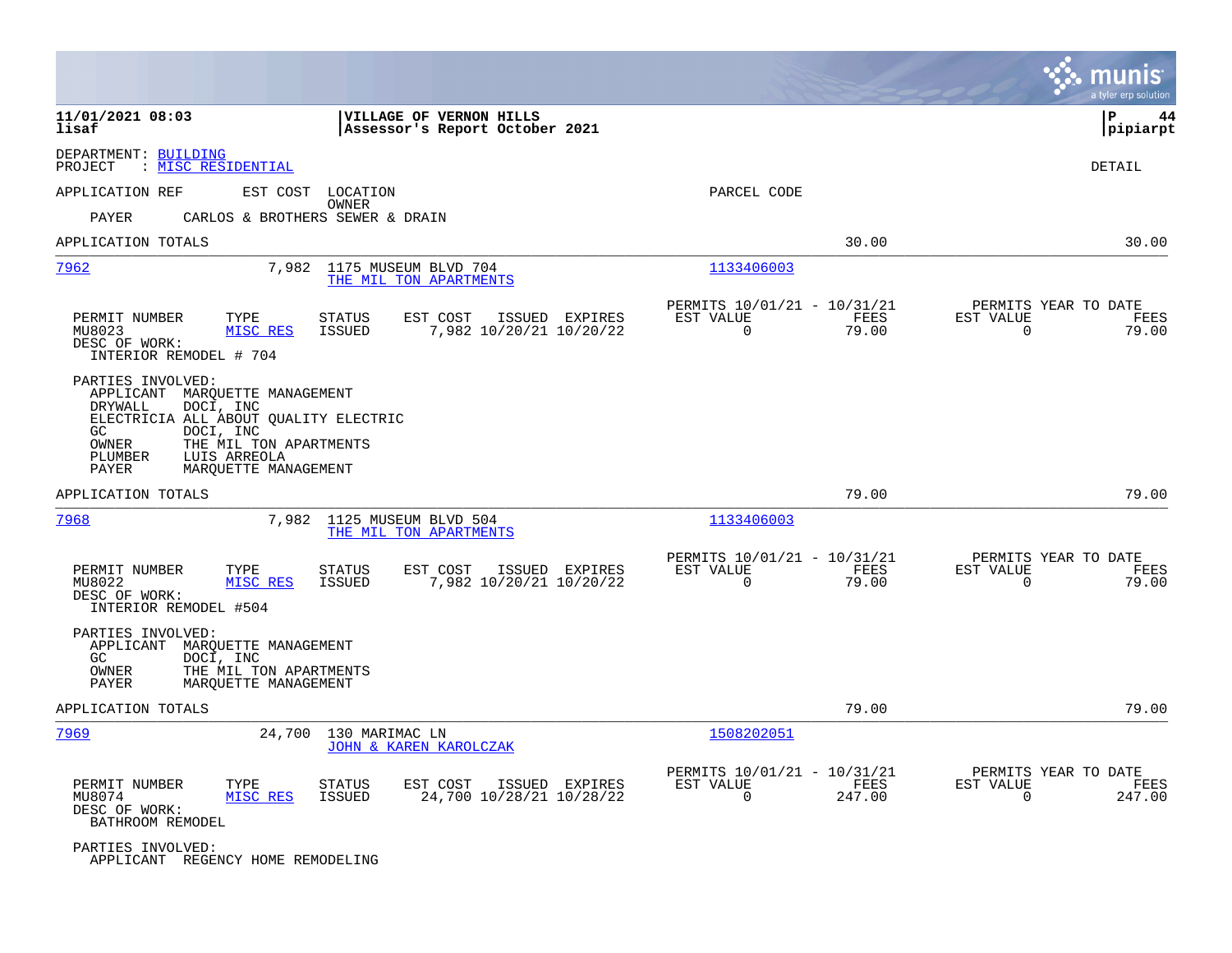**11/01/2021 08:03** | **VILLAGE OF VERNON HILLS** | **P 44**
**lisaf** | **Assessor's Report October 2021** | **pipiarpt**

DEPARTMENT: BUILDING
PROJECT : MISC RESIDENTIAL

DETAIL

APPLICATION REF    EST COST    LOCATION    OWNER    PARCEL CODE

PAYER    CARLOS & BROTHERS SEWER & DRAIN

APPLICATION TOTALS    30.00    30.00

---

**7962**    7,982    1175 MUSEUM BLVD 704    THE MIL TON APARTMENTS    1133406003

| PERMIT NUMBER | TYPE | STATUS | EST COST | ISSUED | EXPIRES | PERMITS 10/01/21 - 10/31/21 EST VALUE | FEES | PERMITS YEAR TO DATE EST VALUE | FEES |
|---|---|---|---|---|---|---|---|---|---|
| MU8023 | MISC RES | ISSUED | 7,982 | 10/20/21 | 10/20/22 | 0 | 79.00 | 0 | 79.00 |

DESC OF WORK:
INTERIOR REMODEL # 704

PARTIES INVOLVED:
- APPLICANT MARQUETTE MANAGEMENT
- DRYWALL DOCI, INC
- ELECTRICIA ALL ABOUT QUALITY ELECTRIC
- GC DOCI, INC
- OWNER THE MIL TON APARTMENTS
- PLUMBER LUIS ARREOLA
- PAYER MARQUETTE MANAGEMENT

APPLICATION TOTALS    79.00    79.00

---

**7968**    7,982    1125 MUSEUM BLVD 504    THE MIL TON APARTMENTS    1133406003

| PERMIT NUMBER | TYPE | STATUS | EST COST | ISSUED | EXPIRES | PERMITS 10/01/21 - 10/31/21 EST VALUE | FEES | PERMITS YEAR TO DATE EST VALUE | FEES |
|---|---|---|---|---|---|---|---|---|---|
| MU8022 | MISC RES | ISSUED | 7,982 | 10/20/21 | 10/20/22 | 0 | 79.00 | 0 | 79.00 |

DESC OF WORK:
INTERIOR REMODEL #504

PARTIES INVOLVED:
- APPLICANT MARQUETTE MANAGEMENT
- GC DOCI, INC
- OWNER THE MIL TON APARTMENTS
- PAYER MARQUETTE MANAGEMENT

APPLICATION TOTALS    79.00    79.00

---

**7969**    24,700    130 MARIMAC LN    JOHN & KAREN KAROLCZAK    1508202051

| PERMIT NUMBER | TYPE | STATUS | EST COST | ISSUED | EXPIRES | PERMITS 10/01/21 - 10/31/21 EST VALUE | FEES | PERMITS YEAR TO DATE EST VALUE | FEES |
|---|---|---|---|---|---|---|---|---|---|
| MU8074 | MISC RES | ISSUED | 24,700 | 10/28/21 | 10/28/22 | 0 | 247.00 | 0 | 247.00 |

DESC OF WORK:
BATHROOM REMODEL

PARTIES INVOLVED:
- APPLICANT REGENCY HOME REMODELING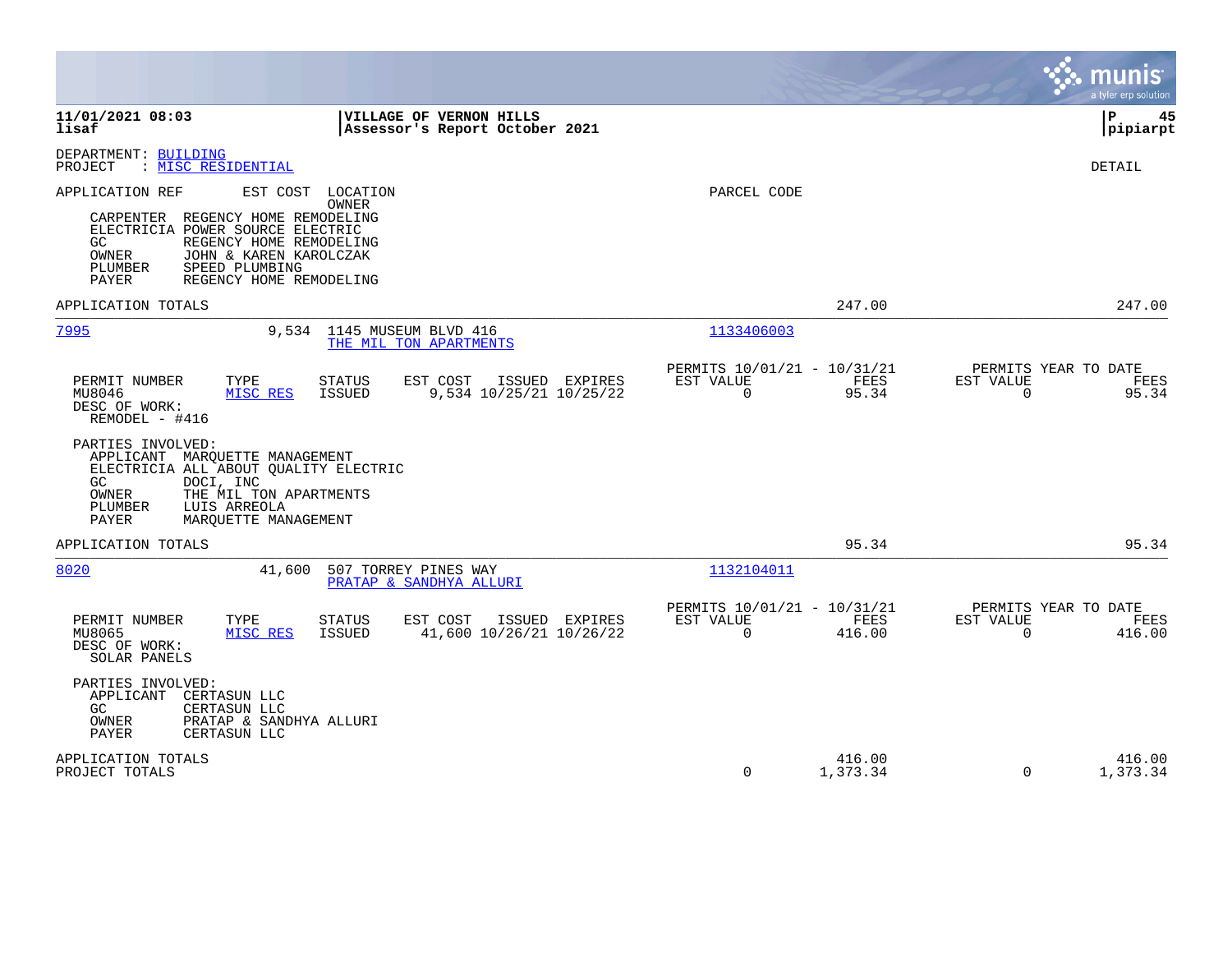**11/01/2021 08:03** | **VILLAGE OF VERNON HILLS** | **P 45**
**lisaf** | **Assessor's Report October 2021** | **pipiarpt**

DEPARTMENT: BUILDING
PROJECT : MISC RESIDENTIAL

DETAIL

APPLICATION REF EST COST LOCATION
OWNER
PARCEL CODE

CARPENTER REGENCY HOME REMODELING
ELECTRICIA POWER SOURCE ELECTRIC
GC REGENCY HOME REMODELING
OWNER JOHN & KAREN KAROLCZAK
PLUMBER SPEED PLUMBING
PAYER REGENCY HOME REMODELING

APPLICATION TOTALS 247.00 247.00

---

7995 9,534 1145 MUSEUM BLVD 416 — 1133406003
THE MIL TON APARTMENTS

| PERMIT NUMBER | TYPE | STATUS | EST COST | ISSUED | EXPIRES | PERMITS 10/01/21 - 10/31/21 EST VALUE | FEES | PERMITS YEAR TO DATE EST VALUE | FEES |
|---|---|---|---|---|---|---|---|---|---|
| MU8046 | MISC RES | ISSUED | 9,534 | 10/25/21 | 10/25/22 | 0 | 95.34 | 0 | 95.34 |

DESC OF WORK:
REMODEL - #416

PARTIES INVOLVED:
APPLICANT MARQUETTE MANAGEMENT
ELECTRICIA ALL ABOUT QUALITY ELECTRIC
GC DOCI, INC
OWNER THE MIL TON APARTMENTS
PLUMBER LUIS ARREOLA
PAYER MARQUETTE MANAGEMENT

APPLICATION TOTALS 95.34 95.34

---

8020 41,600 507 TORREY PINES WAY — 1132104011
PRATAP & SANDHYA ALLURI

| PERMIT NUMBER | TYPE | STATUS | EST COST | ISSUED | EXPIRES | PERMITS 10/01/21 - 10/31/21 EST VALUE | FEES | PERMITS YEAR TO DATE EST VALUE | FEES |
|---|---|---|---|---|---|---|---|---|---|
| MU8065 | MISC RES | ISSUED | 41,600 | 10/26/21 | 10/26/22 | 0 | 416.00 | 0 | 416.00 |

DESC OF WORK:
SOLAR PANELS

PARTIES INVOLVED:
APPLICANT CERTASUN LLC
GC CERTASUN LLC
OWNER PRATAP & SANDHYA ALLURI
PAYER CERTASUN LLC

| | EST VALUE | FEES | EST VALUE | FEES |
|---|---|---|---|---|
| APPLICATION TOTALS | | 416.00 | | 416.00 |
| PROJECT TOTALS | 0 | 1,373.34 | 0 | 1,373.34 |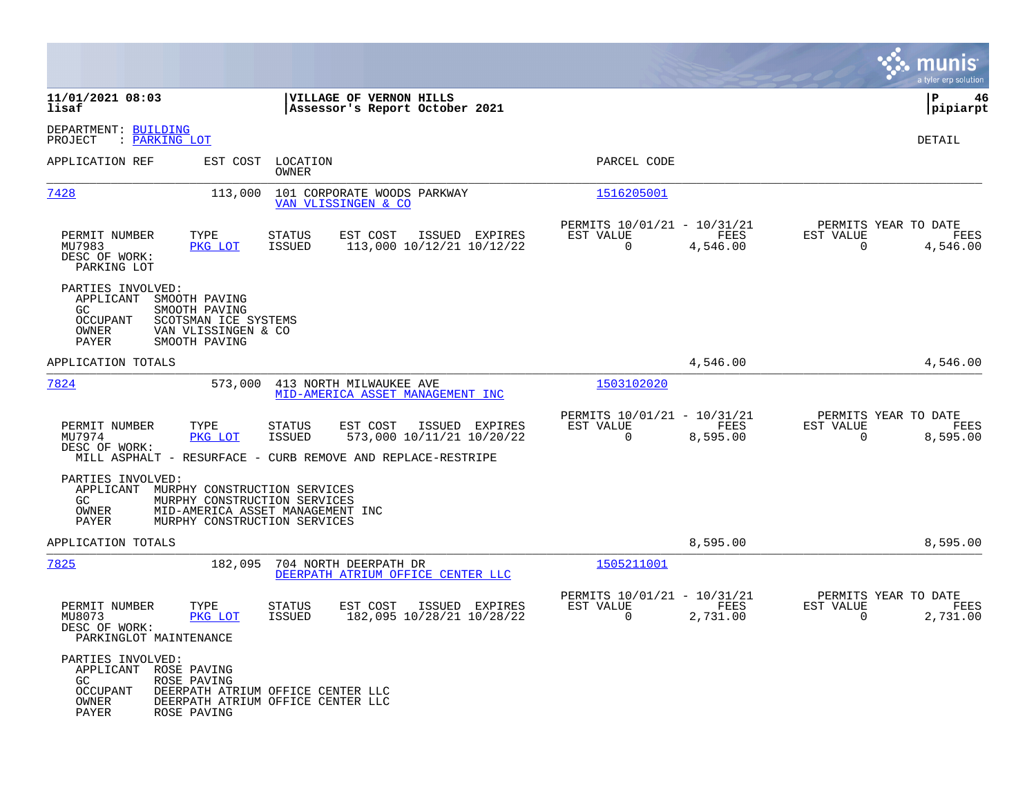**11/01/2021 08:03** | **VILLAGE OF VERNON HILLS** | **P 46**
**lisaf** | **Assessor's Report October 2021** | **pipiarpt**

DEPARTMENT: BUILDING
PROJECT : PARKING LOT

DETAIL

| APPLICATION REF | EST COST | LOCATION / OWNER | PARCEL CODE |
|---|---|---|---|
| 7428 | 113,000 | 101 CORPORATE WOODS PARKWAY / VAN VLISSINGEN & CO | 1516205001 |

| PERMIT NUMBER | TYPE | STATUS | EST COST | ISSUED | EXPIRES | PERMITS 10/01/21 - 10/31/21 EST VALUE | FEES | PERMITS YEAR TO DATE EST VALUE | FEES |
|---|---|---|---|---|---|---|---|---|---|
| MU7983 | PKG LOT | ISSUED | 113,000 | 10/12/21 | 10/12/22 | 0 | 4,546.00 | 0 | 4,546.00 |

DESC OF WORK:
PARKING LOT

PARTIES INVOLVED:
- APPLICANT SMOOTH PAVING
- GC SMOOTH PAVING
- OCCUPANT SCOTSMAN ICE SYSTEMS
- OWNER VAN VLISSINGEN & CO
- PAYER SMOOTH PAVING

APPLICATION TOTALS 4,546.00 4,546.00

| APPLICATION REF | EST COST | LOCATION / OWNER | PARCEL CODE |
|---|---|---|---|
| 7824 | 573,000 | 413 NORTH MILWAUKEE AVE / MID-AMERICA ASSET MANAGEMENT INC | 1503102020 |

| PERMIT NUMBER | TYPE | STATUS | EST COST | ISSUED | EXPIRES | PERMITS 10/01/21 - 10/31/21 EST VALUE | FEES | PERMITS YEAR TO DATE EST VALUE | FEES |
|---|---|---|---|---|---|---|---|---|---|
| MU7974 | PKG LOT | ISSUED | 573,000 | 10/11/21 | 10/20/22 | 0 | 8,595.00 | 0 | 8,595.00 |

DESC OF WORK:
MILL ASPHALT - RESURFACE - CURB REMOVE AND REPLACE-RESTRIPE

PARTIES INVOLVED:
- APPLICANT MURPHY CONSTRUCTION SERVICES
- GC MURPHY CONSTRUCTION SERVICES
- OWNER MID-AMERICA ASSET MANAGEMENT INC
- PAYER MURPHY CONSTRUCTION SERVICES

APPLICATION TOTALS 8,595.00 8,595.00

| APPLICATION REF | EST COST | LOCATION / OWNER | PARCEL CODE |
|---|---|---|---|
| 7825 | 182,095 | 704 NORTH DEERPATH DR / DEERPATH ATRIUM OFFICE CENTER LLC | 1505211001 |

| PERMIT NUMBER | TYPE | STATUS | EST COST | ISSUED | EXPIRES | PERMITS 10/01/21 - 10/31/21 EST VALUE | FEES | PERMITS YEAR TO DATE EST VALUE | FEES |
|---|---|---|---|---|---|---|---|---|---|
| MU8073 | PKG LOT | ISSUED | 182,095 | 10/28/21 | 10/28/22 | 0 | 2,731.00 | 0 | 2,731.00 |

DESC OF WORK:
PARKINGLOT MAINTENANCE

PARTIES INVOLVED:
- APPLICANT ROSE PAVING
- GC ROSE PAVING
- OCCUPANT DEERPATH ATRIUM OFFICE CENTER LLC
- OWNER DEERPATH ATRIUM OFFICE CENTER LLC
- PAYER ROSE PAVING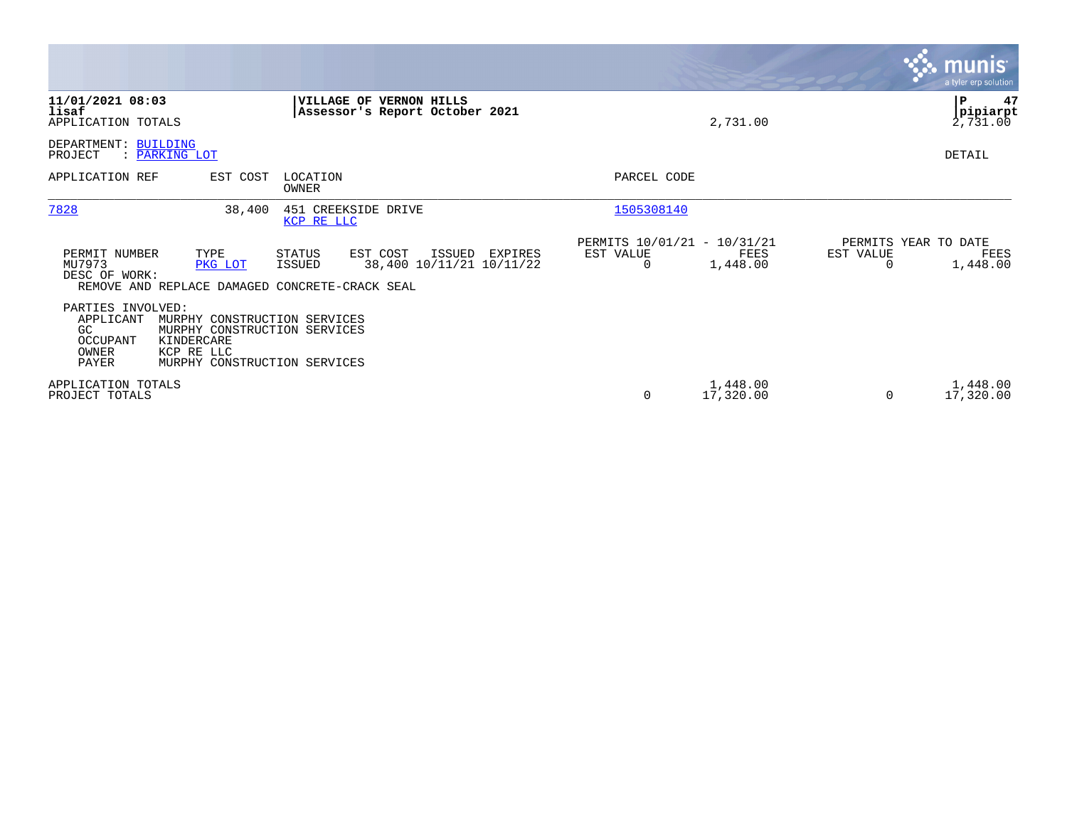**11/01/2021 08:03**
**lisaf**
APPLICATION TOTALS

**VILLAGE OF VERNON HILLS**
**Assessor's Report October 2021**

2,731.00

**P 47**
**pipiarpt**
2,731.00

DEPARTMENT: BUILDING
PROJECT : PARKING LOT

DETAIL

| APPLICATION REF | EST COST | LOCATION / OWNER | PARCEL CODE |
|---|---|---|---|
| 7828 | 38,400 | 451 CREEKSIDE DRIVE / KCP RE LLC | 1505308140 |

| PERMIT NUMBER | TYPE | STATUS | EST COST | ISSUED | EXPIRES | PERMITS 10/01/21 - 10/31/21 EST VALUE | FEES | PERMITS YEAR TO DATE EST VALUE | FEES |
|---|---|---|---|---|---|---|---|---|---|
| MU7973 | PKG LOT | ISSUED | 38,400 | 10/11/21 | 10/11/22 | 0 | 1,448.00 | 0 | 1,448.00 |

DESC OF WORK:
REMOVE AND REPLACE DAMAGED CONCRETE-CRACK SEAL

PARTIES INVOLVED:

| Role | Name |
|---|---|
| APPLICANT | MURPHY CONSTRUCTION SERVICES |
| GC | MURPHY CONSTRUCTION SERVICES |
| OCCUPANT | KINDERCARE |
| OWNER | KCP RE LLC |
| PAYER | MURPHY CONSTRUCTION SERVICES |

| | EST VALUE | FEES | EST VALUE | FEES |
|---|---|---|---|---|
| APPLICATION TOTALS | | 1,448.00 | | 1,448.00 |
| PROJECT TOTALS | 0 | 17,320.00 | 0 | 17,320.00 |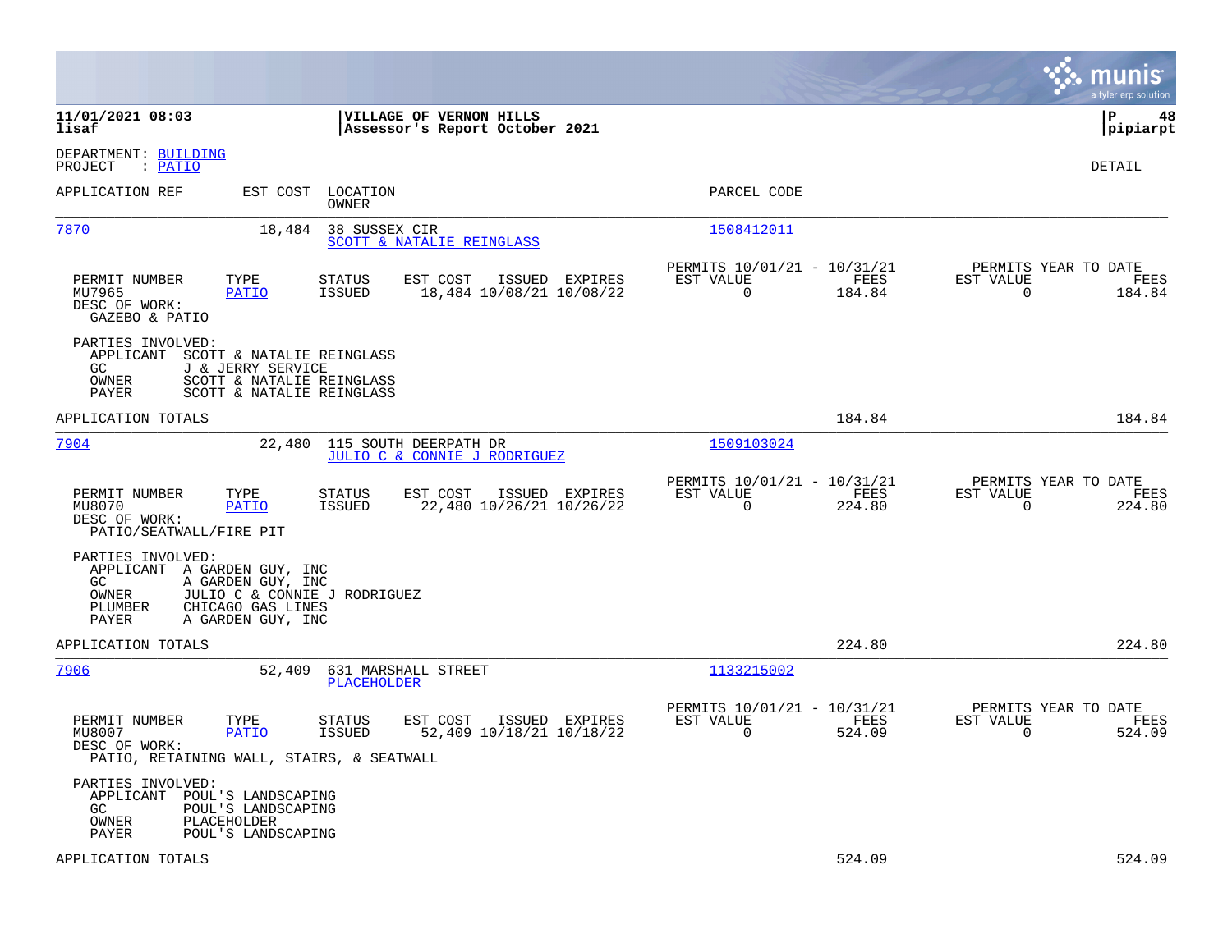**11/01/2021 08:03** | **VILLAGE OF VERNON HILLS**
**lisaf** | **Assessor's Report October 2021** | **pipiarpt**

DEPARTMENT: BUILDING
PROJECT : PATIO

DETAIL

| APPLICATION REF | EST COST | LOCATION / OWNER | PARCEL CODE |
|---|---|---|---|
| 7870 | 18,484 | 38 SUSSEX CIR / SCOTT & NATALIE REINGLASS | 1508412011 |

| PERMIT NUMBER | TYPE | STATUS | EST COST | ISSUED | EXPIRES | PERMITS 10/01/21 - 10/31/21 EST VALUE | FEES | PERMITS YEAR TO DATE EST VALUE | FEES |
|---|---|---|---|---|---|---|---|---|---|
| MU7965 | PATIO | ISSUED | 18,484 | 10/08/21 | 10/08/22 | 0 | 184.84 | 0 | 184.84 |

DESC OF WORK:
GAZEBO & PATIO

PARTIES INVOLVED:
- APPLICANT SCOTT & NATALIE REINGLASS
- GC J & JERRY SERVICE
- OWNER SCOTT & NATALIE REINGLASS
- PAYER SCOTT & NATALIE REINGLASS

APPLICATION TOTALS 184.84 184.84

| APPLICATION REF | EST COST | LOCATION / OWNER | PARCEL CODE |
|---|---|---|---|
| 7904 | 22,480 | 115 SOUTH DEERPATH DR / JULIO C & CONNIE J RODRIGUEZ | 1509103024 |

| PERMIT NUMBER | TYPE | STATUS | EST COST | ISSUED | EXPIRES | PERMITS 10/01/21 - 10/31/21 EST VALUE | FEES | PERMITS YEAR TO DATE EST VALUE | FEES |
|---|---|---|---|---|---|---|---|---|---|
| MU8070 | PATIO | ISSUED | 22,480 | 10/26/21 | 10/26/22 | 0 | 224.80 | 0 | 224.80 |

DESC OF WORK:
PATIO/SEATWALL/FIRE PIT

PARTIES INVOLVED:
- APPLICANT A GARDEN GUY, INC
- GC A GARDEN GUY, INC
- OWNER JULIO C & CONNIE J RODRIGUEZ
- PLUMBER CHICAGO GAS LINES
- PAYER A GARDEN GUY, INC

APPLICATION TOTALS 224.80 224.80

| APPLICATION REF | EST COST | LOCATION / OWNER | PARCEL CODE |
|---|---|---|---|
| 7906 | 52,409 | 631 MARSHALL STREET / PLACEHOLDER | 1133215002 |

| PERMIT NUMBER | TYPE | STATUS | EST COST | ISSUED | EXPIRES | PERMITS 10/01/21 - 10/31/21 EST VALUE | FEES | PERMITS YEAR TO DATE EST VALUE | FEES |
|---|---|---|---|---|---|---|---|---|---|
| MU8007 | PATIO | ISSUED | 52,409 | 10/18/21 | 10/18/22 | 0 | 524.09 | 0 | 524.09 |

DESC OF WORK:
PATIO, RETAINING WALL, STAIRS, & SEATWALL

PARTIES INVOLVED:
- APPLICANT POUL'S LANDSCAPING
- GC POUL'S LANDSCAPING
- OWNER PLACEHOLDER
- PAYER POUL'S LANDSCAPING

APPLICATION TOTALS 524.09 524.09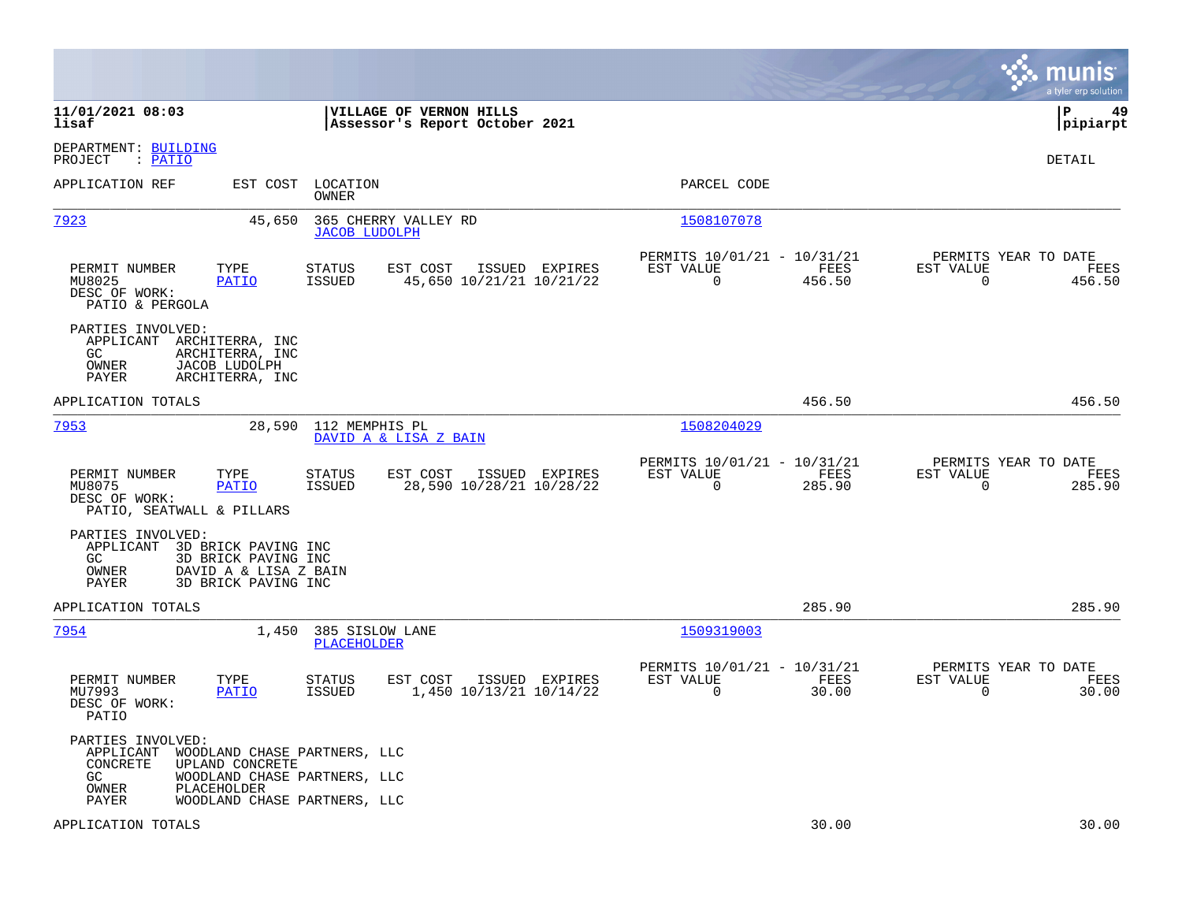**11/01/2021 08:03**
**lisaf**

**VILLAGE OF VERNON HILLS**
**Assessor's Report October 2021**

**P 49**
**pipiarpt**

DEPARTMENT: BUILDING
PROJECT : PATIO

DETAIL

| APPLICATION REF | EST COST | LOCATION / OWNER | PARCEL CODE |
|---|---|---|---|
| 7923 | 45,650 | 365 CHERRY VALLEY RD / JACOB LUDOLPH | 1508107078 |

| PERMIT NUMBER | TYPE | STATUS | EST COST | ISSUED | EXPIRES | PERMITS 10/01/21 - 10/31/21 EST VALUE | FEES | PERMITS YEAR TO DATE EST VALUE | FEES |
|---|---|---|---|---|---|---|---|---|---|
| MU8025 | PATIO | ISSUED | 45,650 | 10/21/21 | 10/21/22 | 0 | 456.50 | 0 | 456.50 |

DESC OF WORK:
PATIO & PERGOLA

PARTIES INVOLVED:
- APPLICANT ARCHITERRA, INC
- GC ARCHITERRA, INC
- OWNER JACOB LUDOLPH
- PAYER ARCHITERRA, INC

APPLICATION TOTALS 456.50 456.50

| APPLICATION REF | EST COST | LOCATION / OWNER | PARCEL CODE |
|---|---|---|---|
| 7953 | 28,590 | 112 MEMPHIS PL / DAVID A & LISA Z BAIN | 1508204029 |

| PERMIT NUMBER | TYPE | STATUS | EST COST | ISSUED | EXPIRES | PERMITS 10/01/21 - 10/31/21 EST VALUE | FEES | PERMITS YEAR TO DATE EST VALUE | FEES |
|---|---|---|---|---|---|---|---|---|---|
| MU8075 | PATIO | ISSUED | 28,590 | 10/28/21 | 10/28/22 | 0 | 285.90 | 0 | 285.90 |

DESC OF WORK:
PATIO, SEATWALL & PILLARS

PARTIES INVOLVED:
- APPLICANT 3D BRICK PAVING INC
- GC 3D BRICK PAVING INC
- OWNER DAVID A & LISA Z BAIN
- PAYER 3D BRICK PAVING INC

APPLICATION TOTALS 285.90 285.90

| APPLICATION REF | EST COST | LOCATION / OWNER | PARCEL CODE |
|---|---|---|---|
| 7954 | 1,450 | 385 SISLOW LANE / PLACEHOLDER | 1509319003 |

| PERMIT NUMBER | TYPE | STATUS | EST COST | ISSUED | EXPIRES | PERMITS 10/01/21 - 10/31/21 EST VALUE | FEES | PERMITS YEAR TO DATE EST VALUE | FEES |
|---|---|---|---|---|---|---|---|---|---|
| MU7993 | PATIO | ISSUED | 1,450 | 10/13/21 | 10/14/22 | 0 | 30.00 | 0 | 30.00 |

DESC OF WORK:
PATIO

PARTIES INVOLVED:
- APPLICANT WOODLAND CHASE PARTNERS, LLC
- CONCRETE UPLAND CONCRETE
- GC WOODLAND CHASE PARTNERS, LLC
- OWNER PLACEHOLDER
- PAYER WOODLAND CHASE PARTNERS, LLC

APPLICATION TOTALS 30.00 30.00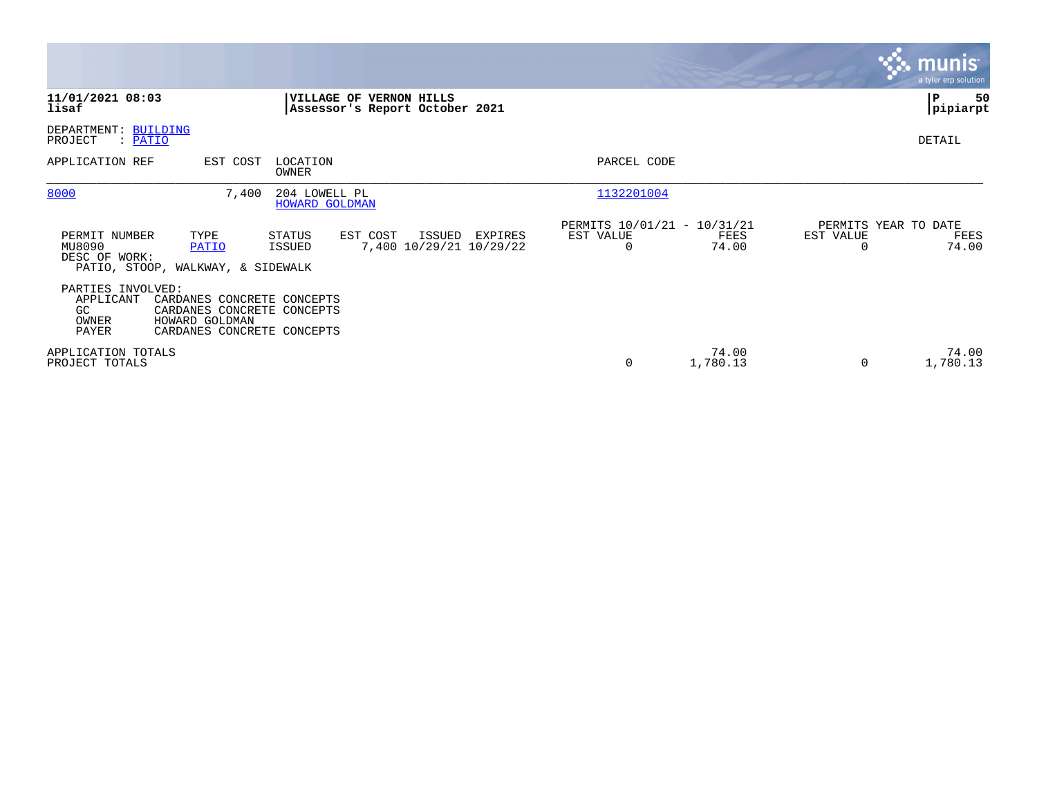**11/01/2021 08:03** | **VILLAGE OF VERNON HILLS** | **P 50**
**lisaf** | **Assessor's Report October 2021** | **pipiarpt**

DEPARTMENT: BUILDING
PROJECT : PATIO

DETAIL

| APPLICATION REF | EST COST | LOCATION / OWNER | PARCEL CODE |
|---|---|---|---|
| 8000 | 7,400 | 204 LOWELL PL / HOWARD GOLDMAN | 1132201004 |

| PERMIT NUMBER | TYPE | STATUS | EST COST | ISSUED | EXPIRES | PERMITS 10/01/21 - 10/31/21 EST VALUE | PERMITS 10/01/21 - 10/31/21 FEES | PERMITS YEAR TO DATE EST VALUE | PERMITS YEAR TO DATE FEES |
|---|---|---|---|---|---|---|---|---|---|
| MU8090 | PATIO | ISSUED | 7,400 | 10/29/21 | 10/29/22 | 0 | 74.00 | 0 | 74.00 |

DESC OF WORK:
PATIO, STOOP, WALKWAY, & SIDEWALK

PARTIES INVOLVED:
- APPLICANT CARDANES CONCRETE CONCEPTS
- GC CARDANES CONCRETE CONCEPTS
- OWNER HOWARD GOLDMAN
- PAYER CARDANES CONCRETE CONCEPTS

| | EST VALUE | FEES | EST VALUE | FEES |
|---|---|---|---|---|
| APPLICATION TOTALS | | 74.00 | | 74.00 |
| PROJECT TOTALS | 0 | 1,780.13 | 0 | 1,780.13 |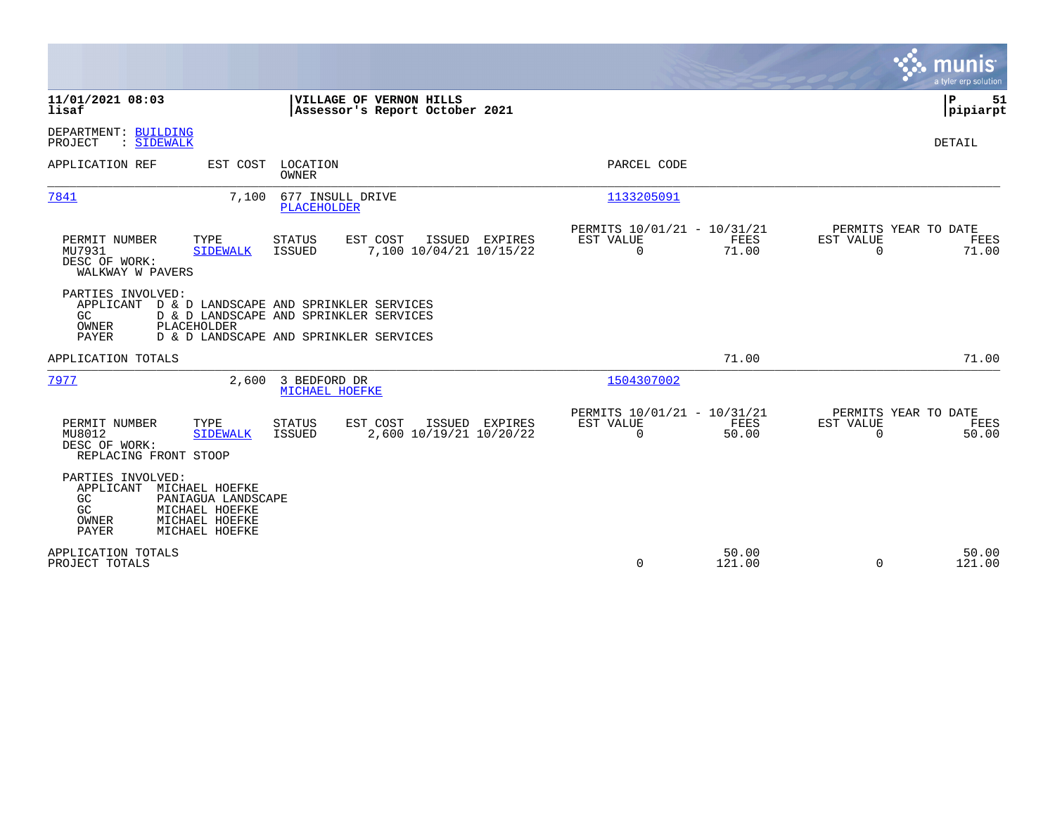**11/01/2021 08:03**
**lisaf**

**VILLAGE OF VERNON HILLS**
**Assessor's Report October 2021**

**P 51**
**pipiarpt**

DEPARTMENT: BUILDING
PROJECT : SIDEWALK

DETAIL

| APPLICATION REF | EST COST | LOCATION / OWNER | PARCEL CODE |
|---|---|---|---|
| 7841 | 7,100 | 677 INSULL DRIVE / PLACEHOLDER | 1133205091 |

| PERMIT NUMBER | TYPE | STATUS | EST COST | ISSUED | EXPIRES | PERMITS 10/01/21 - 10/31/21 EST VALUE | FEES | PERMITS YEAR TO DATE EST VALUE | FEES |
|---|---|---|---|---|---|---|---|---|---|
| MU7931 | SIDEWALK | ISSUED | 7,100 | 10/04/21 | 10/15/22 | 0 | 71.00 | 0 | 71.00 |

DESC OF WORK:
WALKWAY W PAVERS

PARTIES INVOLVED:
- APPLICANT D & D LANDSCAPE AND SPRINKLER SERVICES
- GC D & D LANDSCAPE AND SPRINKLER SERVICES
- OWNER PLACEHOLDER
- PAYER D & D LANDSCAPE AND SPRINKLER SERVICES

APPLICATION TOTALS 71.00 71.00

| APPLICATION REF | EST COST | LOCATION / OWNER | PARCEL CODE |
|---|---|---|---|
| 7977 | 2,600 | 3 BEDFORD DR / MICHAEL HOEFKE | 1504307002 |

| PERMIT NUMBER | TYPE | STATUS | EST COST | ISSUED | EXPIRES | PERMITS 10/01/21 - 10/31/21 EST VALUE | FEES | PERMITS YEAR TO DATE EST VALUE | FEES |
|---|---|---|---|---|---|---|---|---|---|
| MU8012 | SIDEWALK | ISSUED | 2,600 | 10/19/21 | 10/20/22 | 0 | 50.00 | 0 | 50.00 |

DESC OF WORK:
REPLACING FRONT STOOP

PARTIES INVOLVED:
- APPLICANT MICHAEL HOEFKE
- GC PANIAGUA LANDSCAPE
- GC MICHAEL HOEFKE
- OWNER MICHAEL HOEFKE
- PAYER MICHAEL HOEFKE

| | EST VALUE | FEES | EST VALUE | FEES |
|---|---|---|---|---|
| APPLICATION TOTALS | | 50.00 | | 50.00 |
| PROJECT TOTALS | 0 | 121.00 | 0 | 121.00 |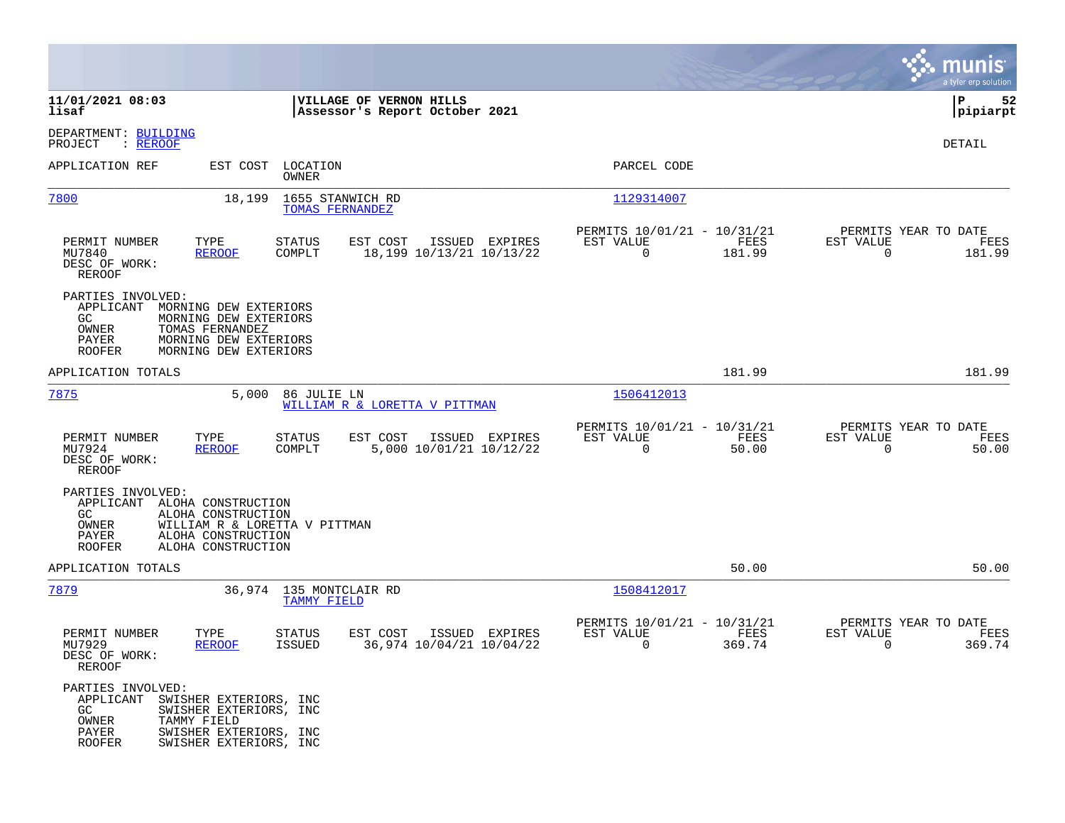**11/01/2021 08:03**
**lisaf**

**VILLAGE OF VERNON HILLS**
**Assessor's Report October 2021**

**P 52**
**pipiarpt**

DEPARTMENT: BUILDING
PROJECT : REROOF

DETAIL

| APPLICATION REF | EST COST | LOCATION / OWNER | PARCEL CODE |
|---|---|---|---|
| 7800 | 18,199 | 1655 STANWICH RD / TOMAS FERNANDEZ | 1129314007 |

| PERMIT NUMBER | TYPE | STATUS | EST COST | ISSUED | EXPIRES | PERMITS 10/01/21 - 10/31/21 EST VALUE | FEES | PERMITS YEAR TO DATE EST VALUE | FEES |
|---|---|---|---|---|---|---|---|---|---|
| MU7840 | REROOF | COMPLT | 18,199 | 10/13/21 | 10/13/22 | 0 | 181.99 | 0 | 181.99 |

DESC OF WORK:
REROOF

PARTIES INVOLVED:
- APPLICANT MORNING DEW EXTERIORS
- GC MORNING DEW EXTERIORS
- OWNER TOMAS FERNANDEZ
- PAYER MORNING DEW EXTERIORS
- ROOFER MORNING DEW EXTERIORS

APPLICATION TOTALS 181.99 181.99

| APPLICATION REF | EST COST | LOCATION / OWNER | PARCEL CODE |
|---|---|---|---|
| 7875 | 5,000 | 86 JULIE LN / WILLIAM R & LORETTA V PITTMAN | 1506412013 |

| PERMIT NUMBER | TYPE | STATUS | EST COST | ISSUED | EXPIRES | PERMITS 10/01/21 - 10/31/21 EST VALUE | FEES | PERMITS YEAR TO DATE EST VALUE | FEES |
|---|---|---|---|---|---|---|---|---|---|
| MU7924 | REROOF | COMPLT | 5,000 | 10/01/21 | 10/12/22 | 0 | 50.00 | 0 | 50.00 |

DESC OF WORK:
REROOF

PARTIES INVOLVED:
- APPLICANT ALOHA CONSTRUCTION
- GC ALOHA CONSTRUCTION
- OWNER WILLIAM R & LORETTA V PITTMAN
- PAYER ALOHA CONSTRUCTION
- ROOFER ALOHA CONSTRUCTION

APPLICATION TOTALS 50.00 50.00

| APPLICATION REF | EST COST | LOCATION / OWNER | PARCEL CODE |
|---|---|---|---|
| 7879 | 36,974 | 135 MONTCLAIR RD / TAMMY FIELD | 1508412017 |

| PERMIT NUMBER | TYPE | STATUS | EST COST | ISSUED | EXPIRES | PERMITS 10/01/21 - 10/31/21 EST VALUE | FEES | PERMITS YEAR TO DATE EST VALUE | FEES |
|---|---|---|---|---|---|---|---|---|---|
| MU7929 | REROOF | ISSUED | 36,974 | 10/04/21 | 10/04/22 | 0 | 369.74 | 0 | 369.74 |

DESC OF WORK:
REROOF

PARTIES INVOLVED:
- APPLICANT SWISHER EXTERIORS, INC
- GC SWISHER EXTERIORS, INC
- OWNER TAMMY FIELD
- PAYER SWISHER EXTERIORS, INC
- ROOFER SWISHER EXTERIORS, INC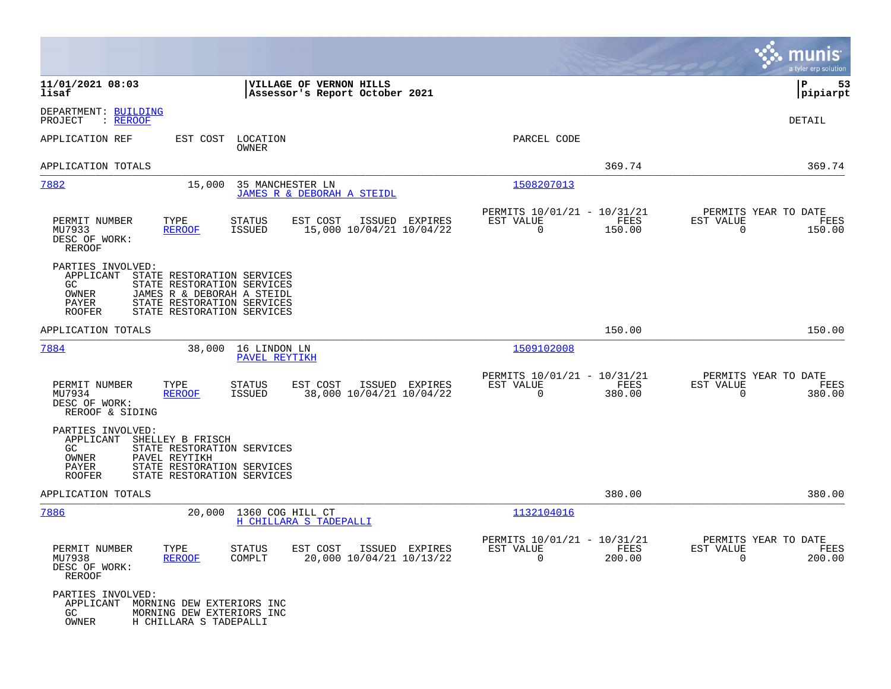**11/01/2021 08:03** | **VILLAGE OF VERNON HILLS** | **P 53**
**lisaf** | **Assessor's Report October 2021** | **pipiarpt**

DEPARTMENT: BUILDING
PROJECT : REROOF

DETAIL

| APPLICATION REF | EST COST | LOCATION / OWNER | PARCEL CODE | | |
|---|---|---|---|---|---|
| APPLICATION TOTALS | | | | 369.74 | 369.74 |

---

**7882** | 15,000 | 35 MANCHESTER LN / JAMES R & DEBORAH A STEIDL | 1508207013

| PERMIT NUMBER | TYPE | STATUS | EST COST | ISSUED | EXPIRES | PERMITS 10/01/21 - 10/31/21 EST VALUE | FEES | PERMITS YEAR TO DATE EST VALUE | FEES |
|---|---|---|---|---|---|---|---|---|---|
| MU7933 | REROOF | ISSUED | 15,000 | 10/04/21 | 10/04/22 | 0 | 150.00 | 0 | 150.00 |

DESC OF WORK:
REROOF

PARTIES INVOLVED:
- APPLICANT STATE RESTORATION SERVICES
- GC STATE RESTORATION SERVICES
- OWNER JAMES R & DEBORAH A STEIDL
- PAYER STATE RESTORATION SERVICES
- ROOFER STATE RESTORATION SERVICES

APPLICATION TOTALS 150.00 150.00

---

**7884** | 38,000 | 16 LINDON LN / PAVEL REYTIKH | 1509102008

| PERMIT NUMBER | TYPE | STATUS | EST COST | ISSUED | EXPIRES | PERMITS 10/01/21 - 10/31/21 EST VALUE | FEES | PERMITS YEAR TO DATE EST VALUE | FEES |
|---|---|---|---|---|---|---|---|---|---|
| MU7934 | REROOF | ISSUED | 38,000 | 10/04/21 | 10/04/22 | 0 | 380.00 | 0 | 380.00 |

DESC OF WORK:
REROOF & SIDING

PARTIES INVOLVED:
- APPLICANT SHELLEY B FRISCH
- GC STATE RESTORATION SERVICES
- OWNER PAVEL REYTIKH
- PAYER STATE RESTORATION SERVICES
- ROOFER STATE RESTORATION SERVICES

APPLICATION TOTALS 380.00 380.00

---

**7886** | 20,000 | 1360 COG HILL CT / H CHILLARA S TADEPALLI | 1132104016

| PERMIT NUMBER | TYPE | STATUS | EST COST | ISSUED | EXPIRES | PERMITS 10/01/21 - 10/31/21 EST VALUE | FEES | PERMITS YEAR TO DATE EST VALUE | FEES |
|---|---|---|---|---|---|---|---|---|---|
| MU7938 | REROOF | COMPLT | 20,000 | 10/04/21 | 10/13/22 | 0 | 200.00 | 0 | 200.00 |

DESC OF WORK:
REROOF

PARTIES INVOLVED:
- APPLICANT MORNING DEW EXTERIORS INC
- GC MORNING DEW EXTERIORS INC
- OWNER H CHILLARA S TADEPALLI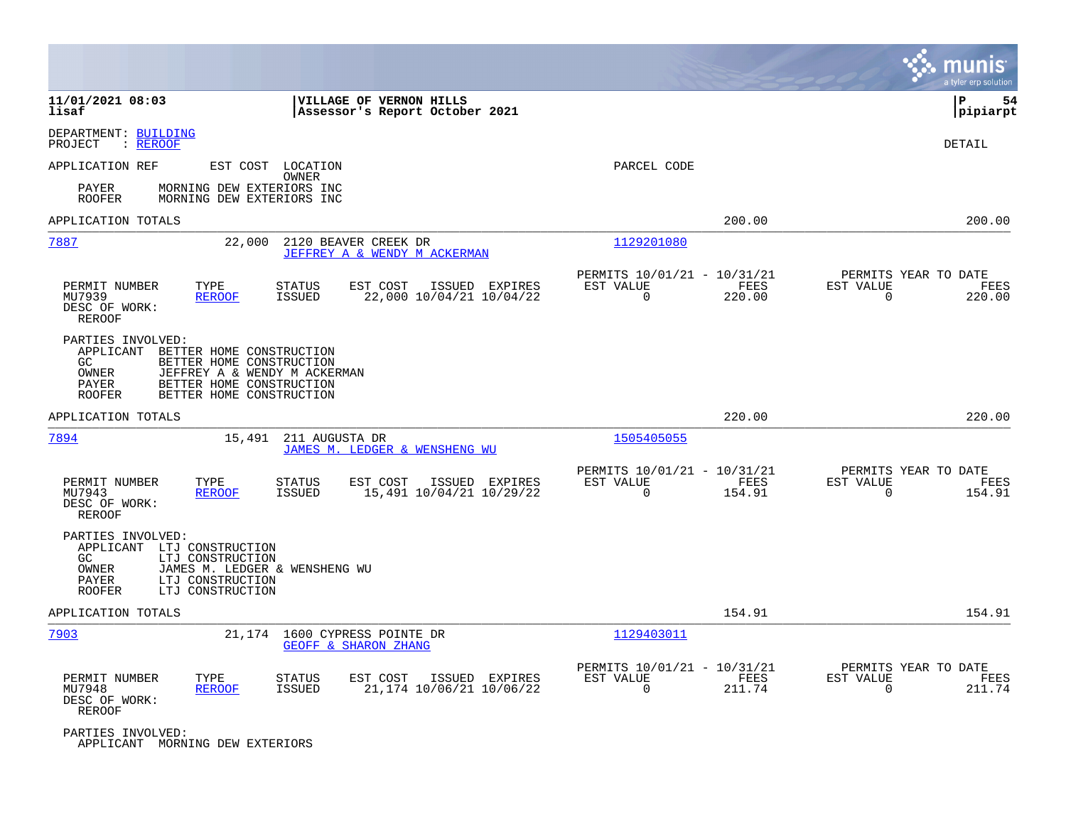**11/01/2021 08:03** | **VILLAGE OF VERNON HILLS** | **P 54**
**lisaf** | **Assessor's Report October 2021** | **pipiarpt**

DEPARTMENT: BUILDING
PROJECT : REROOF

DETAIL

APPLICATION REF | EST COST | LOCATION / OWNER | PARCEL CODE

PAYER MORNING DEW EXTERIORS INC
ROOFER MORNING DEW EXTERIORS INC

APPLICATION TOTALS 200.00 200.00

---

**7887** 22,000 2120 BEAVER CREEK DR
JEFFREY A & WENDY M ACKERMAN
Parcel: 1129201080

| PERMIT NUMBER | TYPE | STATUS | EST COST | ISSUED | EXPIRES | PERMITS 10/01/21 - 10/31/21 EST VALUE | FEES | PERMITS YEAR TO DATE EST VALUE | FEES |
|---|---|---|---|---|---|---|---|---|---|
| MU7939 | REROOF | ISSUED | 22,000 | 10/04/21 | 10/04/22 | 0 | 220.00 | 0 | 220.00 |

DESC OF WORK:
REROOF

PARTIES INVOLVED:
APPLICANT BETTER HOME CONSTRUCTION
GC BETTER HOME CONSTRUCTION
OWNER JEFFREY A & WENDY M ACKERMAN
PAYER BETTER HOME CONSTRUCTION
ROOFER BETTER HOME CONSTRUCTION

APPLICATION TOTALS 220.00 220.00

---

**7894** 15,491 211 AUGUSTA DR
JAMES M. LEDGER & WENSHENG WU
Parcel: 1505405055

| PERMIT NUMBER | TYPE | STATUS | EST COST | ISSUED | EXPIRES | PERMITS 10/01/21 - 10/31/21 EST VALUE | FEES | PERMITS YEAR TO DATE EST VALUE | FEES |
|---|---|---|---|---|---|---|---|---|---|
| MU7943 | REROOF | ISSUED | 15,491 | 10/04/21 | 10/29/22 | 0 | 154.91 | 0 | 154.91 |

DESC OF WORK:
REROOF

PARTIES INVOLVED:
APPLICANT LTJ CONSTRUCTION
GC LTJ CONSTRUCTION
OWNER JAMES M. LEDGER & WENSHENG WU
PAYER LTJ CONSTRUCTION
ROOFER LTJ CONSTRUCTION

APPLICATION TOTALS 154.91 154.91

---

**7903** 21,174 1600 CYPRESS POINTE DR
GEOFF & SHARON ZHANG
Parcel: 1129403011

| PERMIT NUMBER | TYPE | STATUS | EST COST | ISSUED | EXPIRES | PERMITS 10/01/21 - 10/31/21 EST VALUE | FEES | PERMITS YEAR TO DATE EST VALUE | FEES |
|---|---|---|---|---|---|---|---|---|---|
| MU7948 | REROOF | ISSUED | 21,174 | 10/06/21 | 10/06/22 | 0 | 211.74 | 0 | 211.74 |

DESC OF WORK:
REROOF

PARTIES INVOLVED:
APPLICANT MORNING DEW EXTERIORS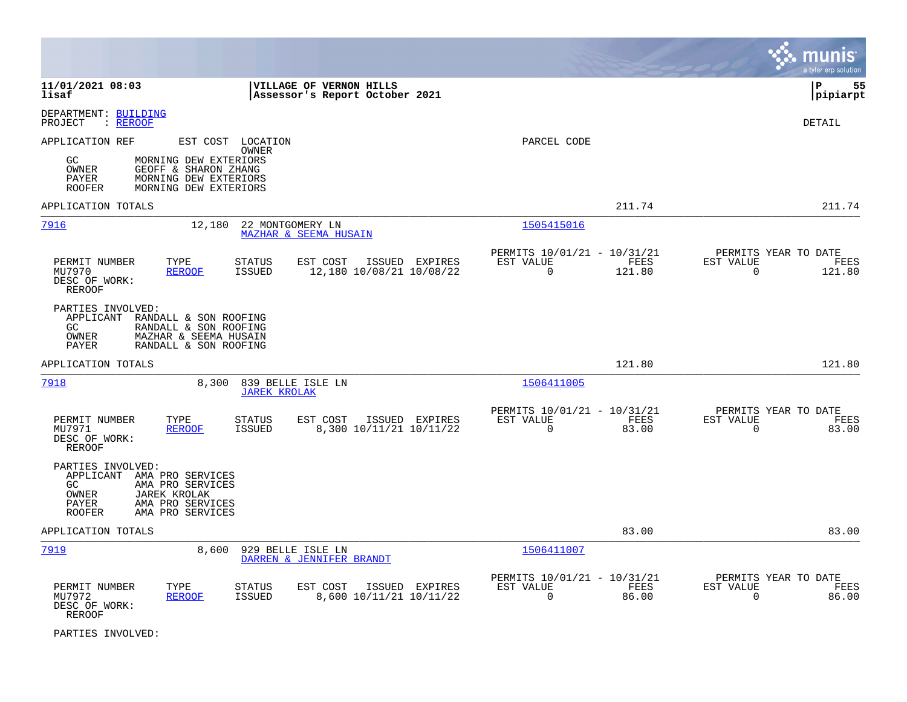**11/01/2021 08:03** | **VILLAGE OF VERNON HILLS** | **P 55**
**lisaf** | **Assessor's Report October 2021** | **pipiarpt**

DEPARTMENT: BUILDING
PROJECT : REROOF

DETAIL

APPLICATION REF &nbsp;&nbsp; EST COST &nbsp;&nbsp; LOCATION / OWNER &nbsp;&nbsp; PARCEL CODE

- GC: MORNING DEW EXTERIORS
- OWNER: GEOFF & SHARON ZHANG
- PAYER: MORNING DEW EXTERIORS
- ROOFER: MORNING DEW EXTERIORS

APPLICATION TOTALS: 211.74 | 211.74

---

**7916** | 12,180 | 22 MONTGOMERY LN | MAZHAR & SEEMA HUSAIN | 1505415016

| PERMIT NUMBER | TYPE | STATUS | EST COST | ISSUED | EXPIRES | PERMITS 10/01/21 - 10/31/21 EST VALUE | FEES | PERMITS YEAR TO DATE EST VALUE | FEES |
|---|---|---|---|---|---|---|---|---|---|
| MU7970 | REROOF | ISSUED | 12,180 | 10/08/21 | 10/08/22 | 0 | 121.80 | 0 | 121.80 |

DESC OF WORK: REROOF

PARTIES INVOLVED:
- APPLICANT: RANDALL & SON ROOFING
- GC: RANDALL & SON ROOFING
- OWNER: MAZHAR & SEEMA HUSAIN
- PAYER: RANDALL & SON ROOFING

APPLICATION TOTALS: 121.80 | 121.80

---

**7918** | 8,300 | 839 BELLE ISLE LN | JAREK KROLAK | 1506411005

| PERMIT NUMBER | TYPE | STATUS | EST COST | ISSUED | EXPIRES | PERMITS 10/01/21 - 10/31/21 EST VALUE | FEES | PERMITS YEAR TO DATE EST VALUE | FEES |
|---|---|---|---|---|---|---|---|---|---|
| MU7971 | REROOF | ISSUED | 8,300 | 10/11/21 | 10/11/22 | 0 | 83.00 | 0 | 83.00 |

DESC OF WORK: REROOF

PARTIES INVOLVED:
- APPLICANT: AMA PRO SERVICES
- GC: AMA PRO SERVICES
- OWNER: JAREK KROLAK
- PAYER: AMA PRO SERVICES
- ROOFER: AMA PRO SERVICES

APPLICATION TOTALS: 83.00 | 83.00

---

**7919** | 8,600 | 929 BELLE ISLE LN | DARREN & JENNIFER BRANDT | 1506411007

| PERMIT NUMBER | TYPE | STATUS | EST COST | ISSUED | EXPIRES | PERMITS 10/01/21 - 10/31/21 EST VALUE | FEES | PERMITS YEAR TO DATE EST VALUE | FEES |
|---|---|---|---|---|---|---|---|---|---|
| MU7972 | REROOF | ISSUED | 8,600 | 10/11/21 | 10/11/22 | 0 | 86.00 | 0 | 86.00 |

DESC OF WORK: REROOF

PARTIES INVOLVED: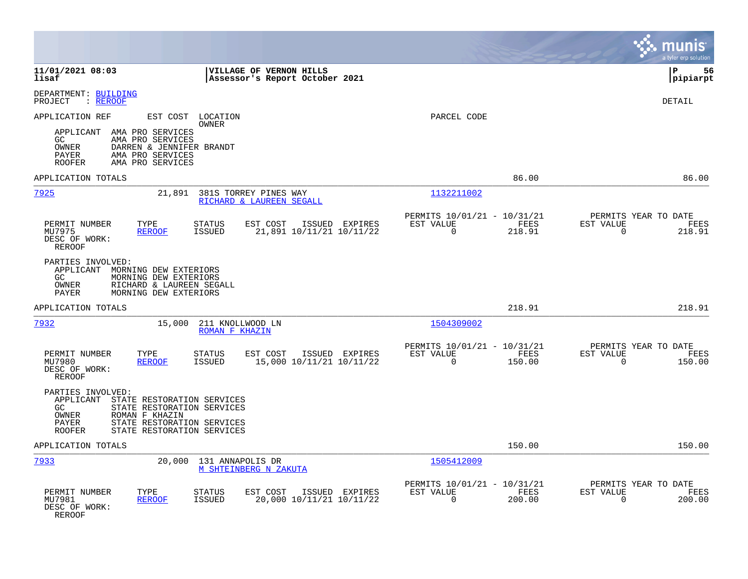**11/01/2021 08:03** | **VILLAGE OF VERNON HILLS** | **P 56**
**lisaf** | **Assessor's Report October 2021** | **pipiarpt**

DEPARTMENT: BUILDING
PROJECT : REROOF

DETAIL

APPLICATION REF — EST COST — LOCATION / OWNER — PARCEL CODE

APPLICANT AMA PRO SERVICES
GC AMA PRO SERVICES
OWNER DARREN & JENNIFER BRANDT
PAYER AMA PRO SERVICES
ROOFER AMA PRO SERVICES

APPLICATION TOTALS 86.00 86.00

---

**7925** — 21,891 — 381S TORREY PINES WAY — RICHARD & LAUREEN SEGALL — Parcel 1132211002

| PERMIT NUMBER | TYPE | STATUS | EST COST | ISSUED | EXPIRES | PERMITS 10/01/21 - 10/31/21 EST VALUE | FEES | PERMITS YEAR TO DATE EST VALUE | FEES |
|---|---|---|---|---|---|---|---|---|---|
| MU7975 | REROOF | ISSUED | 21,891 | 10/11/21 | 10/11/22 | 0 | 218.91 | 0 | 218.91 |

DESC OF WORK:
REROOF

PARTIES INVOLVED:
APPLICANT MORNING DEW EXTERIORS
GC MORNING DEW EXTERIORS
OWNER RICHARD & LAUREEN SEGALL
PAYER MORNING DEW EXTERIORS

APPLICATION TOTALS 218.91 218.91

---

**7932** — 15,000 — 211 KNOLLWOOD LN — ROMAN F KHAZIN — Parcel 1504309002

| PERMIT NUMBER | TYPE | STATUS | EST COST | ISSUED | EXPIRES | PERMITS 10/01/21 - 10/31/21 EST VALUE | FEES | PERMITS YEAR TO DATE EST VALUE | FEES |
|---|---|---|---|---|---|---|---|---|---|
| MU7980 | REROOF | ISSUED | 15,000 | 10/11/21 | 10/11/22 | 0 | 150.00 | 0 | 150.00 |

DESC OF WORK:
REROOF

PARTIES INVOLVED:
APPLICANT STATE RESTORATION SERVICES
GC STATE RESTORATION SERVICES
OWNER ROMAN F KHAZIN
PAYER STATE RESTORATION SERVICES
ROOFER STATE RESTORATION SERVICES

APPLICATION TOTALS 150.00 150.00

---

**7933** — 20,000 — 131 ANNAPOLIS DR — M SHTEINBERG N ZAKUTA — Parcel 1505412009

| PERMIT NUMBER | TYPE | STATUS | EST COST | ISSUED | EXPIRES | PERMITS 10/01/21 - 10/31/21 EST VALUE | FEES | PERMITS YEAR TO DATE EST VALUE | FEES |
|---|---|---|---|---|---|---|---|---|---|
| MU7981 | REROOF | ISSUED | 20,000 | 10/11/21 | 10/11/22 | 0 | 200.00 | 0 | 200.00 |

DESC OF WORK:
REROOF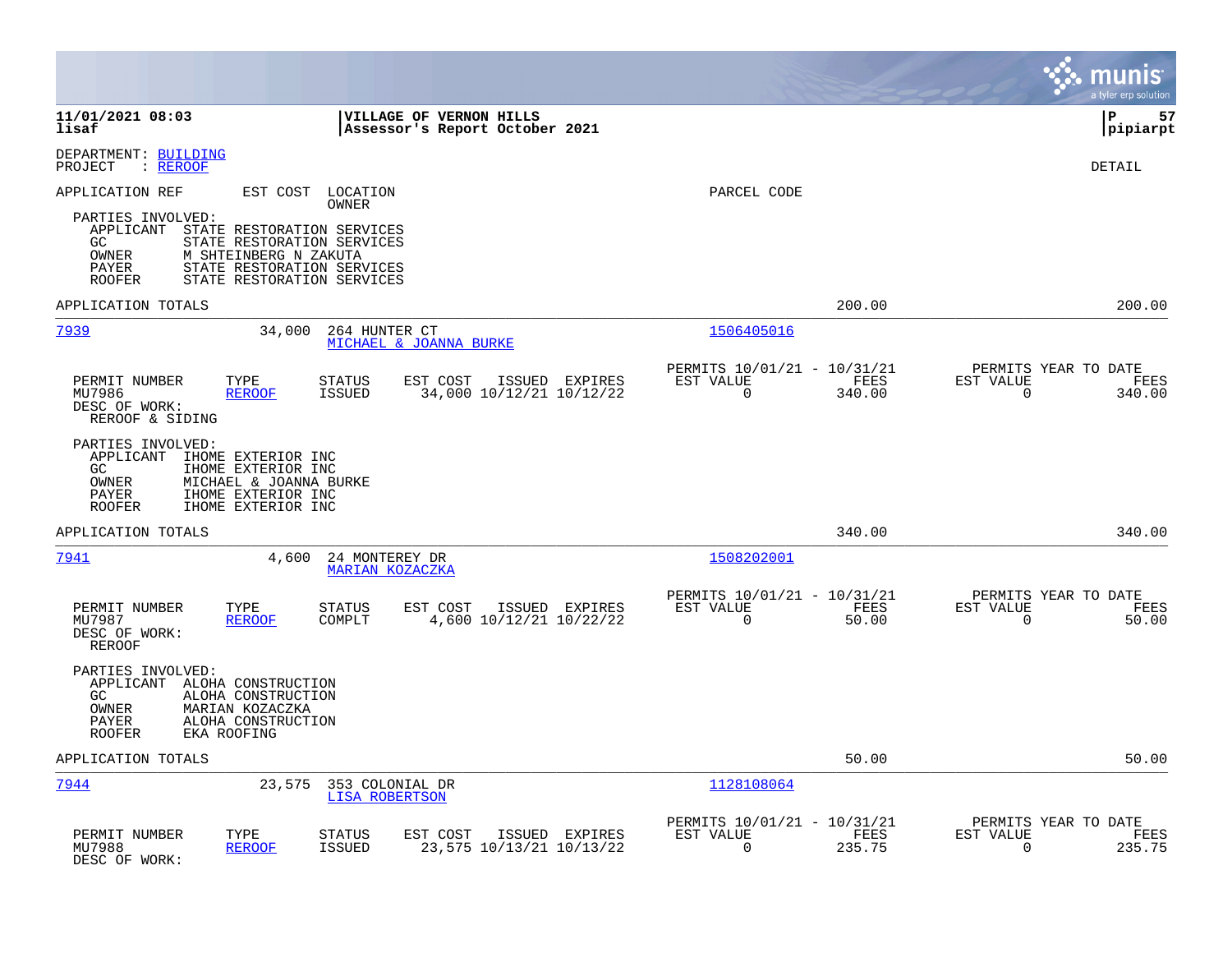**11/01/2021 08:03** | **VILLAGE OF VERNON HILLS** | **P 57**
**lisaf** | **Assessor's Report October 2021** | **pipiarpt**

DEPARTMENT: BUILDING
PROJECT : REROOF

DETAIL

APPLICATION REF | EST COST | LOCATION / OWNER | PARCEL CODE

PARTIES INVOLVED:
- APPLICANT STATE RESTORATION SERVICES
- GC STATE RESTORATION SERVICES
- OWNER M SHTEINBERG N ZAKUTA
- PAYER STATE RESTORATION SERVICES
- ROOFER STATE RESTORATION SERVICES

APPLICATION TOTALS: 200.00 | 200.00

---

**7939** | 34,000 | 264 HUNTER CT / MICHAEL & JOANNA BURKE | 1506405016

| PERMIT NUMBER | TYPE | STATUS | EST COST | ISSUED | EXPIRES | PERMITS 10/01/21 - 10/31/21 EST VALUE | FEES | PERMITS YEAR TO DATE EST VALUE | FEES |
|---|---|---|---|---|---|---|---|---|---|
| MU7986 | REROOF | ISSUED | 34,000 | 10/12/21 | 10/12/22 | 0 | 340.00 | 0 | 340.00 |

DESC OF WORK:
REROOF & SIDING

PARTIES INVOLVED:
- APPLICANT IHOME EXTERIOR INC
- GC IHOME EXTERIOR INC
- OWNER MICHAEL & JOANNA BURKE
- PAYER IHOME EXTERIOR INC
- ROOFER IHOME EXTERIOR INC

APPLICATION TOTALS: 340.00 | 340.00

---

**7941** | 4,600 | 24 MONTEREY DR / MARIAN KOZACZKA | 1508202001

| PERMIT NUMBER | TYPE | STATUS | EST COST | ISSUED | EXPIRES | PERMITS 10/01/21 - 10/31/21 EST VALUE | FEES | PERMITS YEAR TO DATE EST VALUE | FEES |
|---|---|---|---|---|---|---|---|---|---|
| MU7987 | REROOF | COMPLT | 4,600 | 10/12/21 | 10/22/22 | 0 | 50.00 | 0 | 50.00 |

DESC OF WORK:
REROOF

PARTIES INVOLVED:
- APPLICANT ALOHA CONSTRUCTION
- GC ALOHA CONSTRUCTION
- OWNER MARIAN KOZACZKA
- PAYER ALOHA CONSTRUCTION
- ROOFER EKA ROOFING

APPLICATION TOTALS: 50.00 | 50.00

---

**7944** | 23,575 | 353 COLONIAL DR / LISA ROBERTSON | 1128108064

| PERMIT NUMBER | TYPE | STATUS | EST COST | ISSUED | EXPIRES | PERMITS 10/01/21 - 10/31/21 EST VALUE | FEES | PERMITS YEAR TO DATE EST VALUE | FEES |
|---|---|---|---|---|---|---|---|---|---|
| MU7988 | REROOF | ISSUED | 23,575 | 10/13/21 | 10/13/22 | 0 | 235.75 | 0 | 235.75 |

DESC OF WORK: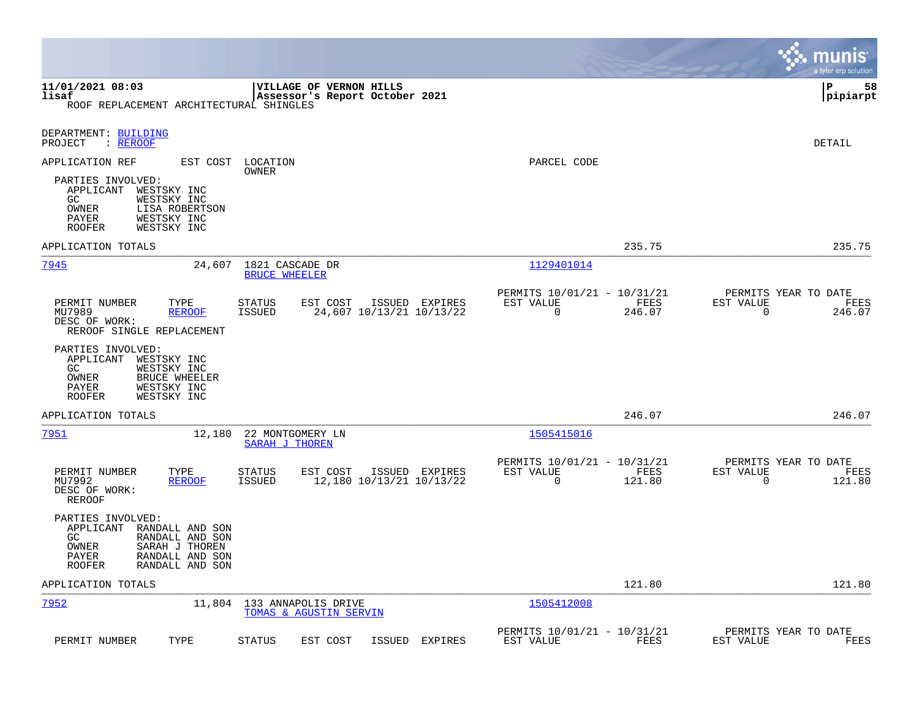11/01/2021 08:03 | VILLAGE OF VERNON HILLS | P 58
lisaf | Assessor's Report October 2021 | pipiarpt

ROOF REPLACEMENT ARCHITECTURAL SHINGLES

DEPARTMENT: BUILDING
PROJECT : REROOF

DETAIL

APPLICATION REF | EST COST | LOCATION / OWNER | PARCEL CODE

PARTIES INVOLVED:
- APPLICANT WESTSKY INC
- GC WESTSKY INC
- OWNER LISA ROBERTSON
- PAYER WESTSKY INC
- ROOFER WESTSKY INC

APPLICATION TOTALS 235.75 235.75

---

**7945** | 24,607 | 1821 CASCADE DR / BRUCE WHEELER | 1129401014

| PERMIT NUMBER | TYPE | STATUS | EST COST | ISSUED | EXPIRES | PERMITS 10/01/21 - 10/31/21 EST VALUE | FEES | PERMITS YEAR TO DATE EST VALUE | FEES |
|---|---|---|---|---|---|---|---|---|---|
| MU7989 | REROOF | ISSUED | 24,607 | 10/13/21 | 10/13/22 | 0 | 246.07 | 0 | 246.07 |

DESC OF WORK:
REROOF SINGLE REPLACEMENT

PARTIES INVOLVED:
- APPLICANT WESTSKY INC
- GC WESTSKY INC
- OWNER BRUCE WHEELER
- PAYER WESTSKY INC
- ROOFER WESTSKY INC

APPLICATION TOTALS 246.07 246.07

---

**7951** | 12,180 | 22 MONTGOMERY LN / SARAH J THOREN | 1505415016

| PERMIT NUMBER | TYPE | STATUS | EST COST | ISSUED | EXPIRES | PERMITS 10/01/21 - 10/31/21 EST VALUE | FEES | PERMITS YEAR TO DATE EST VALUE | FEES |
|---|---|---|---|---|---|---|---|---|---|
| MU7992 | REROOF | ISSUED | 12,180 | 10/13/21 | 10/13/22 | 0 | 121.80 | 0 | 121.80 |

DESC OF WORK:
REROOF

PARTIES INVOLVED:
- APPLICANT RANDALL AND SON
- GC RANDALL AND SON
- OWNER SARAH J THOREN
- PAYER RANDALL AND SON
- ROOFER RANDALL AND SON

APPLICATION TOTALS 121.80 121.80

---

**7952** | 11,804 | 133 ANNAPOLIS DRIVE / TOMAS & AGUSTIN SERVIN | 1505412008

| PERMIT NUMBER | TYPE | STATUS | EST COST | ISSUED | EXPIRES | PERMITS 10/01/21 - 10/31/21 EST VALUE | FEES | PERMITS YEAR TO DATE EST VALUE | FEES |
|---|---|---|---|---|---|---|---|---|---|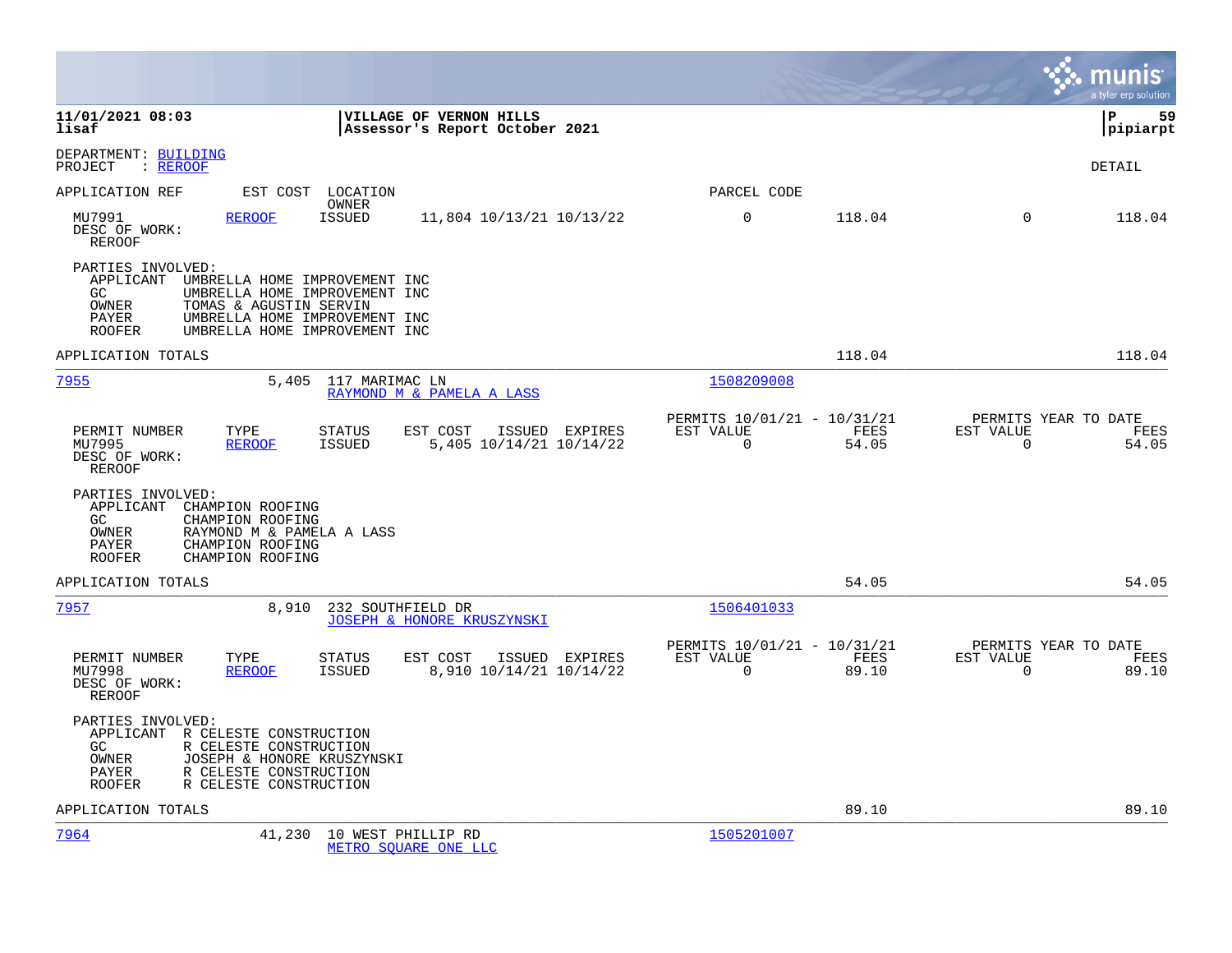**11/01/2021 08:03** | **VILLAGE OF VERNON HILLS**
**lisaf** | **Assessor's Report October 2021** | **pipiarpt**

DEPARTMENT: BUILDING
PROJECT : REROOF

DETAIL

APPLICATION REF  EST COST  LOCATION  OWNER  PARCEL CODE

MU7991  REROOF  ISSUED  11,804 10/13/21 10/13/22  0  118.04  0  118.04
DESC OF WORK:
REROOF

PARTIES INVOLVED:
- APPLICANT  UMBRELLA HOME IMPROVEMENT INC
- GC  UMBRELLA HOME IMPROVEMENT INC
- OWNER  TOMAS & AGUSTIN SERVIN
- PAYER  UMBRELLA HOME IMPROVEMENT INC
- ROOFER  UMBRELLA HOME IMPROVEMENT INC

APPLICATION TOTALS  118.04  118.04

---

**7955**  5,405  117 MARIMAC LN  RAYMOND M & PAMELA A LASS  1508209008

| PERMIT NUMBER | TYPE | STATUS | EST COST | ISSUED | EXPIRES | PERMITS 10/01/21 - 10/31/21 EST VALUE | FEES | PERMITS YEAR TO DATE EST VALUE | FEES |
|---|---|---|---|---|---|---|---|---|---|
| MU7995 | REROOF | ISSUED | 5,405 | 10/14/21 | 10/14/22 | 0 | 54.05 | 0 | 54.05 |

DESC OF WORK:
REROOF

PARTIES INVOLVED:
- APPLICANT  CHAMPION ROOFING
- GC  CHAMPION ROOFING
- OWNER  RAYMOND M & PAMELA A LASS
- PAYER  CHAMPION ROOFING
- ROOFER  CHAMPION ROOFING

APPLICATION TOTALS  54.05  54.05

---

**7957**  8,910  232 SOUTHFIELD DR  JOSEPH & HONORE KRUSZYNSKI  1506401033

| PERMIT NUMBER | TYPE | STATUS | EST COST | ISSUED | EXPIRES | PERMITS 10/01/21 - 10/31/21 EST VALUE | FEES | PERMITS YEAR TO DATE EST VALUE | FEES |
|---|---|---|---|---|---|---|---|---|---|
| MU7998 | REROOF | ISSUED | 8,910 | 10/14/21 | 10/14/22 | 0 | 89.10 | 0 | 89.10 |

DESC OF WORK:
REROOF

PARTIES INVOLVED:
- APPLICANT  R CELESTE CONSTRUCTION
- GC  R CELESTE CONSTRUCTION
- OWNER  JOSEPH & HONORE KRUSZYNSKI
- PAYER  R CELESTE CONSTRUCTION
- ROOFER  R CELESTE CONSTRUCTION

APPLICATION TOTALS  89.10  89.10

---

**7964**  41,230  10 WEST PHILLIP RD  METRO SQUARE ONE LLC  1505201007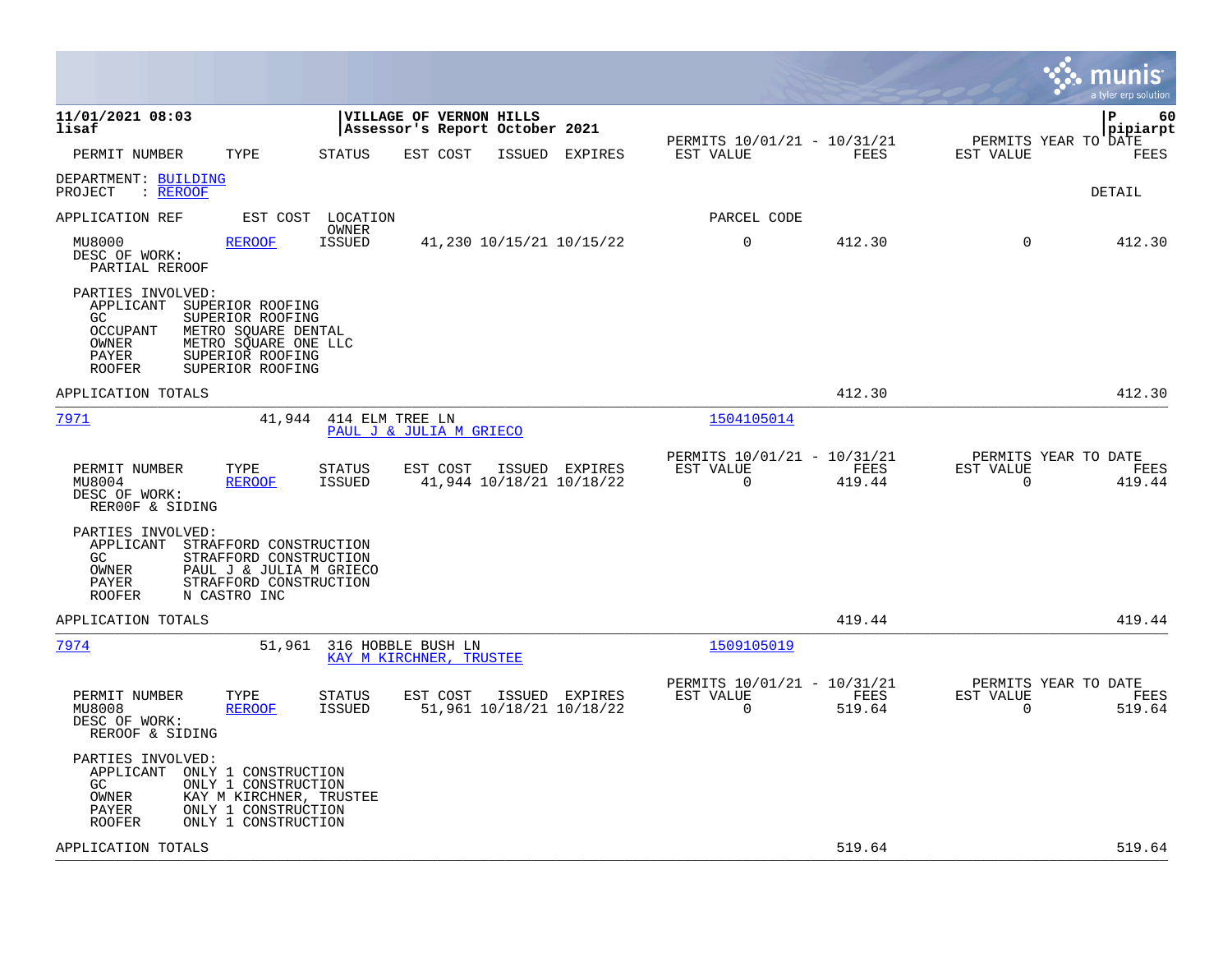**VILLAGE OF VERNON HILLS**
**Assessor's Report October 2021**

11/01/2021 08:03
lisaf

pipiarpt

| PERMIT NUMBER | TYPE | STATUS | EST COST | ISSUED | EXPIRES | PERMITS 10/01/21 - 10/31/21 EST VALUE | FEES | PERMITS YEAR TO DATE EST VALUE | FEES |
|---|---|---|---|---|---|---|---|---|---|

DEPARTMENT: BUILDING
PROJECT : REROOF

DETAIL

| APPLICATION REF | EST COST | LOCATION / OWNER | PARCEL CODE |
|---|---|---|---|

| PERMIT NUMBER | TYPE | STATUS | EST COST | ISSUED | EXPIRES | EST VALUE | FEES | EST VALUE | FEES |
|---|---|---|---|---|---|---|---|---|---|
| MU8000 | REROOF | ISSUED | 41,230 | 10/15/21 | 10/15/22 | 0 | 412.30 | 0 | 412.30 |

DESC OF WORK:
PARTIAL REROOF

PARTIES INVOLVED:
- APPLICANT SUPERIOR ROOFING
- GC SUPERIOR ROOFING
- OCCUPANT METRO SQUARE DENTAL
- OWNER METRO SQUARE ONE LLC
- PAYER SUPERIOR ROOFING
- ROOFER SUPERIOR ROOFING

APPLICATION TOTALS: 412.30 | 412.30

---

| APPLICATION REF | EST COST | LOCATION | OWNER | PARCEL CODE |
|---|---|---|---|---|
| 7971 | 41,944 | 414 ELM TREE LN | PAUL J & JULIA M GRIECO | 1504105014 |

| PERMIT NUMBER | TYPE | STATUS | EST COST | ISSUED | EXPIRES | PERMITS 10/01/21 - 10/31/21 EST VALUE | FEES | PERMITS YEAR TO DATE EST VALUE | FEES |
|---|---|---|---|---|---|---|---|---|---|
| MU8004 | REROOF | ISSUED | 41,944 | 10/18/21 | 10/18/22 | 0 | 419.44 | 0 | 419.44 |

DESC OF WORK:
RER0OF & SIDING

PARTIES INVOLVED:
- APPLICANT STRAFFORD CONSTRUCTION
- GC STRAFFORD CONSTRUCTION
- OWNER PAUL J & JULIA M GRIECO
- PAYER STRAFFORD CONSTRUCTION
- ROOFER N CASTRO INC

APPLICATION TOTALS: 419.44 | 419.44

---

| APPLICATION REF | EST COST | LOCATION | OWNER | PARCEL CODE |
|---|---|---|---|---|
| 7974 | 51,961 | 316 HOBBLE BUSH LN | KAY M KIRCHNER, TRUSTEE | 1509105019 |

| PERMIT NUMBER | TYPE | STATUS | EST COST | ISSUED | EXPIRES | PERMITS 10/01/21 - 10/31/21 EST VALUE | FEES | PERMITS YEAR TO DATE EST VALUE | FEES |
|---|---|---|---|---|---|---|---|---|---|
| MU8008 | REROOF | ISSUED | 51,961 | 10/18/21 | 10/18/22 | 0 | 519.64 | 0 | 519.64 |

DESC OF WORK:
REROOF & SIDING

PARTIES INVOLVED:
- APPLICANT ONLY 1 CONSTRUCTION
- GC ONLY 1 CONSTRUCTION
- OWNER KAY M KIRCHNER, TRUSTEE
- PAYER ONLY 1 CONSTRUCTION
- ROOFER ONLY 1 CONSTRUCTION

APPLICATION TOTALS: 519.64 | 519.64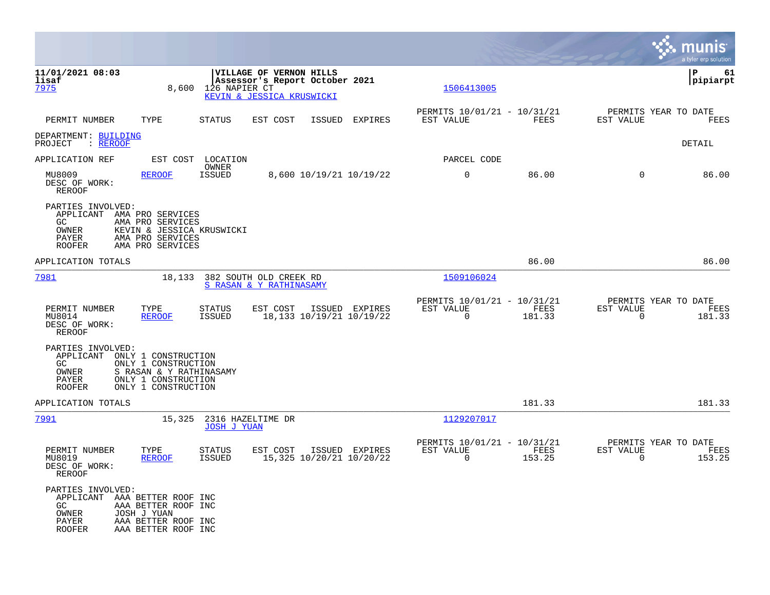**VILLAGE OF VERNON HILLS**
**Assessor's Report October 2021**

| | | | |
|---|---|---|---|
| 7975 | 8,600 | 126 NAPIER CT<br>KEVIN & JESSICA KRUSWICKI | 1506413005 |

| PERMIT NUMBER | TYPE | STATUS | EST COST | ISSUED | EXPIRES | PERMITS 10/01/21 - 10/31/21 EST VALUE | FEES | PERMITS YEAR TO DATE EST VALUE | FEES |
|---|---|---|---|---|---|---|---|---|---|

DEPARTMENT: BUILDING
PROJECT : REROOF

DETAIL

| APPLICATION REF | EST COST | LOCATION OWNER | | | | PARCEL CODE | | | |
|---|---|---|---|---|---|---|---|---|---|
| MU8009 | REROOF | ISSUED | 8,600 | 10/19/21 | 10/19/22 | 0 | 86.00 | 0 | 86.00 |

DESC OF WORK:
REROOF

PARTIES INVOLVED:
- APPLICANT AMA PRO SERVICES
- GC AMA PRO SERVICES
- OWNER KEVIN & JESSICA KRUSWICKI
- PAYER AMA PRO SERVICES
- ROOFER AMA PRO SERVICES

APPLICATION TOTALS: 86.00 | 86.00

---

| | | | |
|---|---|---|---|
| 7981 | 18,133 | 382 SOUTH OLD CREEK RD<br>S RASAN & Y RATHINASAMY | 1509106024 |

| PERMIT NUMBER | TYPE | STATUS | EST COST | ISSUED | EXPIRES | PERMITS 10/01/21 - 10/31/21 EST VALUE | FEES | PERMITS YEAR TO DATE EST VALUE | FEES |
|---|---|---|---|---|---|---|---|---|---|
| MU8014 | REROOF | ISSUED | 18,133 | 10/19/21 | 10/19/22 | 0 | 181.33 | 0 | 181.33 |

DESC OF WORK:
REROOF

PARTIES INVOLVED:
- APPLICANT ONLY 1 CONSTRUCTION
- GC ONLY 1 CONSTRUCTION
- OWNER S RASAN & Y RATHINASAMY
- PAYER ONLY 1 CONSTRUCTION
- ROOFER ONLY 1 CONSTRUCTION

APPLICATION TOTALS: 181.33 | 181.33

---

| | | | |
|---|---|---|---|
| 7991 | 15,325 | 2316 HAZELTIME DR<br>JOSH J YUAN | 1129207017 |

| PERMIT NUMBER | TYPE | STATUS | EST COST | ISSUED | EXPIRES | PERMITS 10/01/21 - 10/31/21 EST VALUE | FEES | PERMITS YEAR TO DATE EST VALUE | FEES |
|---|---|---|---|---|---|---|---|---|---|
| MU8019 | REROOF | ISSUED | 15,325 | 10/20/21 | 10/20/22 | 0 | 153.25 | 0 | 153.25 |

DESC OF WORK:
REROOF

PARTIES INVOLVED:
- APPLICANT AAA BETTER ROOF INC
- GC AAA BETTER ROOF INC
- OWNER JOSH J YUAN
- PAYER AAA BETTER ROOF INC
- ROOFER AAA BETTER ROOF INC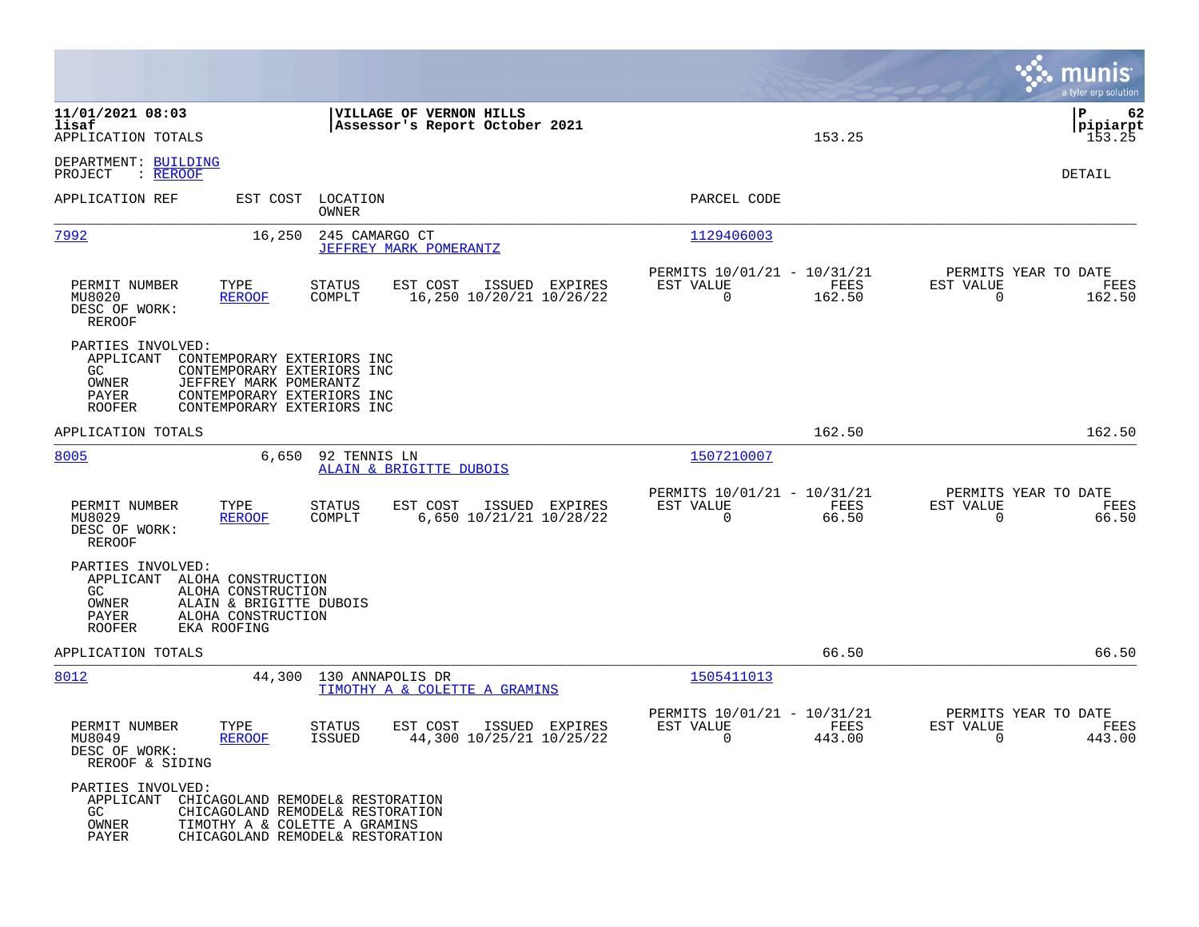**11/01/2021 08:03** | **VILLAGE OF VERNON HILLS**
**lisaf** | **Assessor's Report October 2021**
APPLICATION TOTALS 153.25 | **pipiarpt** 153.25

DEPARTMENT: BUILDING
PROJECT : REROOF

DETAIL

| APPLICATION REF | EST COST | LOCATION / OWNER | PARCEL CODE |
|---|---|---|---|
| 7992 | 16,250 | 245 CAMARGO CT / JEFFREY MARK POMERANTZ | 1129406003 |

| PERMIT NUMBER | TYPE | STATUS | EST COST | ISSUED | EXPIRES | PERMITS 10/01/21 - 10/31/21 EST VALUE | FEES | PERMITS YEAR TO DATE EST VALUE | FEES |
|---|---|---|---|---|---|---|---|---|---|
| MU8020 | REROOF | COMPLT | 16,250 | 10/20/21 | 10/26/22 | 0 | 162.50 | 0 | 162.50 |

DESC OF WORK:
REROOF

PARTIES INVOLVED:
- APPLICANT CONTEMPORARY EXTERIORS INC
- GC CONTEMPORARY EXTERIORS INC
- OWNER JEFFREY MARK POMERANTZ
- PAYER CONTEMPORARY EXTERIORS INC
- ROOFER CONTEMPORARY EXTERIORS INC

APPLICATION TOTALS 162.50 162.50

| APPLICATION REF | EST COST | LOCATION / OWNER | PARCEL CODE |
|---|---|---|---|
| 8005 | 6,650 | 92 TENNIS LN / ALAIN & BRIGITTE DUBOIS | 1507210007 |

| PERMIT NUMBER | TYPE | STATUS | EST COST | ISSUED | EXPIRES | PERMITS 10/01/21 - 10/31/21 EST VALUE | FEES | PERMITS YEAR TO DATE EST VALUE | FEES |
|---|---|---|---|---|---|---|---|---|---|
| MU8029 | REROOF | COMPLT | 6,650 | 10/21/21 | 10/28/22 | 0 | 66.50 | 0 | 66.50 |

DESC OF WORK:
REROOF

PARTIES INVOLVED:
- APPLICANT ALOHA CONSTRUCTION
- GC ALOHA CONSTRUCTION
- OWNER ALAIN & BRIGITTE DUBOIS
- PAYER ALOHA CONSTRUCTION
- ROOFER EKA ROOFING

APPLICATION TOTALS 66.50 66.50

| APPLICATION REF | EST COST | LOCATION / OWNER | PARCEL CODE |
|---|---|---|---|
| 8012 | 44,300 | 130 ANNAPOLIS DR / TIMOTHY A & COLETTE A GRAMINS | 1505411013 |

| PERMIT NUMBER | TYPE | STATUS | EST COST | ISSUED | EXPIRES | PERMITS 10/01/21 - 10/31/21 EST VALUE | FEES | PERMITS YEAR TO DATE EST VALUE | FEES |
|---|---|---|---|---|---|---|---|---|---|
| MU8049 | REROOF | ISSUED | 44,300 | 10/25/21 | 10/25/22 | 0 | 443.00 | 0 | 443.00 |

DESC OF WORK:
REROOF & SIDING

PARTIES INVOLVED:
- APPLICANT CHICAGOLAND REMODEL& RESTORATION
- GC CHICAGOLAND REMODEL& RESTORATION
- OWNER TIMOTHY A & COLETTE A GRAMINS
- PAYER CHICAGOLAND REMODEL& RESTORATION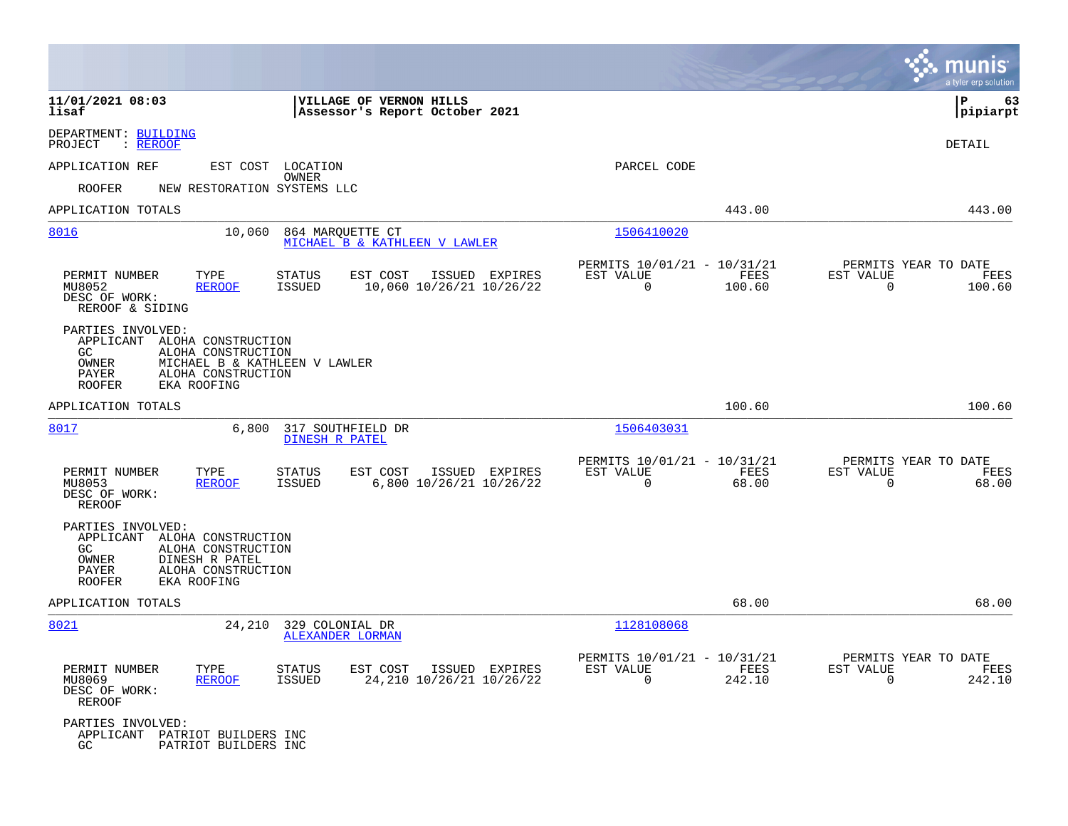**11/01/2021 08:03** | **VILLAGE OF VERNON HILLS** | **P 63**
**lisaf** | **Assessor's Report October 2021** | **pipiarpt**

DEPARTMENT: BUILDING
PROJECT : REROOF

DETAIL

APPLICATION REF | EST COST | LOCATION / OWNER | PARCEL CODE

ROOFER NEW RESTORATION SYSTEMS LLC

APPLICATION TOTALS 443.00 443.00

---

**8016** | 10,060 | 864 MARQUETTE CT / MICHAEL B & KATHLEEN V LAWLER | 1506410020

| PERMIT NUMBER | TYPE | STATUS | EST COST | ISSUED | EXPIRES | PERMITS 10/01/21 - 10/31/21 EST VALUE | FEES | PERMITS YEAR TO DATE EST VALUE | FEES |
|---|---|---|---|---|---|---|---|---|---|
| MU8052 | REROOF | ISSUED | 10,060 | 10/26/21 | 10/26/22 | 0 | 100.60 | 0 | 100.60 |

DESC OF WORK:
REROOF & SIDING

PARTIES INVOLVED:
- APPLICANT ALOHA CONSTRUCTION
- GC ALOHA CONSTRUCTION
- OWNER MICHAEL B & KATHLEEN V LAWLER
- PAYER ALOHA CONSTRUCTION
- ROOFER EKA ROOFING

APPLICATION TOTALS 100.60 100.60

---

**8017** | 6,800 | 317 SOUTHFIELD DR / DINESH R PATEL | 1506403031

| PERMIT NUMBER | TYPE | STATUS | EST COST | ISSUED | EXPIRES | PERMITS 10/01/21 - 10/31/21 EST VALUE | FEES | PERMITS YEAR TO DATE EST VALUE | FEES |
|---|---|---|---|---|---|---|---|---|---|
| MU8053 | REROOF | ISSUED | 6,800 | 10/26/21 | 10/26/22 | 0 | 68.00 | 0 | 68.00 |

DESC OF WORK:
REROOF

PARTIES INVOLVED:
- APPLICANT ALOHA CONSTRUCTION
- GC ALOHA CONSTRUCTION
- OWNER DINESH R PATEL
- PAYER ALOHA CONSTRUCTION
- ROOFER EKA ROOFING

APPLICATION TOTALS 68.00 68.00

---

**8021** | 24,210 | 329 COLONIAL DR / ALEXANDER LORMAN | 1128108068

| PERMIT NUMBER | TYPE | STATUS | EST COST | ISSUED | EXPIRES | PERMITS 10/01/21 - 10/31/21 EST VALUE | FEES | PERMITS YEAR TO DATE EST VALUE | FEES |
|---|---|---|---|---|---|---|---|---|---|
| MU8069 | REROOF | ISSUED | 24,210 | 10/26/21 | 10/26/22 | 0 | 242.10 | 0 | 242.10 |

DESC OF WORK:
REROOF

PARTIES INVOLVED:
- APPLICANT PATRIOT BUILDERS INC
- GC PATRIOT BUILDERS INC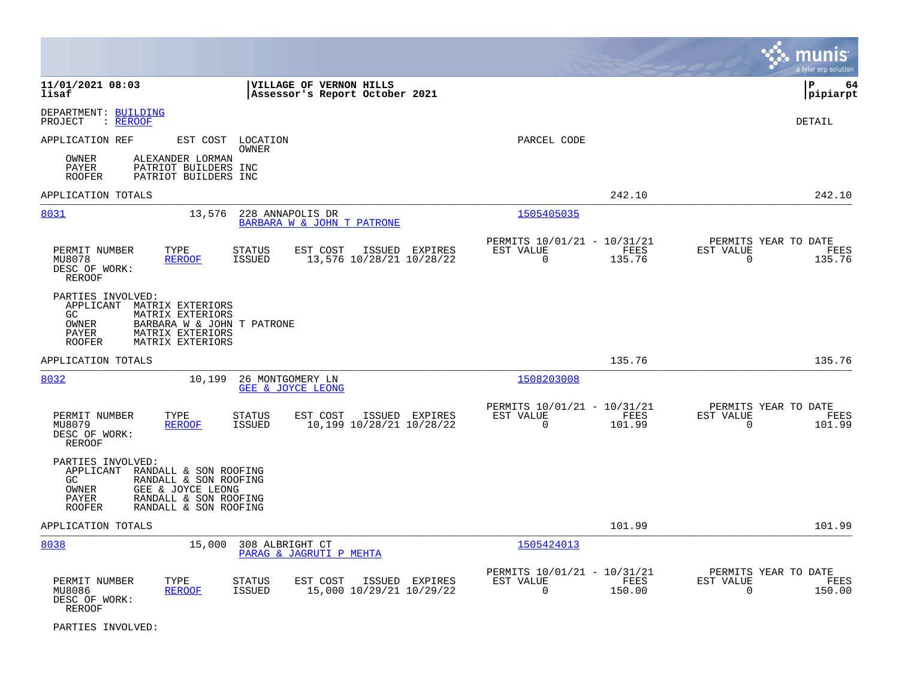**11/01/2021 08:03** | **VILLAGE OF VERNON HILLS**
**lisaf** | **Assessor's Report October 2021** | **pipiarpt**

DEPARTMENT: BUILDING
PROJECT : REROOF

DETAIL

APPLICATION REF    EST COST    LOCATION    PARCEL CODE
OWNER

| | |
|---|---|
| OWNER | ALEXANDER LORMAN |
| PAYER | PATRIOT BUILDERS INC |
| ROOFER | PATRIOT BUILDERS INC |

APPLICATION TOTALS    242.10    242.10

---

**8031**    13,576    228 ANNAPOLIS DR    1505405035
BARBARA W & JOHN T PATRONE

| PERMIT NUMBER | TYPE | STATUS | EST COST | ISSUED | EXPIRES | PERMITS 10/01/21 - 10/31/21 EST VALUE | FEES | PERMITS YEAR TO DATE EST VALUE | FEES |
|---|---|---|---|---|---|---|---|---|---|
| MU8078 | REROOF | ISSUED | 13,576 | 10/28/21 | 10/28/22 | 0 | 135.76 | 0 | 135.76 |

DESC OF WORK:
REROOF

PARTIES INVOLVED:

| | |
|---|---|
| APPLICANT | MATRIX EXTERIORS |
| GC | MATRIX EXTERIORS |
| OWNER | BARBARA W & JOHN T PATRONE |
| PAYER | MATRIX EXTERIORS |
| ROOFER | MATRIX EXTERIORS |

APPLICATION TOTALS    135.76    135.76

---

**8032**    10,199    26 MONTGOMERY LN    1508203008
GEE & JOYCE LEONG

| PERMIT NUMBER | TYPE | STATUS | EST COST | ISSUED | EXPIRES | PERMITS 10/01/21 - 10/31/21 EST VALUE | FEES | PERMITS YEAR TO DATE EST VALUE | FEES |
|---|---|---|---|---|---|---|---|---|---|
| MU8079 | REROOF | ISSUED | 10,199 | 10/28/21 | 10/28/22 | 0 | 101.99 | 0 | 101.99 |

DESC OF WORK:
REROOF

PARTIES INVOLVED:

| | |
|---|---|
| APPLICANT | RANDALL & SON ROOFING |
| GC | RANDALL & SON ROOFING |
| OWNER | GEE & JOYCE LEONG |
| PAYER | RANDALL & SON ROOFING |
| ROOFER | RANDALL & SON ROOFING |

APPLICATION TOTALS    101.99    101.99

---

**8038**    15,000    308 ALBRIGHT CT    1505424013
PARAG & JAGRUTI P MEHTA

| PERMIT NUMBER | TYPE | STATUS | EST COST | ISSUED | EXPIRES | PERMITS 10/01/21 - 10/31/21 EST VALUE | FEES | PERMITS YEAR TO DATE EST VALUE | FEES |
|---|---|---|---|---|---|---|---|---|---|
| MU8086 | REROOF | ISSUED | 15,000 | 10/29/21 | 10/29/22 | 0 | 150.00 | 0 | 150.00 |

DESC OF WORK:
REROOF

PARTIES INVOLVED: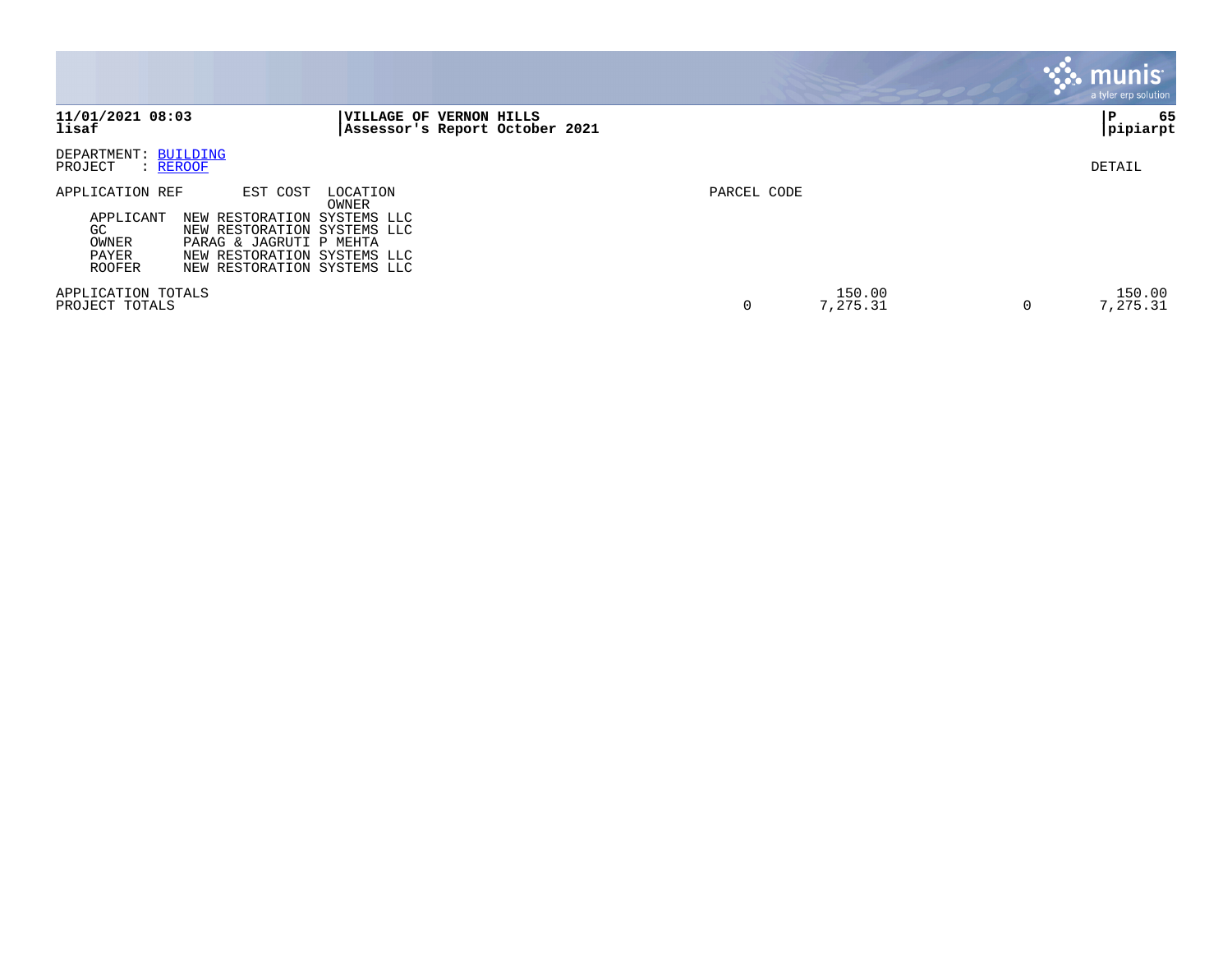**11/01/2021 08:03** | **VILLAGE OF VERNON HILLS**
**lisaf** | **Assessor's Report October 2021** | **pipiarpt**

DEPARTMENT: BUILDING
PROJECT : REROOF

DETAIL

| APPLICATION REF | EST COST | LOCATION / OWNER | PARCEL CODE | | | |
|---|---|---|---|---|---|---|
| APPLICANT | NEW RESTORATION SYSTEMS LLC | | | | | |
| GC | NEW RESTORATION SYSTEMS LLC | | | | | |
| OWNER | PARAG & JAGRUTI P MEHTA | | | | | |
| PAYER | NEW RESTORATION SYSTEMS LLC | | | | | |
| ROOFER | NEW RESTORATION SYSTEMS LLC | | | | | |
| APPLICATION TOTALS | | | | 150.00 | | 150.00 |
| PROJECT TOTALS | | | 0 | 7,275.31 | 0 | 7,275.31 |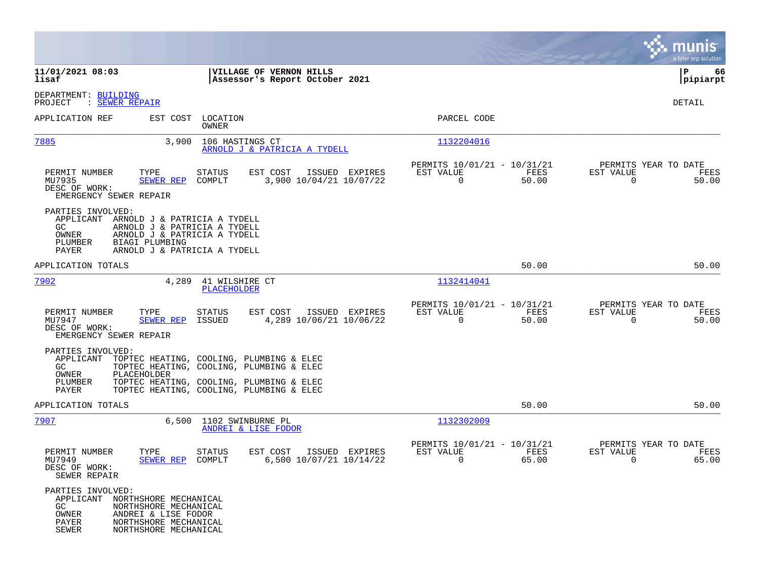11/01/2021 08:03 | VILLAGE OF VERNON HILLS | P 66
lisaf | Assessor's Report October 2021 | pipiarpt

DEPARTMENT: BUILDING
PROJECT : SEWER REPAIR

DETAIL

| APPLICATION REF | EST COST | LOCATION / OWNER | PARCEL CODE |
|---|---|---|---|
| 7885 | 3,900 | 106 HASTINGS CT / ARNOLD J & PATRICIA A TYDELL | 1132204016 |

| PERMIT NUMBER | TYPE | STATUS | EST COST | ISSUED | EXPIRES | PERMITS 10/01/21 - 10/31/21 EST VALUE | FEES | PERMITS YEAR TO DATE EST VALUE | FEES |
|---|---|---|---|---|---|---|---|---|---|
| MU7935 | SEWER REP | COMPLT | 3,900 | 10/04/21 | 10/07/22 | 0 | 50.00 | 0 | 50.00 |

DESC OF WORK:
EMERGENCY SEWER REPAIR

PARTIES INVOLVED:
- APPLICANT ARNOLD J & PATRICIA A TYDELL
- GC ARNOLD J & PATRICIA A TYDELL
- OWNER ARNOLD J & PATRICIA A TYDELL
- PLUMBER BIAGI PLUMBING
- PAYER ARNOLD J & PATRICIA A TYDELL

APPLICATION TOTALS: 50.00 | 50.00

| APPLICATION REF | EST COST | LOCATION / OWNER | PARCEL CODE |
|---|---|---|---|
| 7902 | 4,289 | 41 WILSHIRE CT / PLACEHOLDER | 1132414041 |

| PERMIT NUMBER | TYPE | STATUS | EST COST | ISSUED | EXPIRES | PERMITS 10/01/21 - 10/31/21 EST VALUE | FEES | PERMITS YEAR TO DATE EST VALUE | FEES |
|---|---|---|---|---|---|---|---|---|---|
| MU7947 | SEWER REP | ISSUED | 4,289 | 10/06/21 | 10/06/22 | 0 | 50.00 | 0 | 50.00 |

DESC OF WORK:
EMERGENCY SEWER REPAIR

PARTIES INVOLVED:
- APPLICANT TOPTEC HEATING, COOLING, PLUMBING & ELEC
- GC TOPTEC HEATING, COOLING, PLUMBING & ELEC
- OWNER PLACEHOLDER
- PLUMBER TOPTEC HEATING, COOLING, PLUMBING & ELEC
- PAYER TOPTEC HEATING, COOLING, PLUMBING & ELEC

APPLICATION TOTALS: 50.00 | 50.00

| APPLICATION REF | EST COST | LOCATION / OWNER | PARCEL CODE |
|---|---|---|---|
| 7907 | 6,500 | 1102 SWINBURNE PL / ANDREI & LISE FODOR | 1132302009 |

| PERMIT NUMBER | TYPE | STATUS | EST COST | ISSUED | EXPIRES | PERMITS 10/01/21 - 10/31/21 EST VALUE | FEES | PERMITS YEAR TO DATE EST VALUE | FEES |
|---|---|---|---|---|---|---|---|---|---|
| MU7949 | SEWER REP | COMPLT | 6,500 | 10/07/21 | 10/14/22 | 0 | 65.00 | 0 | 65.00 |

DESC OF WORK:
SEWER REPAIR

PARTIES INVOLVED:
- APPLICANT NORTHSHORE MECHANICAL
- GC NORTHSHORE MECHANICAL
- OWNER ANDREI & LISE FODOR
- PAYER NORTHSHORE MECHANICAL
- SEWER NORTHSHORE MECHANICAL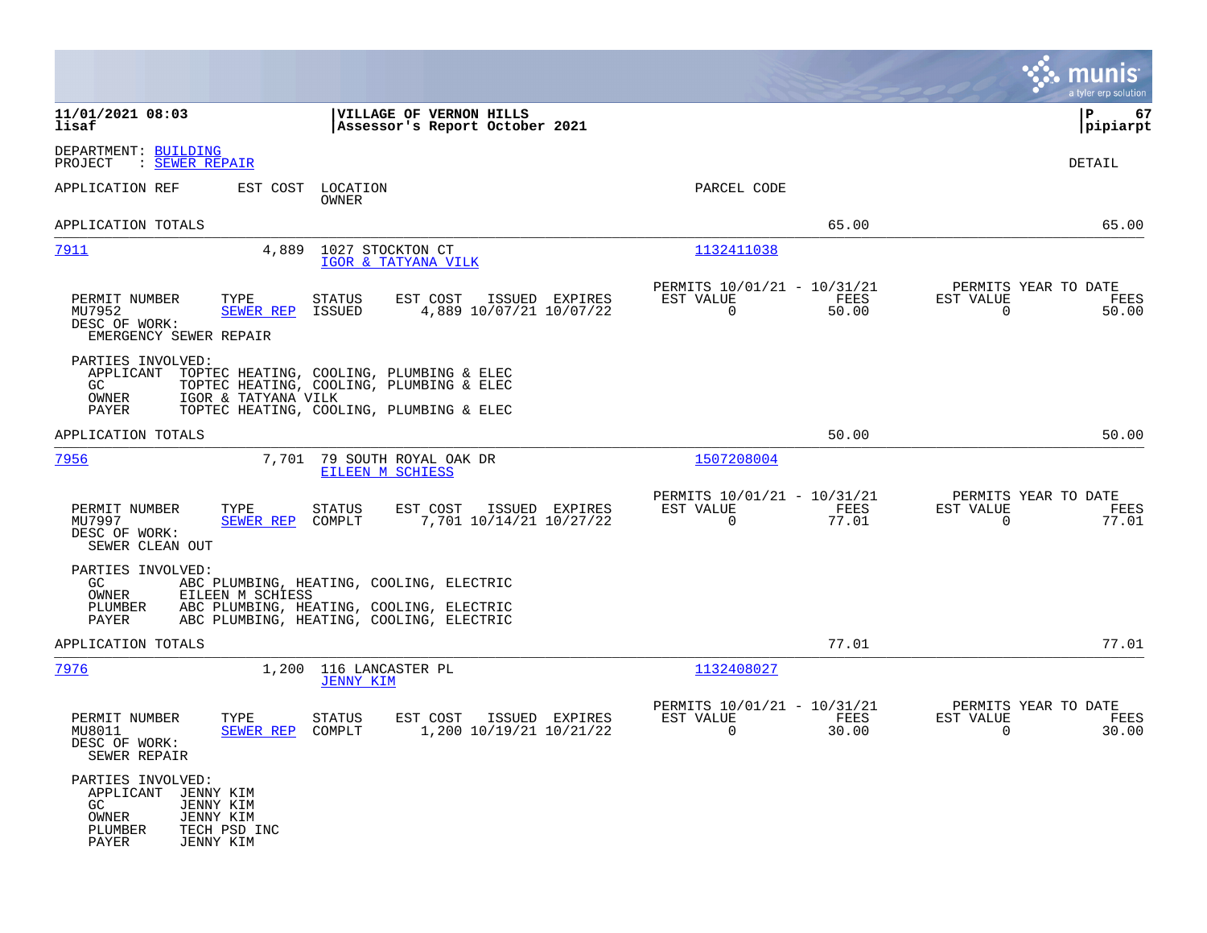**11/01/2021 08:03** | **VILLAGE OF VERNON HILLS** | **P 67**
**lisaf** | **Assessor's Report October 2021** | **pipiarpt**

DEPARTMENT: BUILDING
PROJECT : SEWER REPAIR

DETAIL

| APPLICATION REF | EST COST | LOCATION / OWNER | PARCEL CODE | | |
|---|---|---|---|---|---|
| APPLICATION TOTALS | | | | 65.00 | 65.00 |

---

**7911** — 4,889 — 1027 STOCKTON CT — IGOR & TATYANA VILK — Parcel Code: 1132411038

| PERMIT NUMBER | TYPE | STATUS | EST COST | ISSUED | EXPIRES | PERMITS 10/01/21 - 10/31/21 EST VALUE | FEES | PERMITS YEAR TO DATE EST VALUE | FEES |
|---|---|---|---|---|---|---|---|---|---|
| MU7952 | SEWER REP | ISSUED | 4,889 | 10/07/21 | 10/07/22 | 0 | 50.00 | 0 | 50.00 |

DESC OF WORK:
EMERGENCY SEWER REPAIR

PARTIES INVOLVED:
- APPLICANT: TOPTEC HEATING, COOLING, PLUMBING & ELEC
- GC: TOPTEC HEATING, COOLING, PLUMBING & ELEC
- OWNER: IGOR & TATYANA VILK
- PAYER: TOPTEC HEATING, COOLING, PLUMBING & ELEC

APPLICATION TOTALS: 50.00 | 50.00

---

**7956** — 7,701 — 79 SOUTH ROYAL OAK DR — EILEEN M SCHIESS — Parcel Code: 1507208004

| PERMIT NUMBER | TYPE | STATUS | EST COST | ISSUED | EXPIRES | PERMITS 10/01/21 - 10/31/21 EST VALUE | FEES | PERMITS YEAR TO DATE EST VALUE | FEES |
|---|---|---|---|---|---|---|---|---|---|
| MU7997 | SEWER REP | COMPLT | 7,701 | 10/14/21 | 10/27/22 | 0 | 77.01 | 0 | 77.01 |

DESC OF WORK:
SEWER CLEAN OUT

PARTIES INVOLVED:
- GC: ABC PLUMBING, HEATING, COOLING, ELECTRIC
- OWNER: EILEEN M SCHIESS
- PLUMBER: ABC PLUMBING, HEATING, COOLING, ELECTRIC
- PAYER: ABC PLUMBING, HEATING, COOLING, ELECTRIC

APPLICATION TOTALS: 77.01 | 77.01

---

**7976** — 1,200 — 116 LANCASTER PL — JENNY KIM — Parcel Code: 1132408027

| PERMIT NUMBER | TYPE | STATUS | EST COST | ISSUED | EXPIRES | PERMITS 10/01/21 - 10/31/21 EST VALUE | FEES | PERMITS YEAR TO DATE EST VALUE | FEES |
|---|---|---|---|---|---|---|---|---|---|
| MU8011 | SEWER REP | COMPLT | 1,200 | 10/19/21 | 10/21/22 | 0 | 30.00 | 0 | 30.00 |

DESC OF WORK:
SEWER REPAIR

PARTIES INVOLVED:
- APPLICANT: JENNY KIM
- GC: JENNY KIM
- OWNER: JENNY KIM
- PLUMBER: TECH PSD INC
- PAYER: JENNY KIM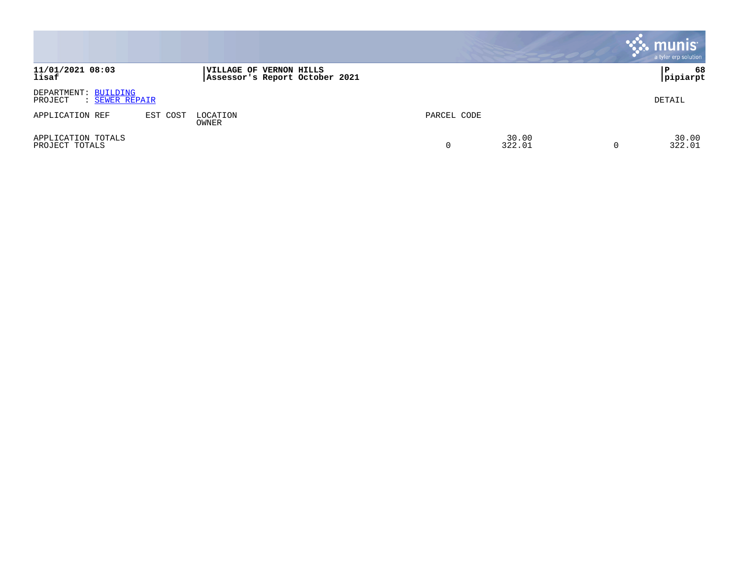**VILLAGE OF VERNON HILLS**
**Assessor's Report October 2021**

**11/01/2021 08:03**
**lisaf**

**P 68**
**pipiarpt**

DEPARTMENT: BUILDING
PROJECT : SEWER REPAIR

DETAIL

| APPLICATION REF | EST COST | LOCATION / OWNER | PARCEL CODE | | | |
|---|---|---|---|---|---|---|
| APPLICATION TOTALS | | | | 30.00 | | 30.00 |
| PROJECT TOTALS | | | 0 | 322.01 | 0 | 322.01 |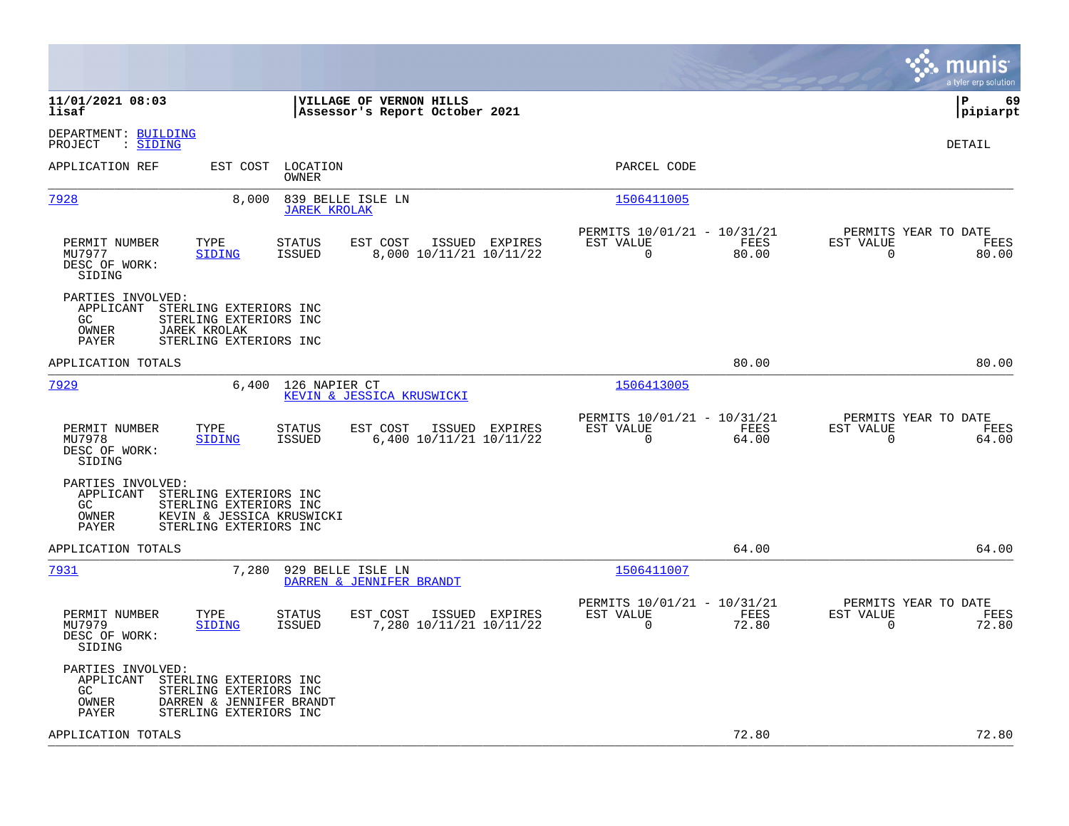**11/01/2021 08:03**
**lisaf**

**VILLAGE OF VERNON HILLS**
**Assessor's Report October 2021**

**P 69**
**pipiarpt**

DEPARTMENT: BUILDING
PROJECT : SIDING

DETAIL

| APPLICATION REF | EST COST | LOCATION / OWNER | PARCEL CODE |
|---|---|---|---|
| 7928 | 8,000 | 839 BELLE ISLE LN / JAREK KROLAK | 1506411005 |

| PERMIT NUMBER | TYPE | STATUS | EST COST | ISSUED | EXPIRES | PERMITS 10/01/21 - 10/31/21 EST VALUE | FEES | PERMITS YEAR TO DATE EST VALUE | FEES |
|---|---|---|---|---|---|---|---|---|---|
| MU7977 | SIDING | ISSUED | 8,000 | 10/11/21 | 10/11/22 | 0 | 80.00 | 0 | 80.00 |

DESC OF WORK:
SIDING

PARTIES INVOLVED:
- APPLICANT STERLING EXTERIORS INC
- GC STERLING EXTERIORS INC
- OWNER JAREK KROLAK
- PAYER STERLING EXTERIORS INC

APPLICATION TOTALS 80.00 80.00

| APPLICATION REF | EST COST | LOCATION / OWNER | PARCEL CODE |
|---|---|---|---|
| 7929 | 6,400 | 126 NAPIER CT / KEVIN & JESSICA KRUSWICKI | 1506413005 |

| PERMIT NUMBER | TYPE | STATUS | EST COST | ISSUED | EXPIRES | PERMITS 10/01/21 - 10/31/21 EST VALUE | FEES | PERMITS YEAR TO DATE EST VALUE | FEES |
|---|---|---|---|---|---|---|---|---|---|
| MU7978 | SIDING | ISSUED | 6,400 | 10/11/21 | 10/11/22 | 0 | 64.00 | 0 | 64.00 |

DESC OF WORK:
SIDING

PARTIES INVOLVED:
- APPLICANT STERLING EXTERIORS INC
- GC STERLING EXTERIORS INC
- OWNER KEVIN & JESSICA KRUSWICKI
- PAYER STERLING EXTERIORS INC

APPLICATION TOTALS 64.00 64.00

| APPLICATION REF | EST COST | LOCATION / OWNER | PARCEL CODE |
|---|---|---|---|
| 7931 | 7,280 | 929 BELLE ISLE LN / DARREN & JENNIFER BRANDT | 1506411007 |

| PERMIT NUMBER | TYPE | STATUS | EST COST | ISSUED | EXPIRES | PERMITS 10/01/21 - 10/31/21 EST VALUE | FEES | PERMITS YEAR TO DATE EST VALUE | FEES |
|---|---|---|---|---|---|---|---|---|---|
| MU7979 | SIDING | ISSUED | 7,280 | 10/11/21 | 10/11/22 | 0 | 72.80 | 0 | 72.80 |

DESC OF WORK:
SIDING

PARTIES INVOLVED:
- APPLICANT STERLING EXTERIORS INC
- GC STERLING EXTERIORS INC
- OWNER DARREN & JENNIFER BRANDT
- PAYER STERLING EXTERIORS INC

APPLICATION TOTALS 72.80 72.80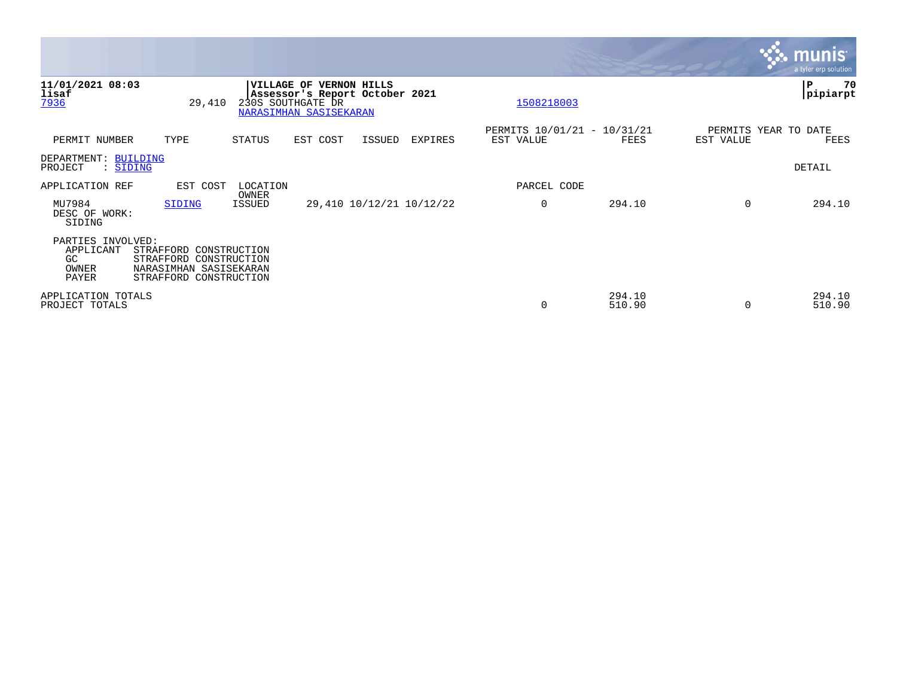11/01/2021 08:03 | VILLAGE OF VERNON HILLS | P 70
lisaf | Assessor's Report October 2021 | pipiarpt

7936 29,410 230S SOUTHGATE DR 1508218003
NARASIMHAN SASISEKARAN

| PERMIT NUMBER | TYPE | STATUS | EST COST | ISSUED | EXPIRES | PERMITS 10/01/21 - 10/31/21 EST VALUE | FEES | PERMITS YEAR TO DATE EST VALUE | FEES |
|---|---|---|---|---|---|---|---|---|---|

DEPARTMENT: BUILDING
PROJECT : SIDING

DETAIL

| APPLICATION REF | EST COST | LOCATION OWNER | | | | PARCEL CODE | | | |
|---|---|---|---|---|---|---|---|---|---|
| MU7984 | SIDING | ISSUED | 29,410 | 10/12/21 | 10/12/22 | 0 | 294.10 | 0 | 294.10 |

DESC OF WORK:
SIDING

PARTIES INVOLVED:
- APPLICANT STRAFFORD CONSTRUCTION
- GC STRAFFORD CONSTRUCTION
- OWNER NARASIMHAN SASISEKARAN
- PAYER STRAFFORD CONSTRUCTION

| | EST VALUE | FEES | EST VALUE | FEES |
|---|---|---|---|---|
| APPLICATION TOTALS | | 294.10 | | 294.10 |
| PROJECT TOTALS | 0 | 510.90 | 0 | 510.90 |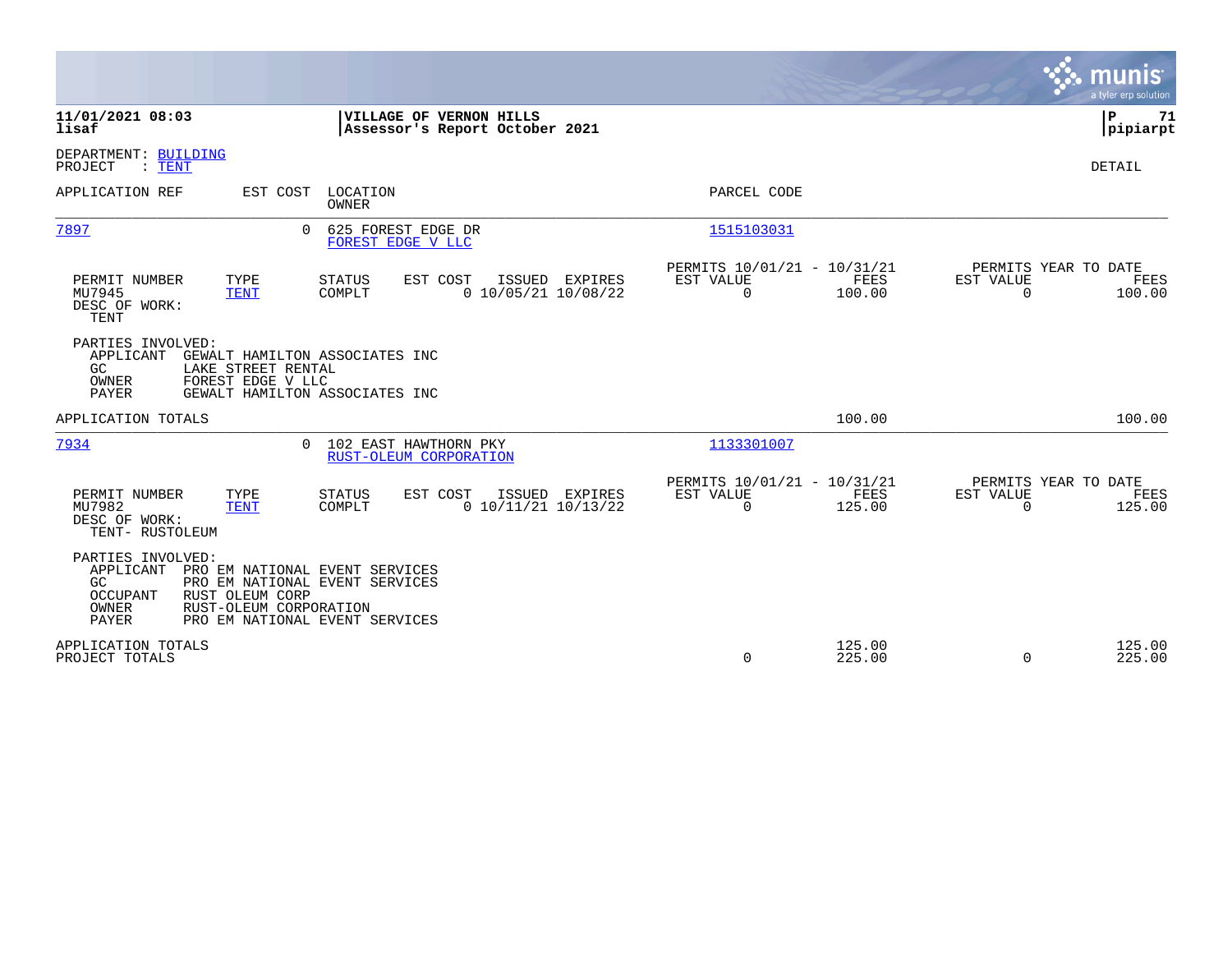**11/01/2021 08:03**
**lisaf**

**VILLAGE OF VERNON HILLS**
**Assessor's Report October 2021**

**P 71**
**pipiarpt**

DEPARTMENT: BUILDING
PROJECT : TENT

DETAIL

| APPLICATION REF | EST COST | LOCATION / OWNER | PARCEL CODE |
|---|---|---|---|
| 7897 | 0 | 625 FOREST EDGE DR / FOREST EDGE V LLC | 1515103031 |

| PERMIT NUMBER | TYPE | STATUS | EST COST | ISSUED | EXPIRES | PERMITS 10/01/21 - 10/31/21 EST VALUE | FEES | PERMITS YEAR TO DATE EST VALUE | FEES |
|---|---|---|---|---|---|---|---|---|---|
| MU7945 | TENT | COMPLT | 0 | 10/05/21 | 10/08/22 | 0 | 100.00 | 0 | 100.00 |

DESC OF WORK:
TENT

PARTIES INVOLVED:
- APPLICANT GEWALT HAMILTON ASSOCIATES INC
- GC LAKE STREET RENTAL
- OWNER FOREST EDGE V LLC
- PAYER GEWALT HAMILTON ASSOCIATES INC

APPLICATION TOTALS: 100.00 | 100.00

| APPLICATION REF | EST COST | LOCATION / OWNER | PARCEL CODE |
|---|---|---|---|
| 7934 | 0 | 102 EAST HAWTHORN PKY / RUST-OLEUM CORPORATION | 1133301007 |

| PERMIT NUMBER | TYPE | STATUS | EST COST | ISSUED | EXPIRES | PERMITS 10/01/21 - 10/31/21 EST VALUE | FEES | PERMITS YEAR TO DATE EST VALUE | FEES |
|---|---|---|---|---|---|---|---|---|---|
| MU7982 | TENT | COMPLT | 0 | 10/11/21 | 10/13/22 | 0 | 125.00 | 0 | 125.00 |

DESC OF WORK:
TENT- RUSTOLEUM

PARTIES INVOLVED:
- APPLICANT PRO EM NATIONAL EVENT SERVICES
- GC PRO EM NATIONAL EVENT SERVICES
- OCCUPANT RUST OLEUM CORP
- OWNER RUST-OLEUM CORPORATION
- PAYER PRO EM NATIONAL EVENT SERVICES

| | EST VALUE | FEES | EST VALUE | FEES |
|---|---|---|---|---|
| APPLICATION TOTALS | | 125.00 | | 125.00 |
| PROJECT TOTALS | 0 | 225.00 | 0 | 225.00 |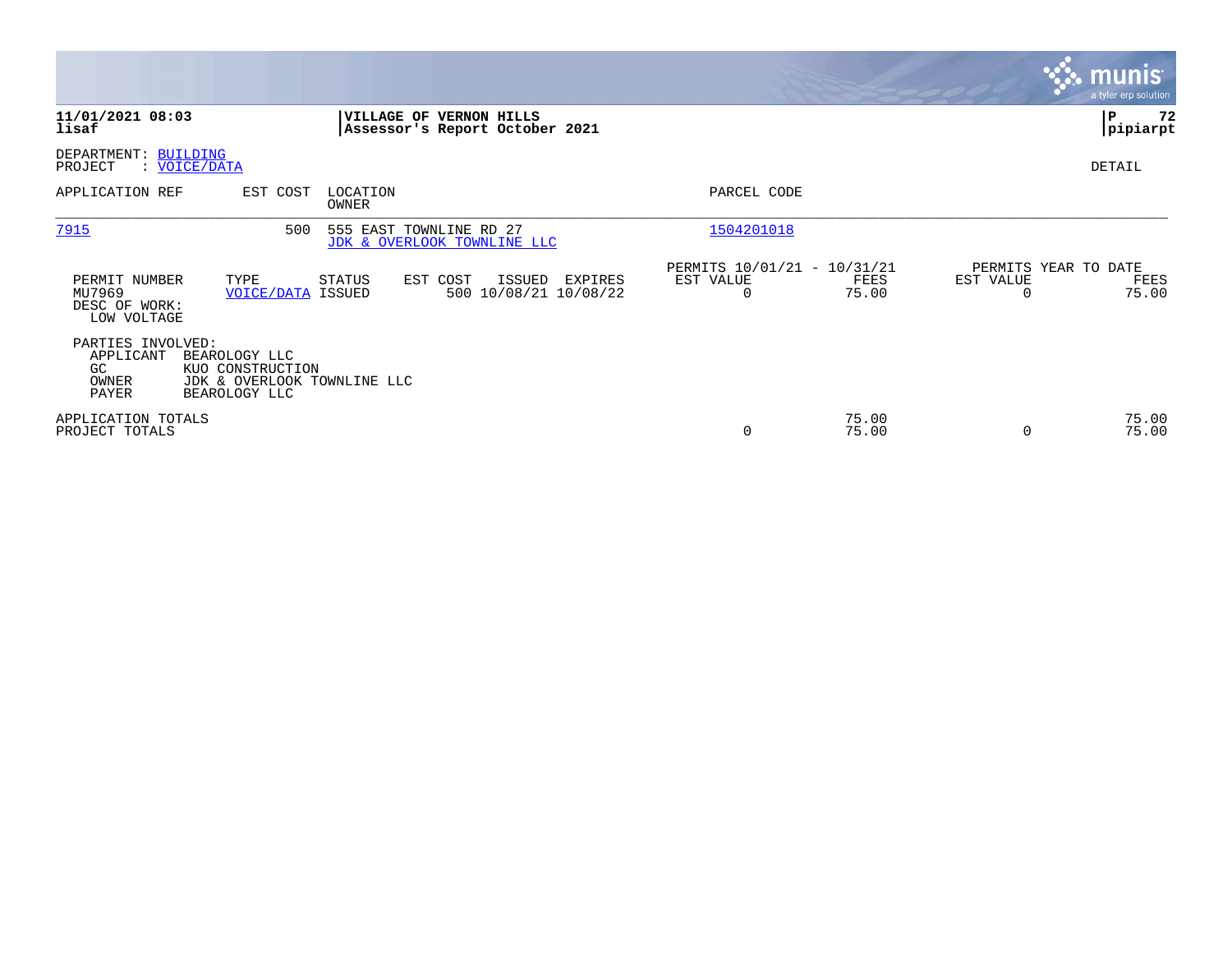**11/01/2021 08:03**
**lisaf**

**VILLAGE OF VERNON HILLS**
**Assessor's Report October 2021**

**P 72**
**pipiarpt**

DEPARTMENT: BUILDING
PROJECT : VOICE/DATA

DETAIL

| APPLICATION REF | EST COST | LOCATION / OWNER | PARCEL CODE |
|---|---|---|---|
| 7915 | 500 | 555 EAST TOWNLINE RD 27 / JDK & OVERLOOK TOWNLINE LLC | 1504201018 |

| PERMIT NUMBER | TYPE | STATUS | EST COST | ISSUED | EXPIRES | PERMITS 10/01/21 - 10/31/21 EST VALUE | FEES | PERMITS YEAR TO DATE EST VALUE | FEES |
|---|---|---|---|---|---|---|---|---|---|
| MU7969 | VOICE/DATA | ISSUED | 500 | 10/08/21 | 10/08/22 | 0 | 75.00 | 0 | 75.00 |

DESC OF WORK:
LOW VOLTAGE

PARTIES INVOLVED:
APPLICANT BEAROLOGY LLC
GC KUO CONSTRUCTION
OWNER JDK & OVERLOOK TOWNLINE LLC
PAYER BEAROLOGY LLC

| | EST VALUE | FEES | EST VALUE | FEES |
|---|---|---|---|---|
| APPLICATION TOTALS | | 75.00 | | 75.00 |
| PROJECT TOTALS | 0 | 75.00 | 0 | 75.00 |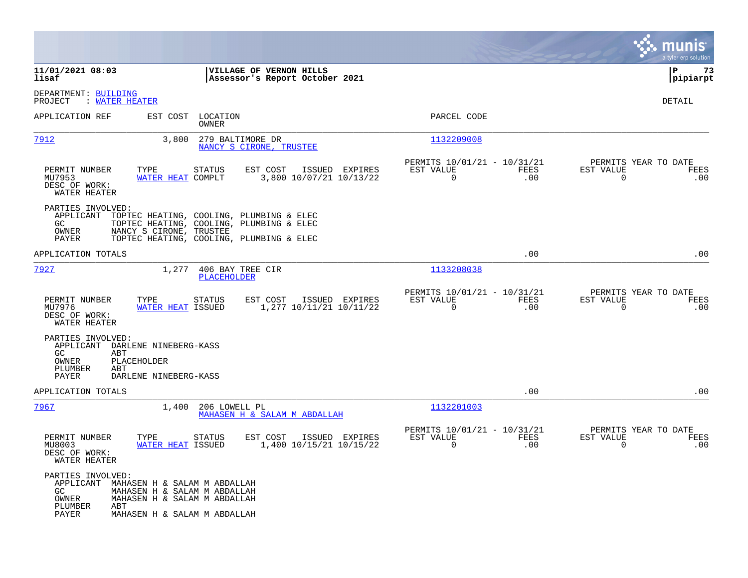**11/01/2021 08:03**
**lisaf**

**VILLAGE OF VERNON HILLS**
**Assessor's Report October 2021**

**P 73**
**pipiarpt**

DEPARTMENT: BUILDING
PROJECT : WATER HEATER

DETAIL

| APPLICATION REF | EST COST | LOCATION / OWNER | PARCEL CODE |
|---|---|---|---|
| 7912 | 3,800 | 279 BALTIMORE DR / NANCY S CIRONE, TRUSTEE | 1132209008 |

| PERMIT NUMBER | TYPE | STATUS | EST COST | ISSUED | EXPIRES | PERMITS 10/01/21 - 10/31/21 EST VALUE | FEES | PERMITS YEAR TO DATE EST VALUE | FEES |
|---|---|---|---|---|---|---|---|---|---|
| MU7953 | WATER HEAT | COMPLT | 3,800 | 10/07/21 | 10/13/22 | 0 | .00 | 0 | .00 |

DESC OF WORK:
WATER HEATER

PARTIES INVOLVED:
- APPLICANT TOPTEC HEATING, COOLING, PLUMBING & ELEC
- GC TOPTEC HEATING, COOLING, PLUMBING & ELEC
- OWNER NANCY S CIRONE, TRUSTEE
- PAYER TOPTEC HEATING, COOLING, PLUMBING & ELEC

APPLICATION TOTALS .00 .00

| APPLICATION REF | EST COST | LOCATION / OWNER | PARCEL CODE |
|---|---|---|---|
| 7927 | 1,277 | 406 BAY TREE CIR / PLACEHOLDER | 1133208038 |

| PERMIT NUMBER | TYPE | STATUS | EST COST | ISSUED | EXPIRES | PERMITS 10/01/21 - 10/31/21 EST VALUE | FEES | PERMITS YEAR TO DATE EST VALUE | FEES |
|---|---|---|---|---|---|---|---|---|---|
| MU7976 | WATER HEAT | ISSUED | 1,277 | 10/11/21 | 10/11/22 | 0 | .00 | 0 | .00 |

DESC OF WORK:
WATER HEATER

PARTIES INVOLVED:
- APPLICANT DARLENE NINEBERG-KASS
- GC ABT
- OWNER PLACEHOLDER
- PLUMBER ABT
- PAYER DARLENE NINEBERG-KASS

APPLICATION TOTALS .00 .00

| APPLICATION REF | EST COST | LOCATION / OWNER | PARCEL CODE |
|---|---|---|---|
| 7967 | 1,400 | 206 LOWELL PL / MAHASEN H & SALAM M ABDALLAH | 1132201003 |

| PERMIT NUMBER | TYPE | STATUS | EST COST | ISSUED | EXPIRES | PERMITS 10/01/21 - 10/31/21 EST VALUE | FEES | PERMITS YEAR TO DATE EST VALUE | FEES |
|---|---|---|---|---|---|---|---|---|---|
| MU8003 | WATER HEAT | ISSUED | 1,400 | 10/15/21 | 10/15/22 | 0 | .00 | 0 | .00 |

DESC OF WORK:
WATER HEATER

PARTIES INVOLVED:
- APPLICANT MAHASEN H & SALAM M ABDALLAH
- GC MAHASEN H & SALAM M ABDALLAH
- OWNER MAHASEN H & SALAM M ABDALLAH
- PLUMBER ABT
- PAYER MAHASEN H & SALAM M ABDALLAH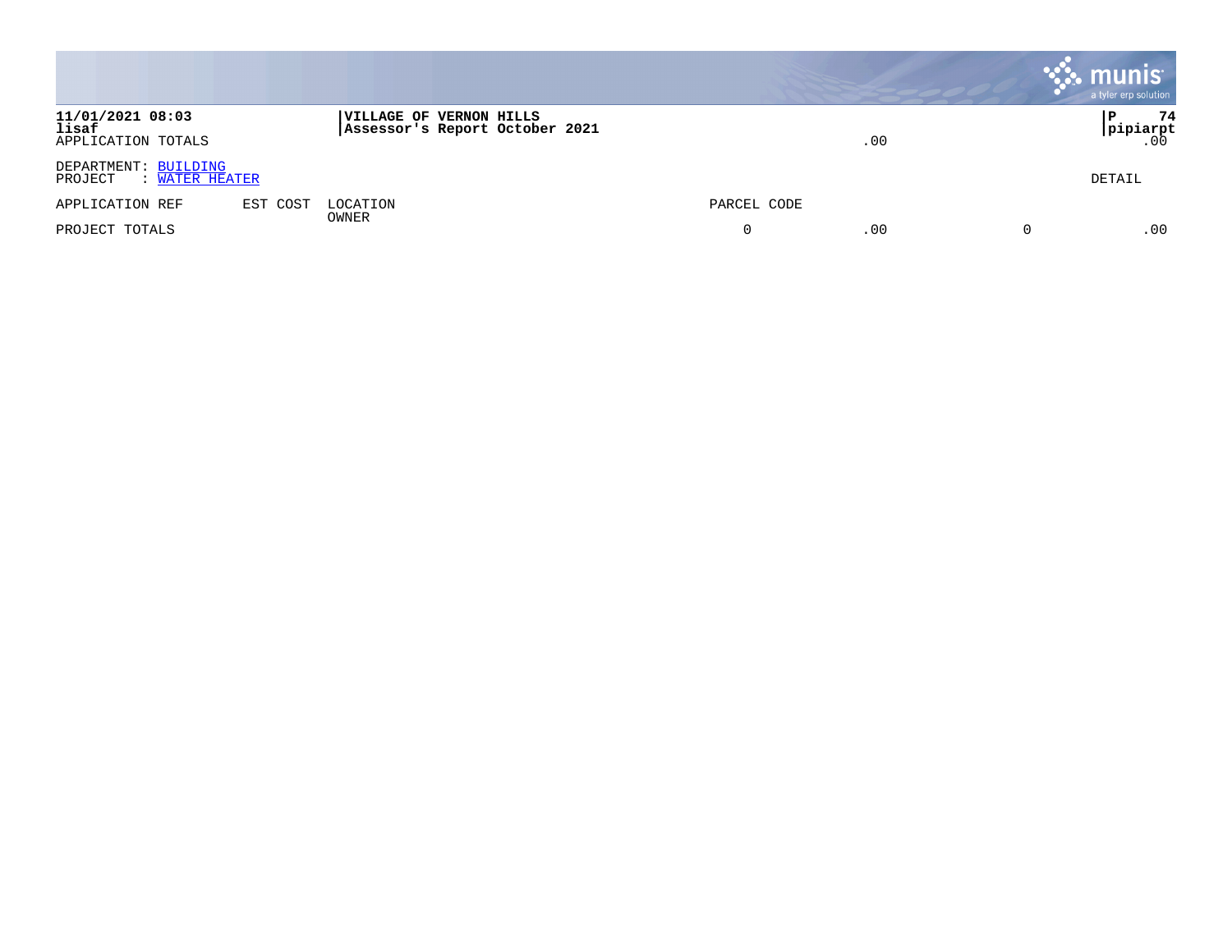**11/01/2021 08:03** | **VILLAGE OF VERNON HILLS**
**lisaf** | **Assessor's Report October 2021** | **P 74**
**pipiarpt**

APPLICATION TOTALS .00 .00

DEPARTMENT: BUILDING
PROJECT : WATER HEATER

DETAIL

| APPLICATION REF | EST COST | LOCATION / OWNER | PARCEL CODE | | | |
|---|---|---|---|---|---|---|
| PROJECT TOTALS | | | 0 | .00 | 0 | .00 |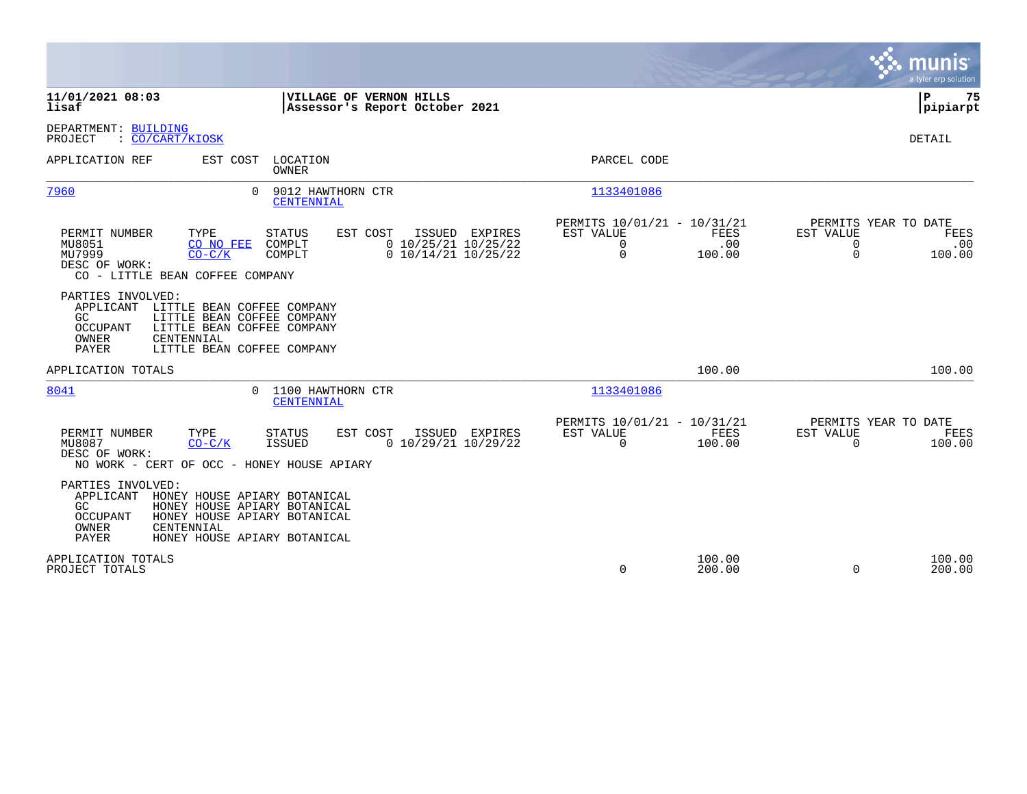**11/01/2021 08:03** | **VILLAGE OF VERNON HILLS** | **P 75**
**lisaf** | **Assessor's Report October 2021** | **pipiarpt**

DEPARTMENT: BUILDING
PROJECT : CO/CART/KIOSK

DETAIL

| APPLICATION REF | EST COST | LOCATION / OWNER | PARCEL CODE |
|---|---|---|---|
| 7960 | 0 | 9012 HAWTHORN CTR / CENTENNIAL | 1133401086 |

| PERMIT NUMBER | TYPE | STATUS | EST COST | ISSUED | EXPIRES | PERMITS 10/01/21 - 10/31/21 EST VALUE | FEES | PERMITS YEAR TO DATE EST VALUE | FEES |
|---|---|---|---|---|---|---|---|---|---|
| MU8051 | CO NO FEE | COMPLT | 0 | 10/25/21 | 10/25/22 | 0 | .00 | 0 | .00 |
| MU7999 | CO-C/K | COMPLT | 0 | 10/14/21 | 10/25/22 | 0 | 100.00 | 0 | 100.00 |

DESC OF WORK:
CO - LITTLE BEAN COFFEE COMPANY

PARTIES INVOLVED:
- APPLICANT LITTLE BEAN COFFEE COMPANY
- GC LITTLE BEAN COFFEE COMPANY
- OCCUPANT LITTLE BEAN COFFEE COMPANY
- OWNER CENTENNIAL
- PAYER LITTLE BEAN COFFEE COMPANY

APPLICATION TOTALS — 100.00 — 100.00

| APPLICATION REF | EST COST | LOCATION / OWNER | PARCEL CODE |
|---|---|---|---|
| 8041 | 0 | 1100 HAWTHORN CTR / CENTENNIAL | 1133401086 |

| PERMIT NUMBER | TYPE | STATUS | EST COST | ISSUED | EXPIRES | PERMITS 10/01/21 - 10/31/21 EST VALUE | FEES | PERMITS YEAR TO DATE EST VALUE | FEES |
|---|---|---|---|---|---|---|---|---|---|
| MU8087 | CO-C/K | ISSUED | 0 | 10/29/21 | 10/29/22 | 0 | 100.00 | 0 | 100.00 |

DESC OF WORK:
NO WORK - CERT OF OCC - HONEY HOUSE APIARY

PARTIES INVOLVED:
- APPLICANT HONEY HOUSE APIARY BOTANICAL
- GC HONEY HOUSE APIARY BOTANICAL
- OCCUPANT HONEY HOUSE APIARY BOTANICAL
- OWNER CENTENNIAL
- PAYER HONEY HOUSE APIARY BOTANICAL

| | EST VALUE | FEES | YTD EST VALUE | YTD FEES |
|---|---|---|---|---|
| APPLICATION TOTALS | | 100.00 | | 100.00 |
| PROJECT TOTALS | 0 | 200.00 | 0 | 200.00 |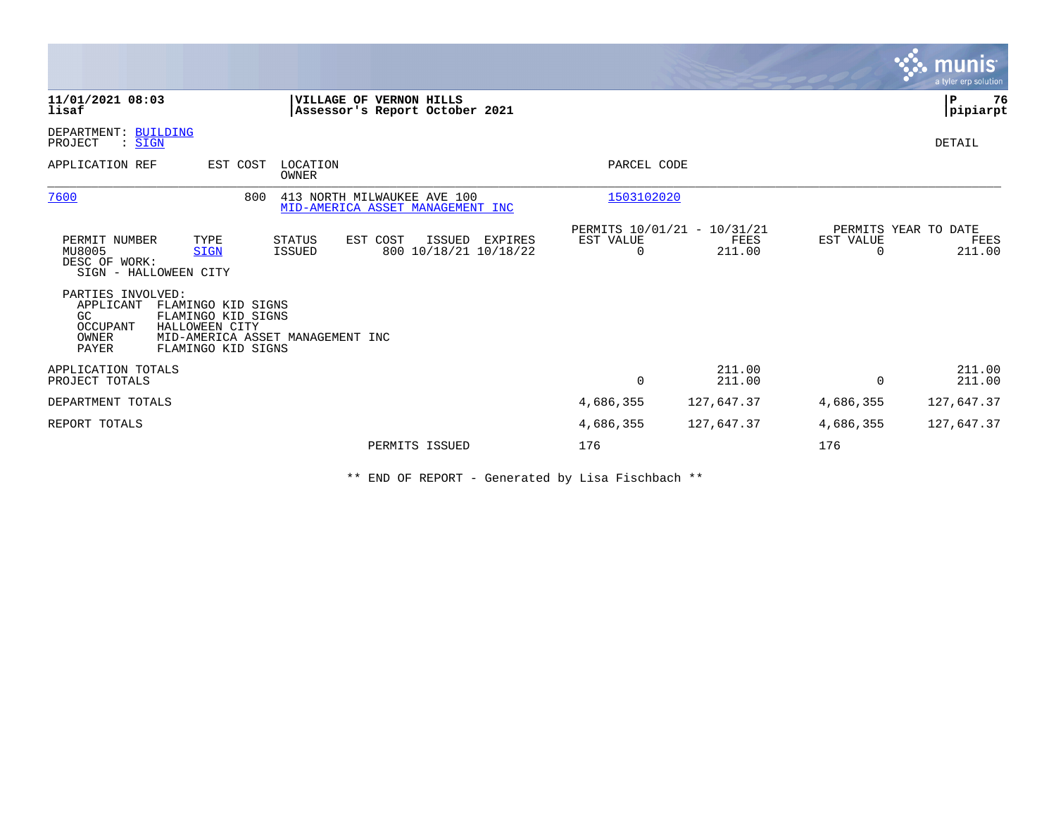**11/01/2021 08:03**
**lisaf**

**VILLAGE OF VERNON HILLS**
**Assessor's Report October 2021**

**P 76**
**pipiarpt**

DEPARTMENT: BUILDING
PROJECT : SIGN

DETAIL

| APPLICATION REF | EST COST | LOCATION / OWNER | PARCEL CODE |
|---|---|---|---|
| 7600 | 800 | 413 NORTH MILWAUKEE AVE 100 / MID-AMERICA ASSET MANAGEMENT INC | 1503102020 |

| PERMIT NUMBER | TYPE | STATUS | EST COST | ISSUED | EXPIRES | PERMITS 10/01/21 - 10/31/21 EST VALUE | FEES | PERMITS YEAR TO DATE EST VALUE | FEES |
|---|---|---|---|---|---|---|---|---|---|
| MU8005 | SIGN | ISSUED | 800 | 10/18/21 | 10/18/22 | 0 | 211.00 | 0 | 211.00 |

DESC OF WORK:
SIGN - HALLOWEEN CITY

PARTIES INVOLVED:

| | |
|---|---|
| APPLICANT | FLAMINGO KID SIGNS |
| GC | FLAMINGO KID SIGNS |
| OCCUPANT | HALLOWEEN CITY |
| OWNER | MID-AMERICA ASSET MANAGEMENT INC |
| PAYER | FLAMINGO KID SIGNS |

| | EST VALUE | FEES | EST VALUE | FEES |
|---|---|---|---|---|
| APPLICATION TOTALS | | 211.00 | | 211.00 |
| PROJECT TOTALS | 0 | 211.00 | 0 | 211.00 |
| DEPARTMENT TOTALS | 4,686,355 | 127,647.37 | 4,686,355 | 127,647.37 |
| REPORT TOTALS | 4,686,355 | 127,647.37 | 4,686,355 | 127,647.37 |
| PERMITS ISSUED | 176 | | 176 | |

** END OF REPORT - Generated by Lisa Fischbach **